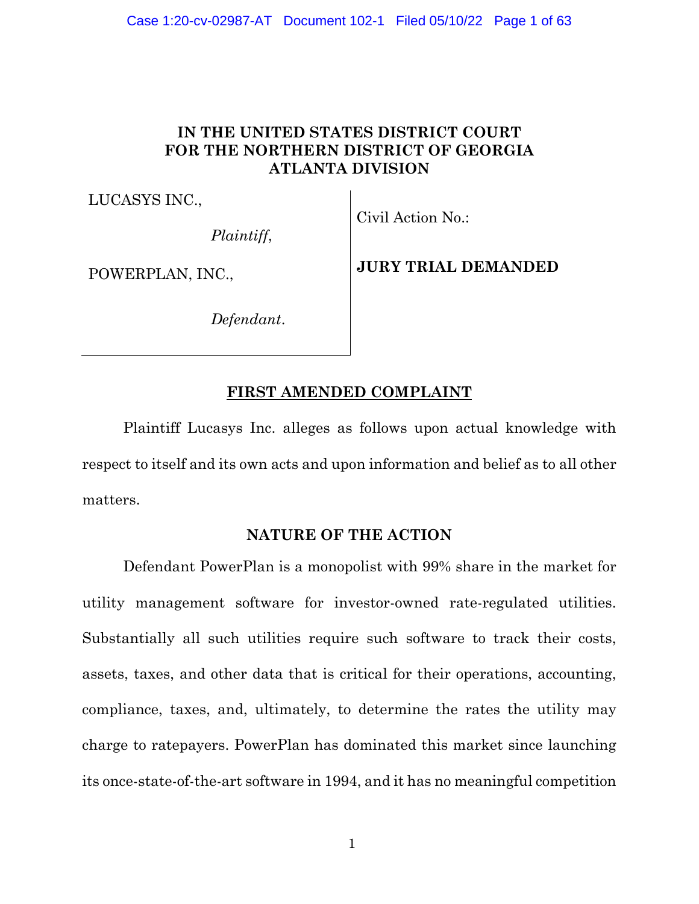**IN THE UNITED STATES DISTRICT COURT
FOR THE NORTHERN DISTRICT OF GEORGIA
ATLANTA DIVISION**

| | |
|---|---|
| LUCASYS INC.,<br><br>*Plaintiff*,<br><br>POWERPLAN, INC.,<br><br>*Defendant*. | Civil Action No.:<br><br>**JURY TRIAL DEMANDED** |

## FIRST AMENDED COMPLAINT

Plaintiff Lucasys Inc. alleges as follows upon actual knowledge with respect to itself and its own acts and upon information and belief as to all other matters.

### NATURE OF THE ACTION

Defendant PowerPlan is a monopolist with 99% share in the market for utility management software for investor-owned rate-regulated utilities. Substantially all such utilities require such software to track their costs, assets, taxes, and other data that is critical for their operations, accounting, compliance, taxes, and, ultimately, to determine the rates the utility may charge to ratepayers. PowerPlan has dominated this market since launching its once-state-of-the-art software in 1994, and it has no meaningful competition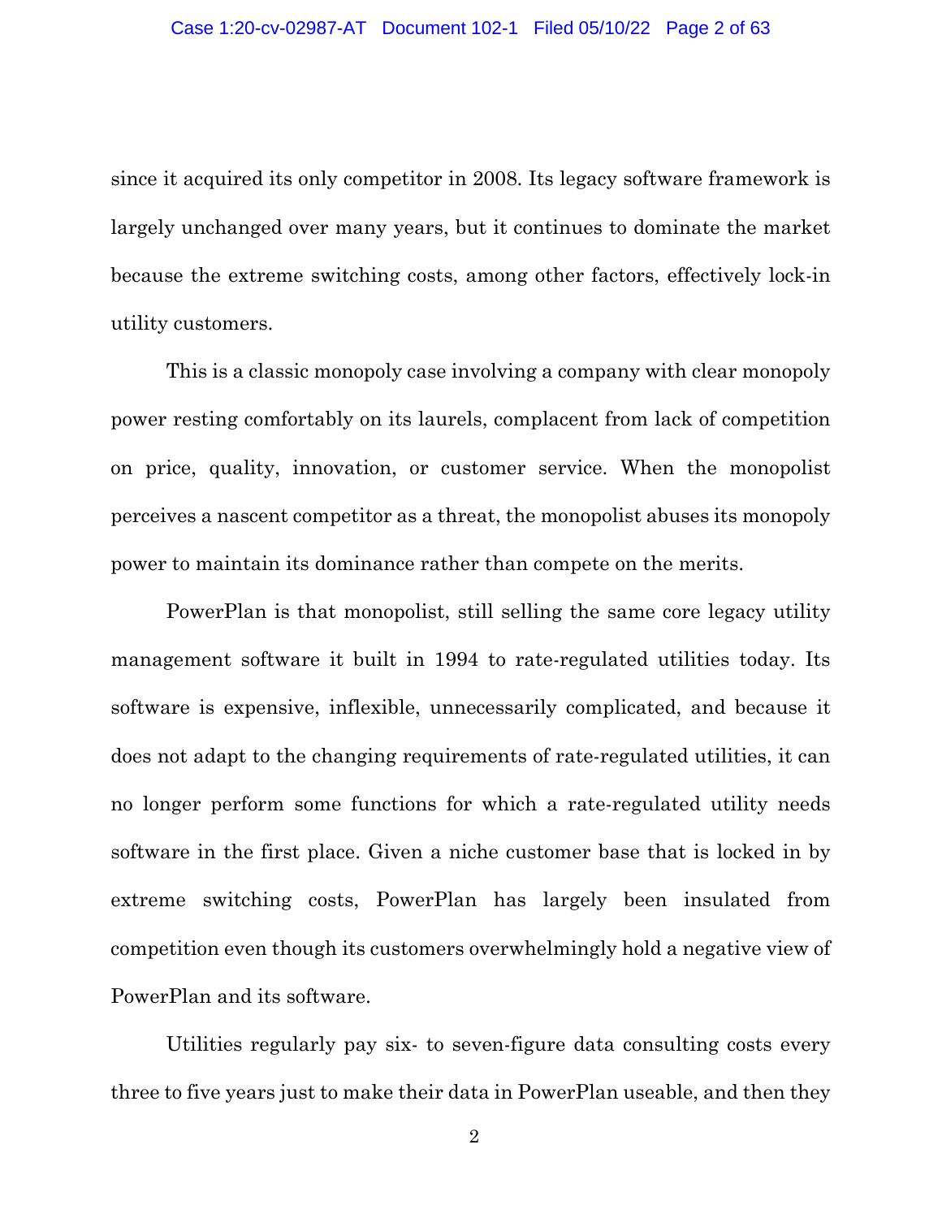since it acquired its only competitor in 2008. Its legacy software framework is largely unchanged over many years, but it continues to dominate the market because the extreme switching costs, among other factors, effectively lock-in utility customers.

This is a classic monopoly case involving a company with clear monopoly power resting comfortably on its laurels, complacent from lack of competition on price, quality, innovation, or customer service. When the monopolist perceives a nascent competitor as a threat, the monopolist abuses its monopoly power to maintain its dominance rather than compete on the merits.

PowerPlan is that monopolist, still selling the same core legacy utility management software it built in 1994 to rate-regulated utilities today. Its software is expensive, inflexible, unnecessarily complicated, and because it does not adapt to the changing requirements of rate-regulated utilities, it can no longer perform some functions for which a rate-regulated utility needs software in the first place. Given a niche customer base that is locked in by extreme switching costs, PowerPlan has largely been insulated from competition even though its customers overwhelmingly hold a negative view of PowerPlan and its software.

Utilities regularly pay six- to seven-figure data consulting costs every three to five years just to make their data in PowerPlan useable, and then they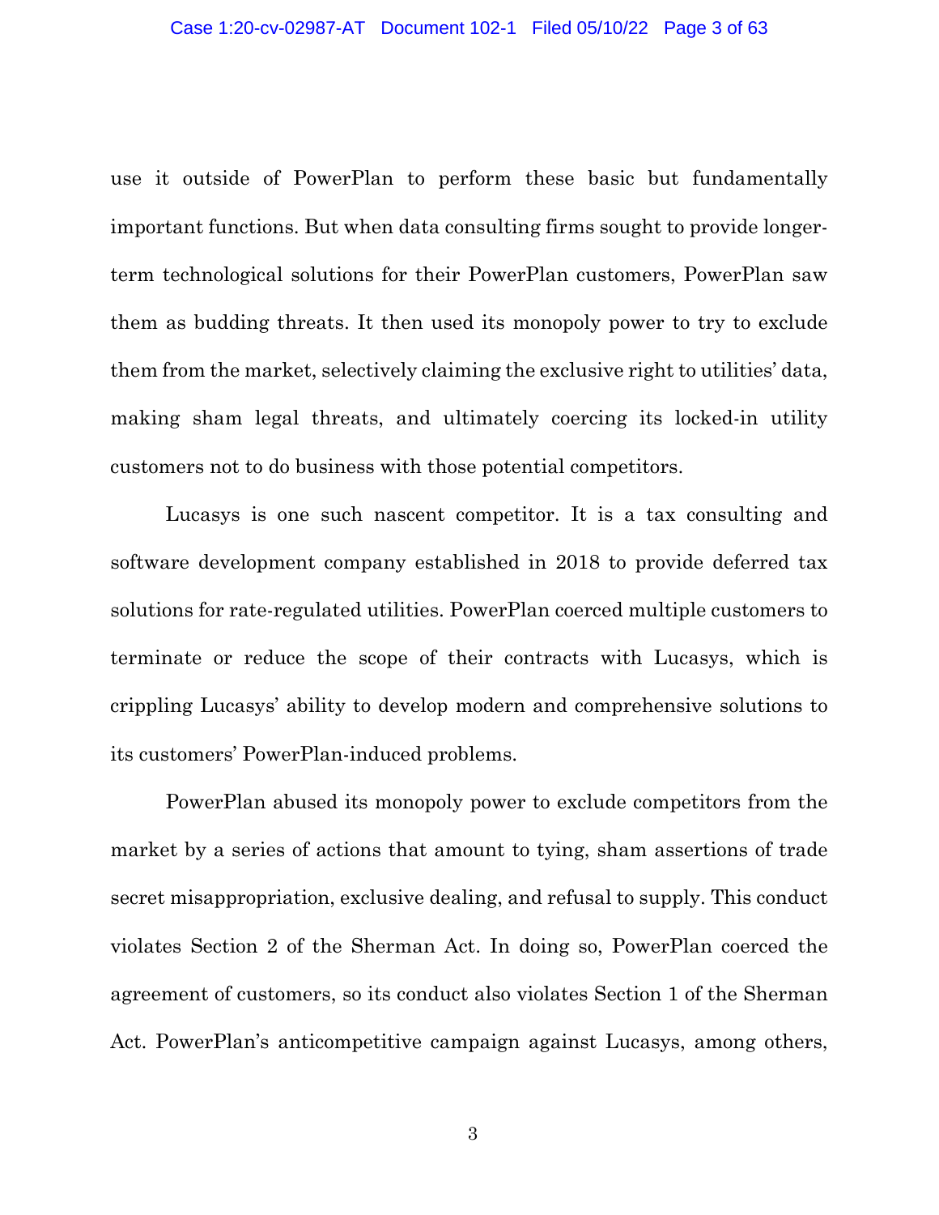use it outside of PowerPlan to perform these basic but fundamentally important functions. But when data consulting firms sought to provide longer-term technological solutions for their PowerPlan customers, PowerPlan saw them as budding threats. It then used its monopoly power to try to exclude them from the market, selectively claiming the exclusive right to utilities' data, making sham legal threats, and ultimately coercing its locked-in utility customers not to do business with those potential competitors.

Lucasys is one such nascent competitor. It is a tax consulting and software development company established in 2018 to provide deferred tax solutions for rate-regulated utilities. PowerPlan coerced multiple customers to terminate or reduce the scope of their contracts with Lucasys, which is crippling Lucasys' ability to develop modern and comprehensive solutions to its customers' PowerPlan-induced problems.

PowerPlan abused its monopoly power to exclude competitors from the market by a series of actions that amount to tying, sham assertions of trade secret misappropriation, exclusive dealing, and refusal to supply. This conduct violates Section 2 of the Sherman Act. In doing so, PowerPlan coerced the agreement of customers, so its conduct also violates Section 1 of the Sherman Act. PowerPlan's anticompetitive campaign against Lucasys, among others,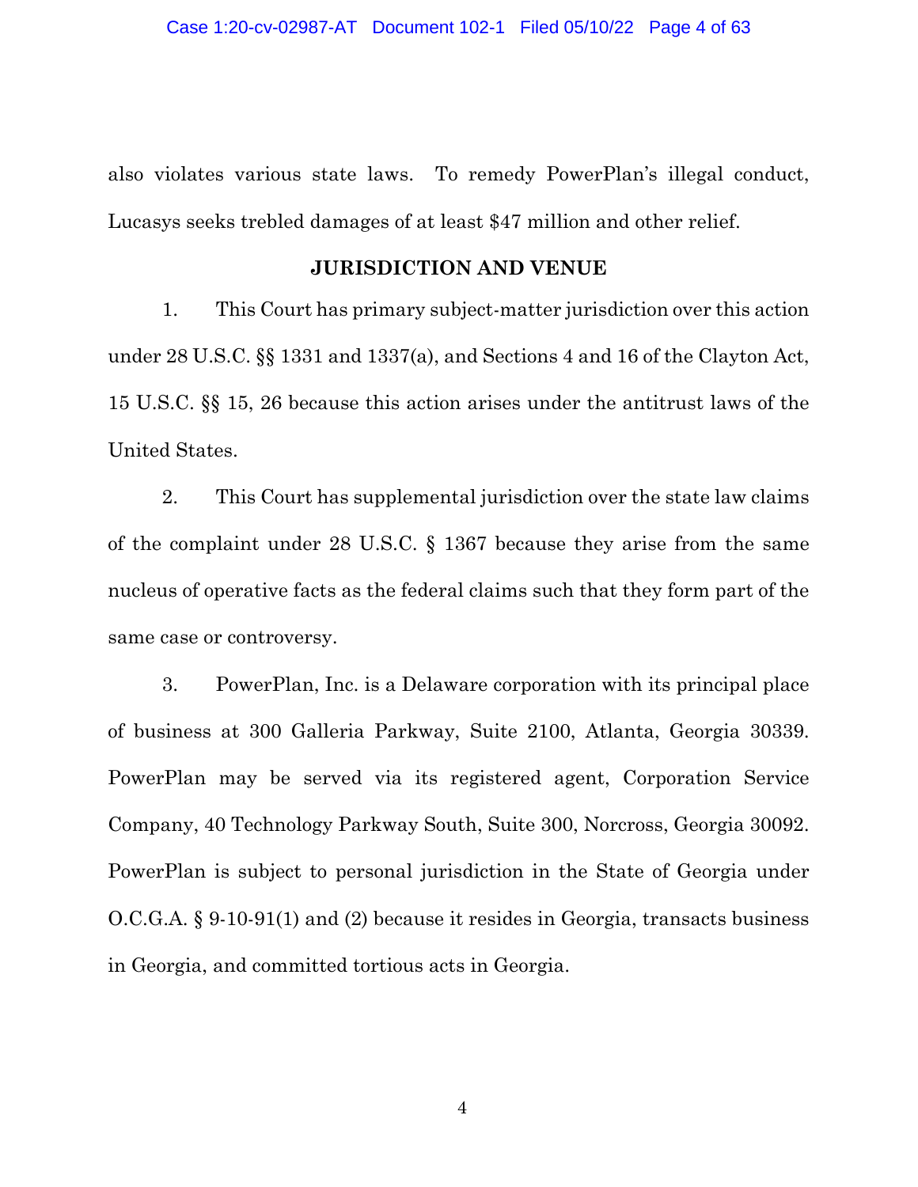also violates various state laws. To remedy PowerPlan's illegal conduct, Lucasys seeks trebled damages of at least $47 million and other relief.

## JURISDICTION AND VENUE

1. This Court has primary subject-matter jurisdiction over this action under 28 U.S.C. §§ 1331 and 1337(a), and Sections 4 and 16 of the Clayton Act, 15 U.S.C. §§ 15, 26 because this action arises under the antitrust laws of the United States.

2. This Court has supplemental jurisdiction over the state law claims of the complaint under 28 U.S.C. § 1367 because they arise from the same nucleus of operative facts as the federal claims such that they form part of the same case or controversy.

3. PowerPlan, Inc. is a Delaware corporation with its principal place of business at 300 Galleria Parkway, Suite 2100, Atlanta, Georgia 30339. PowerPlan may be served via its registered agent, Corporation Service Company, 40 Technology Parkway South, Suite 300, Norcross, Georgia 30092. PowerPlan is subject to personal jurisdiction in the State of Georgia under O.C.G.A. § 9-10-91(1) and (2) because it resides in Georgia, transacts business in Georgia, and committed tortious acts in Georgia.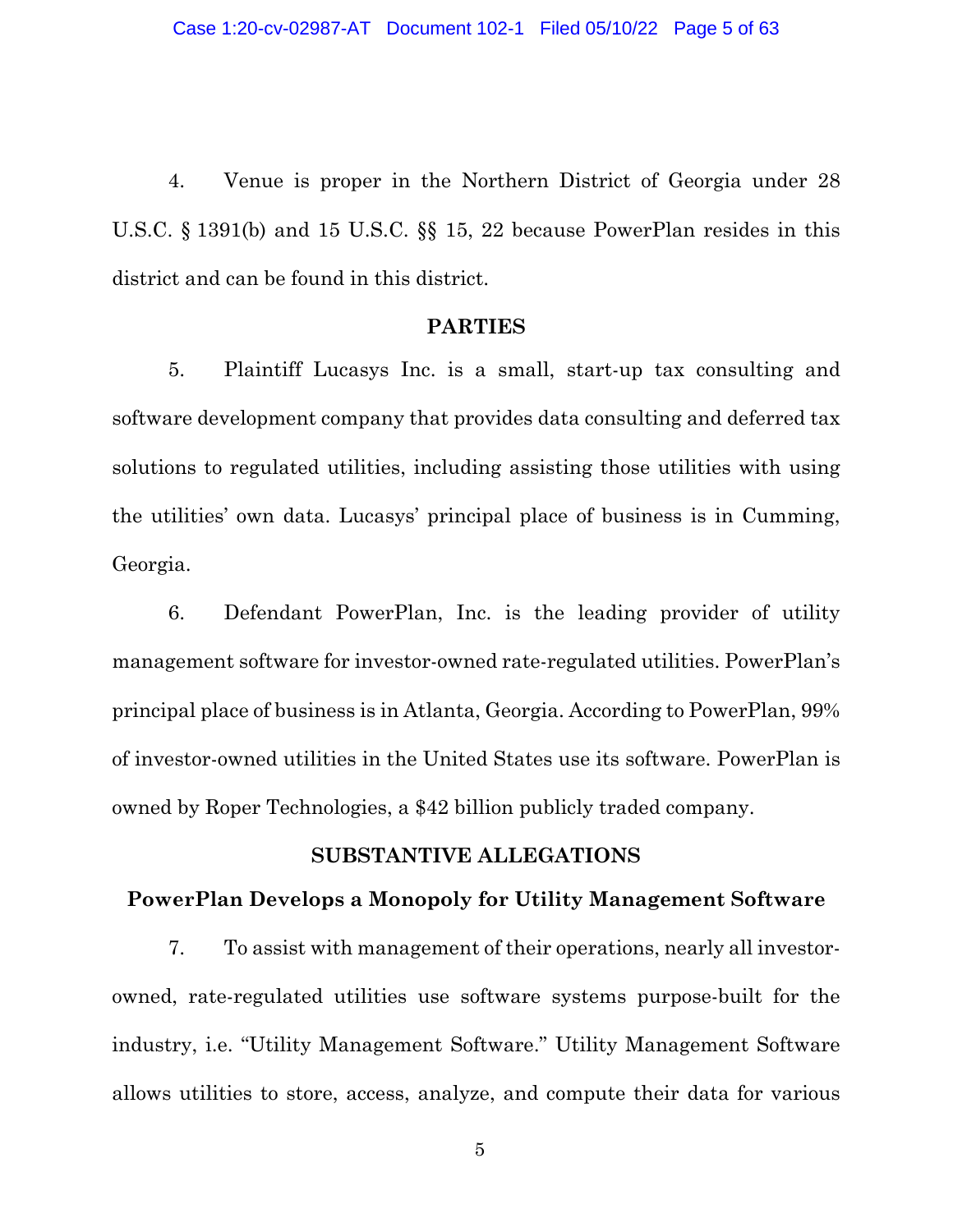4. Venue is proper in the Northern District of Georgia under 28 U.S.C. § 1391(b) and 15 U.S.C. §§ 15, 22 because PowerPlan resides in this district and can be found in this district.

## PARTIES

5. Plaintiff Lucasys Inc. is a small, start-up tax consulting and software development company that provides data consulting and deferred tax solutions to regulated utilities, including assisting those utilities with using the utilities' own data. Lucasys' principal place of business is in Cumming, Georgia.

6. Defendant PowerPlan, Inc. is the leading provider of utility management software for investor-owned rate-regulated utilities. PowerPlan's principal place of business is in Atlanta, Georgia. According to PowerPlan, 99% of investor-owned utilities in the United States use its software. PowerPlan is owned by Roper Technologies, a $42 billion publicly traded company.

## SUBSTANTIVE ALLEGATIONS

### PowerPlan Develops a Monopoly for Utility Management Software

7. To assist with management of their operations, nearly all investor-owned, rate-regulated utilities use software systems purpose-built for the industry, i.e. "Utility Management Software." Utility Management Software allows utilities to store, access, analyze, and compute their data for various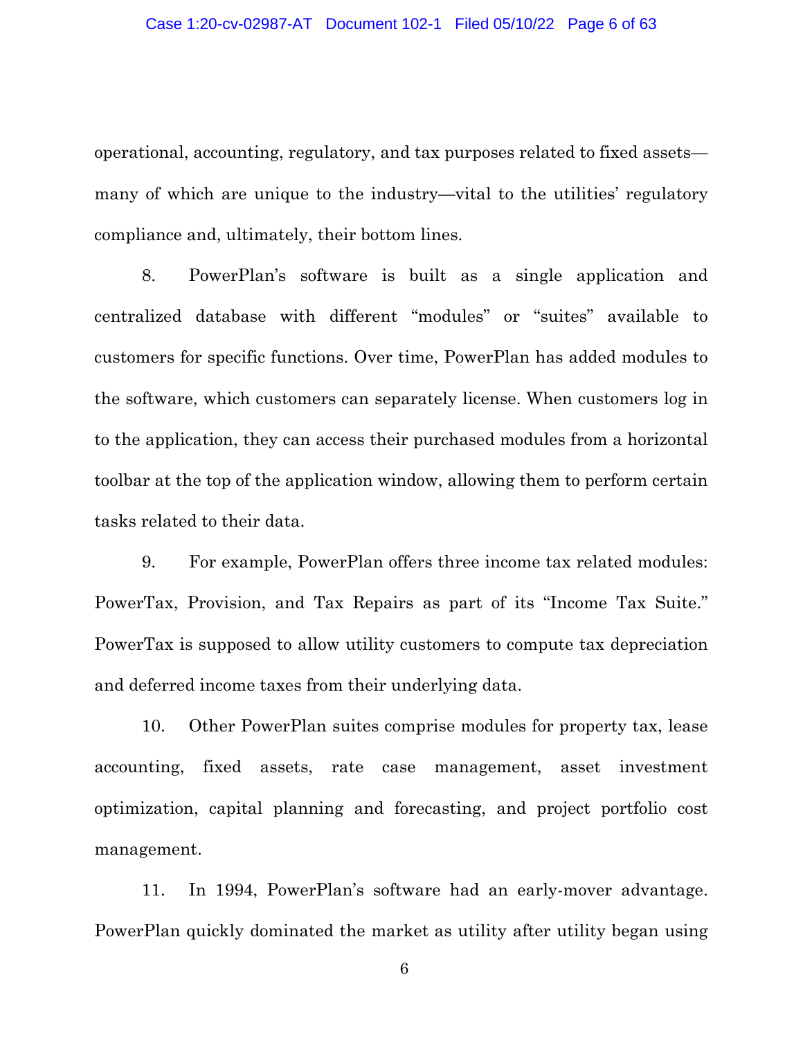operational, accounting, regulatory, and tax purposes related to fixed assets—many of which are unique to the industry—vital to the utilities' regulatory compliance and, ultimately, their bottom lines.

8. PowerPlan's software is built as a single application and centralized database with different "modules" or "suites" available to customers for specific functions. Over time, PowerPlan has added modules to the software, which customers can separately license. When customers log in to the application, they can access their purchased modules from a horizontal toolbar at the top of the application window, allowing them to perform certain tasks related to their data.

9. For example, PowerPlan offers three income tax related modules: PowerTax, Provision, and Tax Repairs as part of its "Income Tax Suite." PowerTax is supposed to allow utility customers to compute tax depreciation and deferred income taxes from their underlying data.

10. Other PowerPlan suites comprise modules for property tax, lease accounting, fixed assets, rate case management, asset investment optimization, capital planning and forecasting, and project portfolio cost management.

11. In 1994, PowerPlan's software had an early-mover advantage. PowerPlan quickly dominated the market as utility after utility began using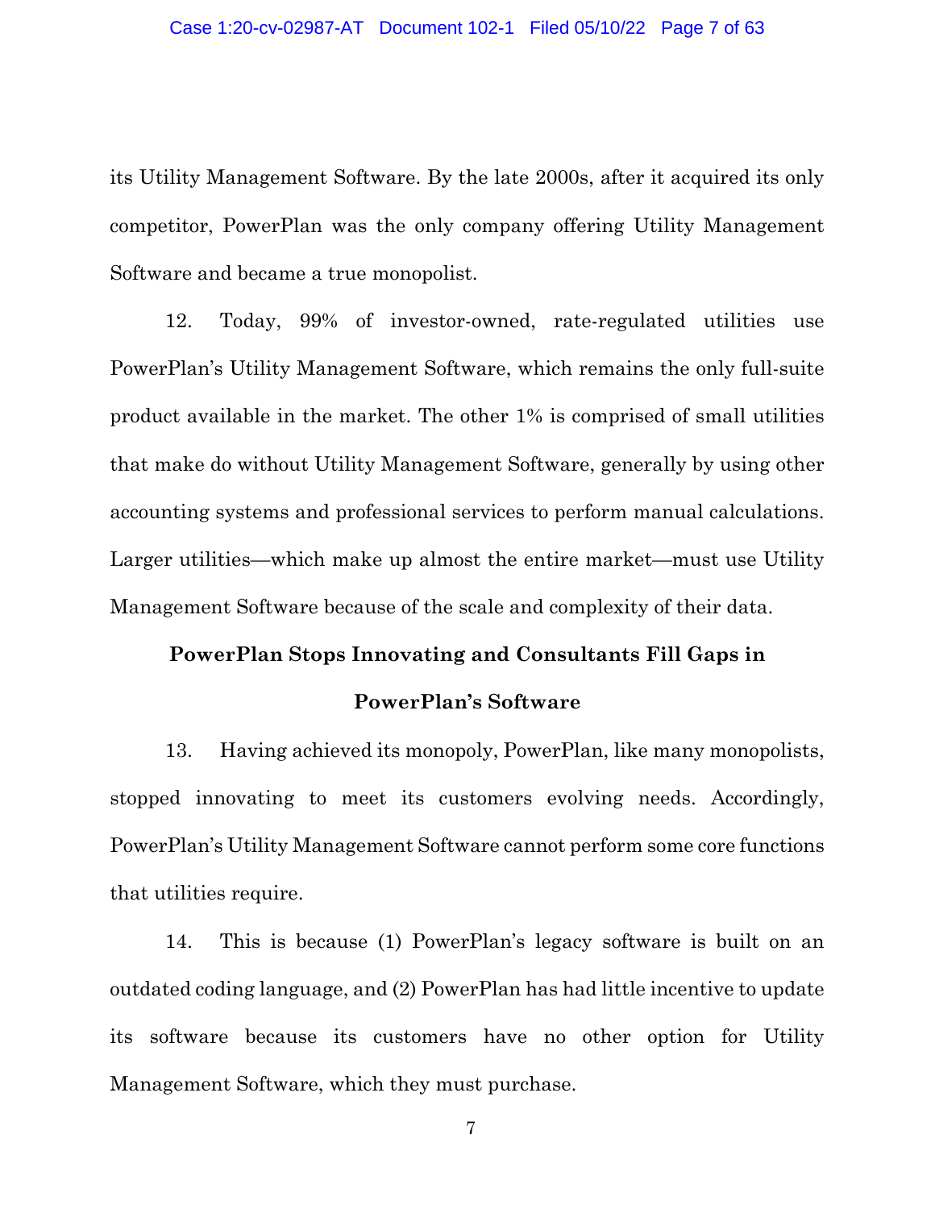its Utility Management Software. By the late 2000s, after it acquired its only competitor, PowerPlan was the only company offering Utility Management Software and became a true monopolist.

12. Today, 99% of investor-owned, rate-regulated utilities use PowerPlan's Utility Management Software, which remains the only full-suite product available in the market. The other 1% is comprised of small utilities that make do without Utility Management Software, generally by using other accounting systems and professional services to perform manual calculations. Larger utilities—which make up almost the entire market—must use Utility Management Software because of the scale and complexity of their data.

**PowerPlan Stops Innovating and Consultants Fill Gaps in PowerPlan's Software**

13. Having achieved its monopoly, PowerPlan, like many monopolists, stopped innovating to meet its customers evolving needs. Accordingly, PowerPlan's Utility Management Software cannot perform some core functions that utilities require.

14. This is because (1) PowerPlan's legacy software is built on an outdated coding language, and (2) PowerPlan has had little incentive to update its software because its customers have no other option for Utility Management Software, which they must purchase.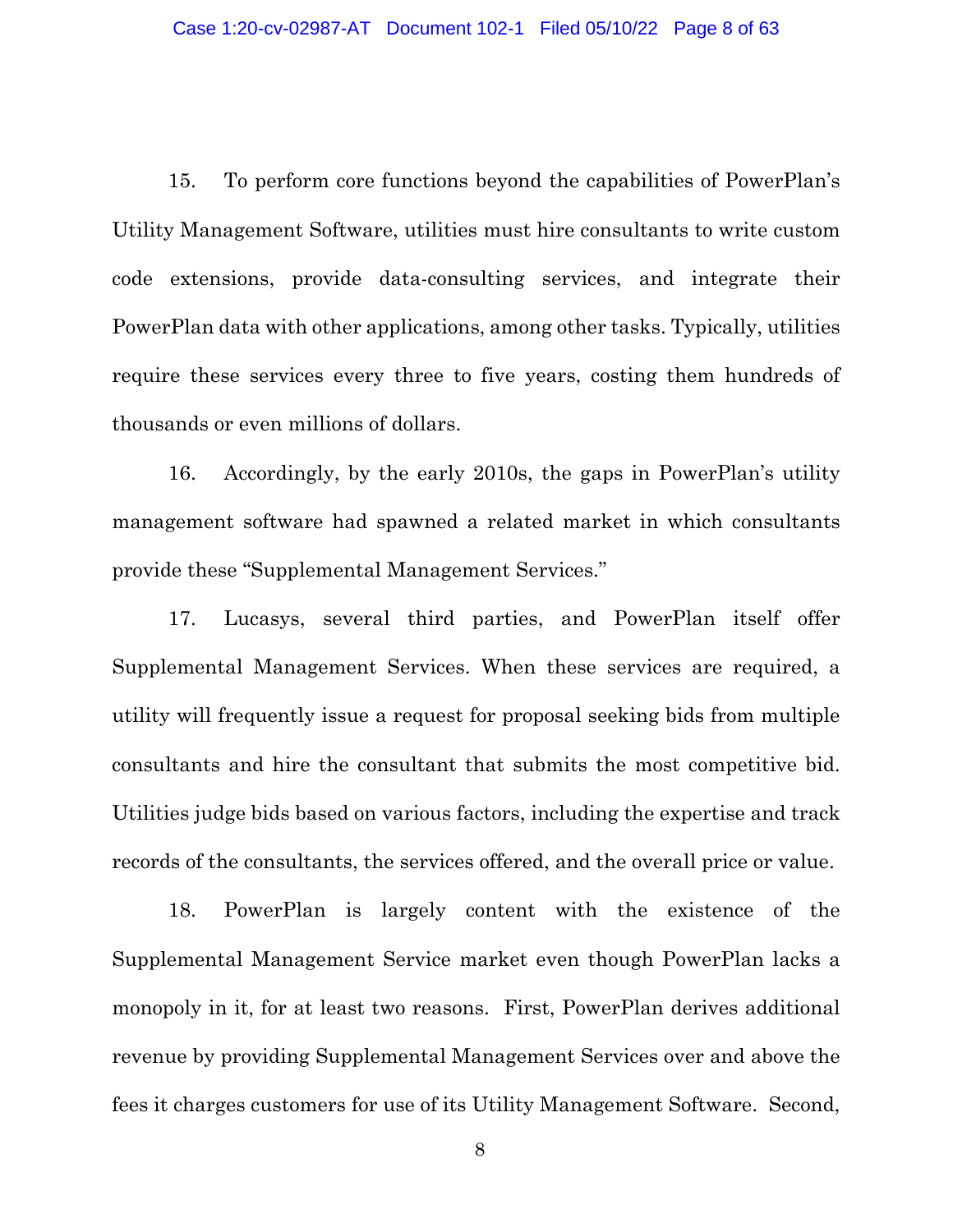15. To perform core functions beyond the capabilities of PowerPlan's Utility Management Software, utilities must hire consultants to write custom code extensions, provide data-consulting services, and integrate their PowerPlan data with other applications, among other tasks. Typically, utilities require these services every three to five years, costing them hundreds of thousands or even millions of dollars.

16. Accordingly, by the early 2010s, the gaps in PowerPlan's utility management software had spawned a related market in which consultants provide these "Supplemental Management Services."

17. Lucasys, several third parties, and PowerPlan itself offer Supplemental Management Services. When these services are required, a utility will frequently issue a request for proposal seeking bids from multiple consultants and hire the consultant that submits the most competitive bid. Utilities judge bids based on various factors, including the expertise and track records of the consultants, the services offered, and the overall price or value.

18. PowerPlan is largely content with the existence of the Supplemental Management Service market even though PowerPlan lacks a monopoly in it, for at least two reasons. First, PowerPlan derives additional revenue by providing Supplemental Management Services over and above the fees it charges customers for use of its Utility Management Software. Second,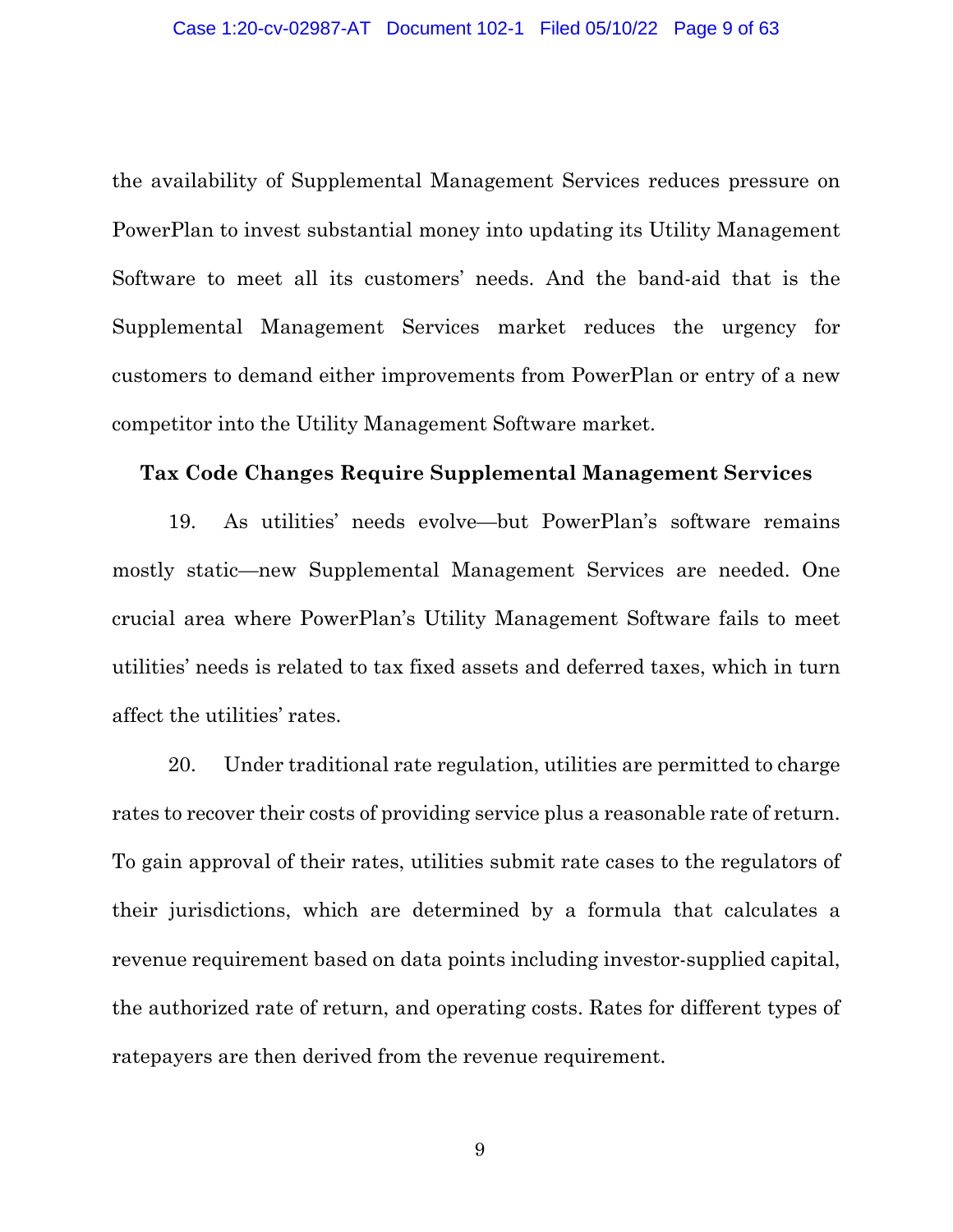the availability of Supplemental Management Services reduces pressure on PowerPlan to invest substantial money into updating its Utility Management Software to meet all its customers' needs. And the band-aid that is the Supplemental Management Services market reduces the urgency for customers to demand either improvements from PowerPlan or entry of a new competitor into the Utility Management Software market.

**Tax Code Changes Require Supplemental Management Services**

19. As utilities' needs evolve—but PowerPlan's software remains mostly static—new Supplemental Management Services are needed. One crucial area where PowerPlan's Utility Management Software fails to meet utilities' needs is related to tax fixed assets and deferred taxes, which in turn affect the utilities' rates.

20. Under traditional rate regulation, utilities are permitted to charge rates to recover their costs of providing service plus a reasonable rate of return. To gain approval of their rates, utilities submit rate cases to the regulators of their jurisdictions, which are determined by a formula that calculates a revenue requirement based on data points including investor-supplied capital, the authorized rate of return, and operating costs. Rates for different types of ratepayers are then derived from the revenue requirement.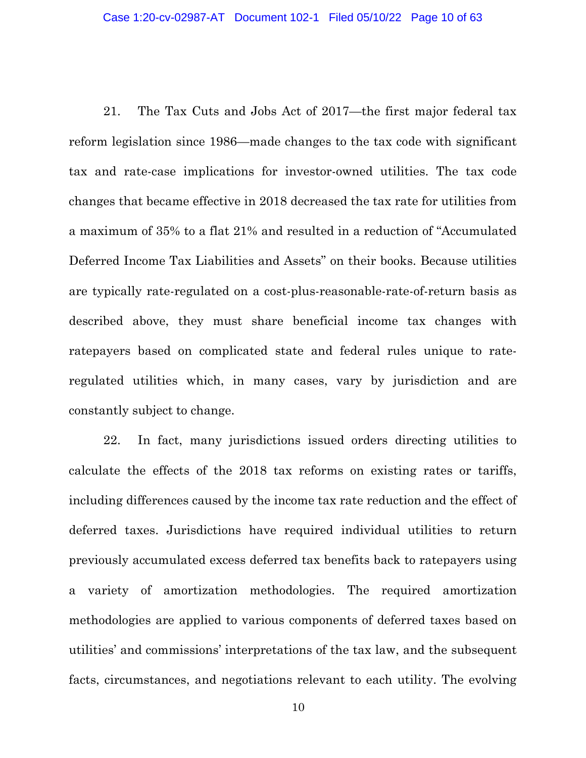21. The Tax Cuts and Jobs Act of 2017—the first major federal tax reform legislation since 1986—made changes to the tax code with significant tax and rate-case implications for investor-owned utilities. The tax code changes that became effective in 2018 decreased the tax rate for utilities from a maximum of 35% to a flat 21% and resulted in a reduction of "Accumulated Deferred Income Tax Liabilities and Assets" on their books. Because utilities are typically rate-regulated on a cost-plus-reasonable-rate-of-return basis as described above, they must share beneficial income tax changes with ratepayers based on complicated state and federal rules unique to rate-regulated utilities which, in many cases, vary by jurisdiction and are constantly subject to change.

22. In fact, many jurisdictions issued orders directing utilities to calculate the effects of the 2018 tax reforms on existing rates or tariffs, including differences caused by the income tax rate reduction and the effect of deferred taxes. Jurisdictions have required individual utilities to return previously accumulated excess deferred tax benefits back to ratepayers using a variety of amortization methodologies. The required amortization methodologies are applied to various components of deferred taxes based on utilities' and commissions' interpretations of the tax law, and the subsequent facts, circumstances, and negotiations relevant to each utility. The evolving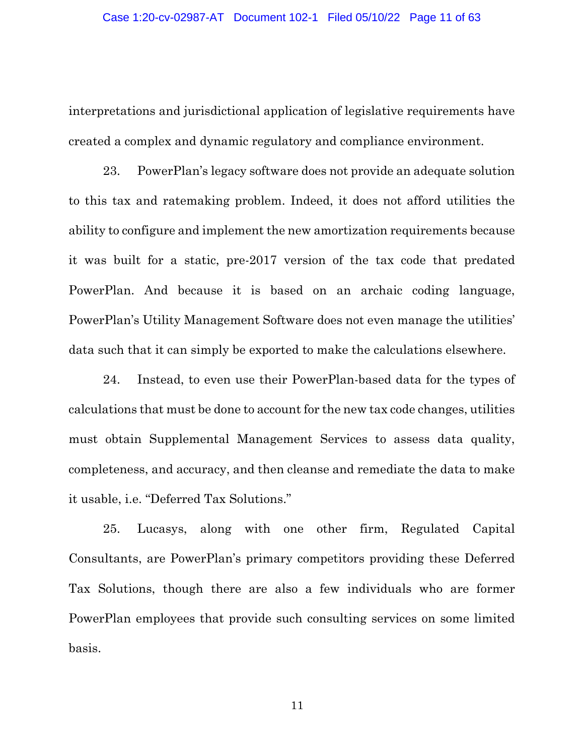interpretations and jurisdictional application of legislative requirements have created a complex and dynamic regulatory and compliance environment.

23. PowerPlan's legacy software does not provide an adequate solution to this tax and ratemaking problem. Indeed, it does not afford utilities the ability to configure and implement the new amortization requirements because it was built for a static, pre-2017 version of the tax code that predated PowerPlan. And because it is based on an archaic coding language, PowerPlan's Utility Management Software does not even manage the utilities' data such that it can simply be exported to make the calculations elsewhere.

24. Instead, to even use their PowerPlan-based data for the types of calculations that must be done to account for the new tax code changes, utilities must obtain Supplemental Management Services to assess data quality, completeness, and accuracy, and then cleanse and remediate the data to make it usable, i.e. "Deferred Tax Solutions."

25. Lucasys, along with one other firm, Regulated Capital Consultants, are PowerPlan's primary competitors providing these Deferred Tax Solutions, though there are also a few individuals who are former PowerPlan employees that provide such consulting services on some limited basis.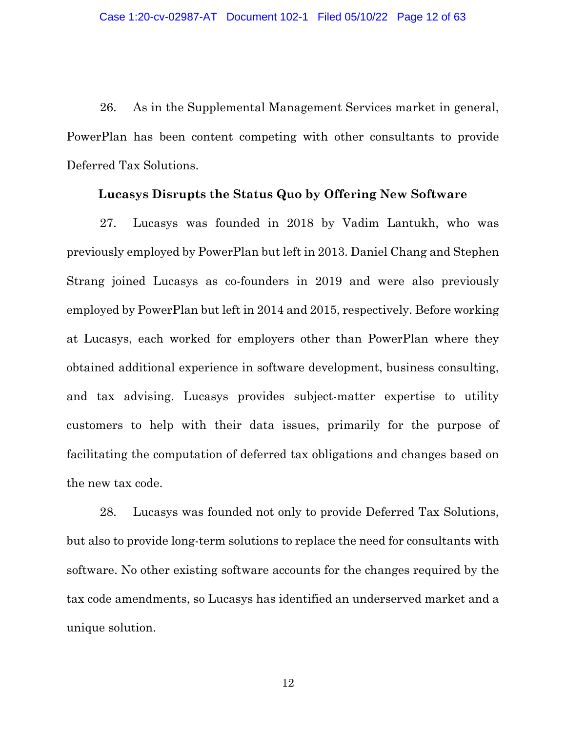26. As in the Supplemental Management Services market in general, PowerPlan has been content competing with other consultants to provide Deferred Tax Solutions.

**Lucasys Disrupts the Status Quo by Offering New Software**

27. Lucasys was founded in 2018 by Vadim Lantukh, who was previously employed by PowerPlan but left in 2013. Daniel Chang and Stephen Strang joined Lucasys as co-founders in 2019 and were also previously employed by PowerPlan but left in 2014 and 2015, respectively. Before working at Lucasys, each worked for employers other than PowerPlan where they obtained additional experience in software development, business consulting, and tax advising. Lucasys provides subject-matter expertise to utility customers to help with their data issues, primarily for the purpose of facilitating the computation of deferred tax obligations and changes based on the new tax code.

28. Lucasys was founded not only to provide Deferred Tax Solutions, but also to provide long-term solutions to replace the need for consultants with software. No other existing software accounts for the changes required by the tax code amendments, so Lucasys has identified an underserved market and a unique solution.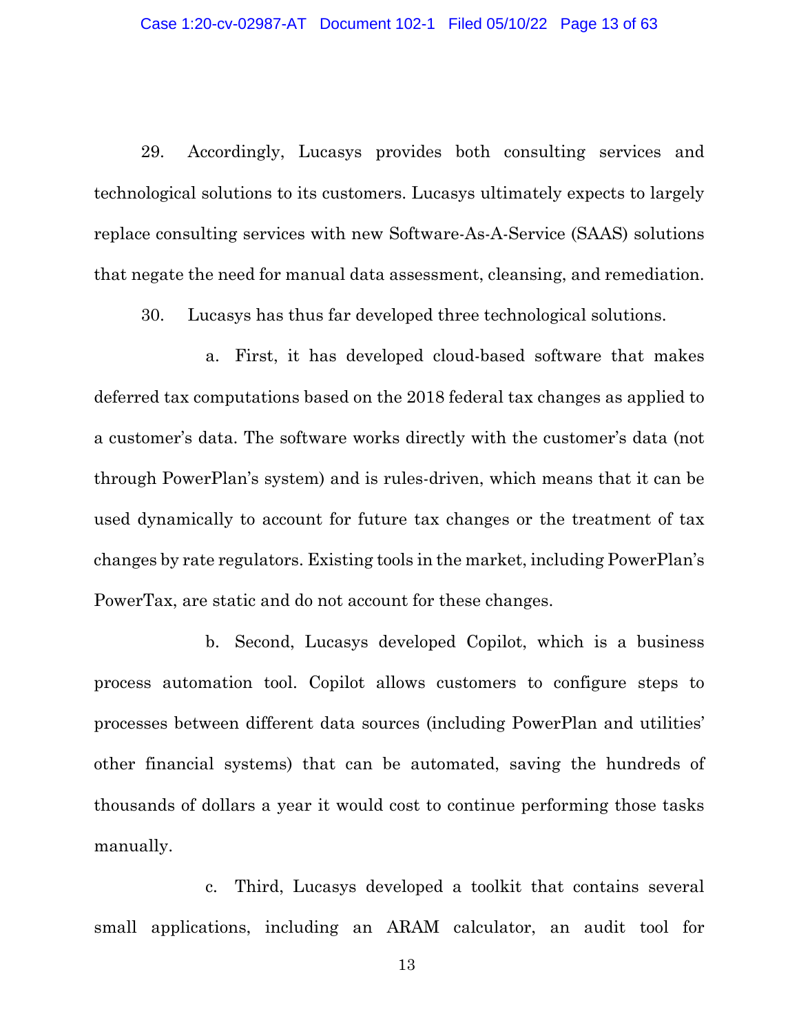29. Accordingly, Lucasys provides both consulting services and technological solutions to its customers. Lucasys ultimately expects to largely replace consulting services with new Software-As-A-Service (SAAS) solutions that negate the need for manual data assessment, cleansing, and remediation.

30. Lucasys has thus far developed three technological solutions.

a. First, it has developed cloud-based software that makes deferred tax computations based on the 2018 federal tax changes as applied to a customer's data. The software works directly with the customer's data (not through PowerPlan's system) and is rules-driven, which means that it can be used dynamically to account for future tax changes or the treatment of tax changes by rate regulators. Existing tools in the market, including PowerPlan's PowerTax, are static and do not account for these changes.

b. Second, Lucasys developed Copilot, which is a business process automation tool. Copilot allows customers to configure steps to processes between different data sources (including PowerPlan and utilities' other financial systems) that can be automated, saving the hundreds of thousands of dollars a year it would cost to continue performing those tasks manually.

c. Third, Lucasys developed a toolkit that contains several small applications, including an ARAM calculator, an audit tool for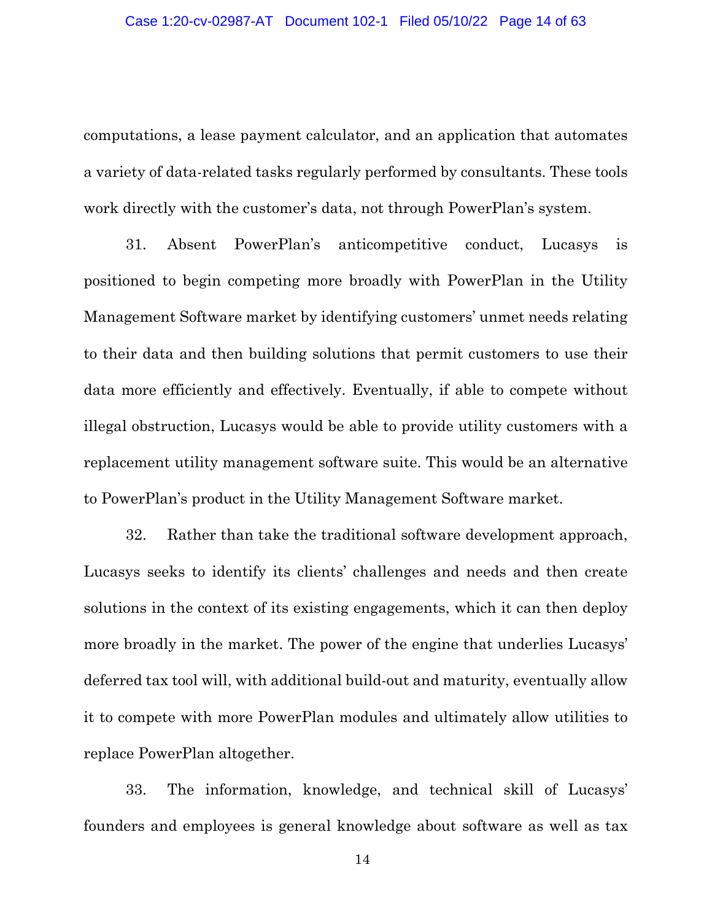computations, a lease payment calculator, and an application that automates a variety of data-related tasks regularly performed by consultants. These tools work directly with the customer's data, not through PowerPlan's system.

31. Absent PowerPlan's anticompetitive conduct, Lucasys is positioned to begin competing more broadly with PowerPlan in the Utility Management Software market by identifying customers' unmet needs relating to their data and then building solutions that permit customers to use their data more efficiently and effectively. Eventually, if able to compete without illegal obstruction, Lucasys would be able to provide utility customers with a replacement utility management software suite. This would be an alternative to PowerPlan's product in the Utility Management Software market.

32. Rather than take the traditional software development approach, Lucasys seeks to identify its clients' challenges and needs and then create solutions in the context of its existing engagements, which it can then deploy more broadly in the market. The power of the engine that underlies Lucasys' deferred tax tool will, with additional build-out and maturity, eventually allow it to compete with more PowerPlan modules and ultimately allow utilities to replace PowerPlan altogether.

33. The information, knowledge, and technical skill of Lucasys' founders and employees is general knowledge about software as well as tax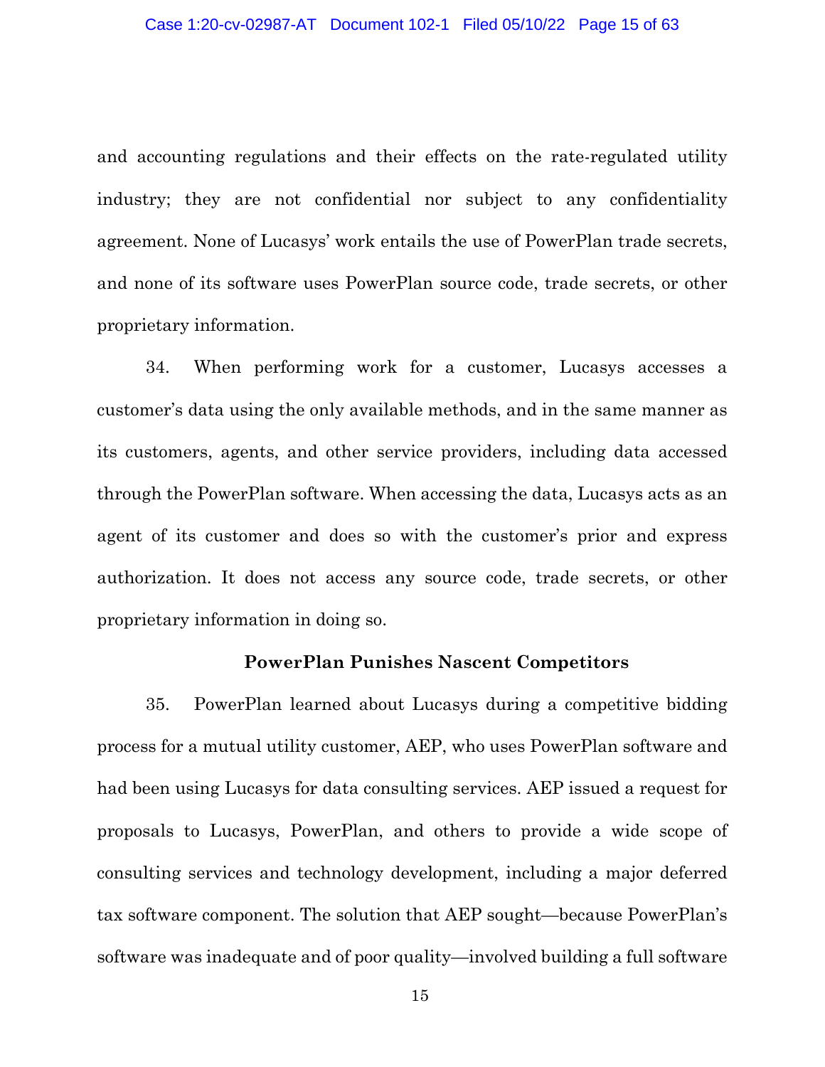and accounting regulations and their effects on the rate-regulated utility industry; they are not confidential nor subject to any confidentiality agreement. None of Lucasys' work entails the use of PowerPlan trade secrets, and none of its software uses PowerPlan source code, trade secrets, or other proprietary information.

34. When performing work for a customer, Lucasys accesses a customer's data using the only available methods, and in the same manner as its customers, agents, and other service providers, including data accessed through the PowerPlan software. When accessing the data, Lucasys acts as an agent of its customer and does so with the customer's prior and express authorization. It does not access any source code, trade secrets, or other proprietary information in doing so.

**PowerPlan Punishes Nascent Competitors**

35. PowerPlan learned about Lucasys during a competitive bidding process for a mutual utility customer, AEP, who uses PowerPlan software and had been using Lucasys for data consulting services. AEP issued a request for proposals to Lucasys, PowerPlan, and others to provide a wide scope of consulting services and technology development, including a major deferred tax software component. The solution that AEP sought—because PowerPlan's software was inadequate and of poor quality—involved building a full software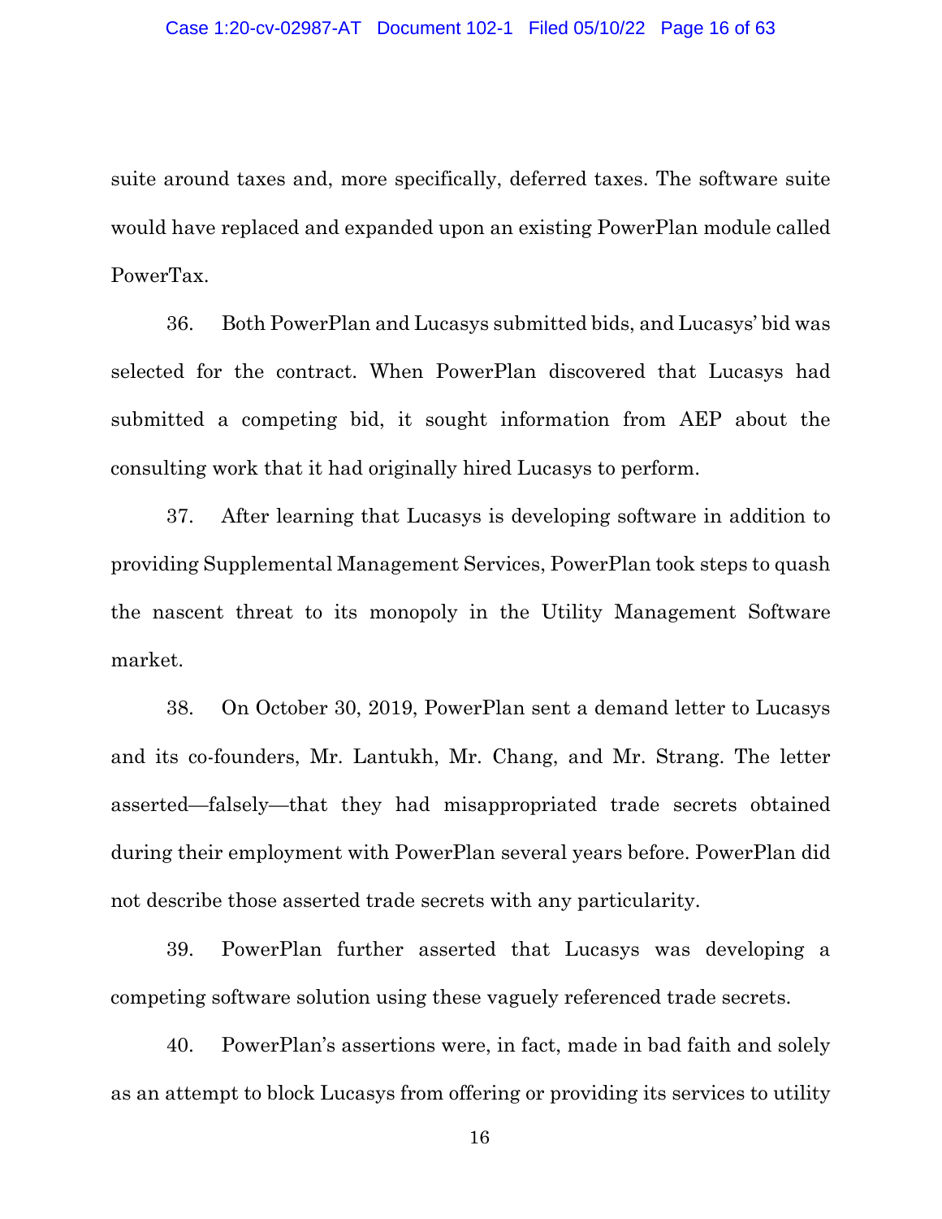suite around taxes and, more specifically, deferred taxes. The software suite would have replaced and expanded upon an existing PowerPlan module called PowerTax.

36. Both PowerPlan and Lucasys submitted bids, and Lucasys' bid was selected for the contract. When PowerPlan discovered that Lucasys had submitted a competing bid, it sought information from AEP about the consulting work that it had originally hired Lucasys to perform.

37. After learning that Lucasys is developing software in addition to providing Supplemental Management Services, PowerPlan took steps to quash the nascent threat to its monopoly in the Utility Management Software market.

38. On October 30, 2019, PowerPlan sent a demand letter to Lucasys and its co-founders, Mr. Lantukh, Mr. Chang, and Mr. Strang. The letter asserted—falsely—that they had misappropriated trade secrets obtained during their employment with PowerPlan several years before. PowerPlan did not describe those asserted trade secrets with any particularity.

39. PowerPlan further asserted that Lucasys was developing a competing software solution using these vaguely referenced trade secrets.

40. PowerPlan's assertions were, in fact, made in bad faith and solely as an attempt to block Lucasys from offering or providing its services to utility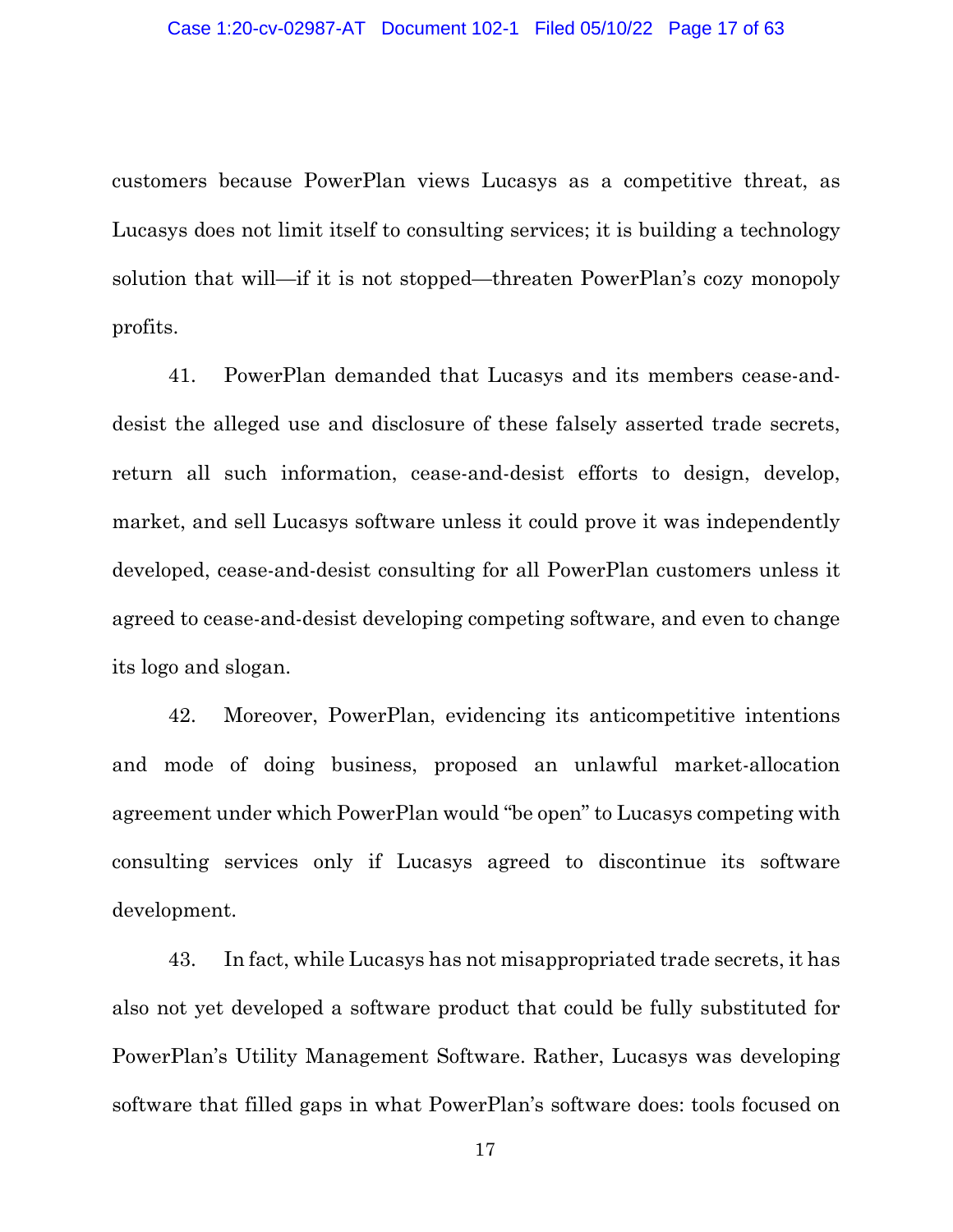customers because PowerPlan views Lucasys as a competitive threat, as Lucasys does not limit itself to consulting services; it is building a technology solution that will—if it is not stopped—threaten PowerPlan's cozy monopoly profits.

41. PowerPlan demanded that Lucasys and its members cease-and-desist the alleged use and disclosure of these falsely asserted trade secrets, return all such information, cease-and-desist efforts to design, develop, market, and sell Lucasys software unless it could prove it was independently developed, cease-and-desist consulting for all PowerPlan customers unless it agreed to cease-and-desist developing competing software, and even to change its logo and slogan.

42. Moreover, PowerPlan, evidencing its anticompetitive intentions and mode of doing business, proposed an unlawful market-allocation agreement under which PowerPlan would "be open" to Lucasys competing with consulting services only if Lucasys agreed to discontinue its software development.

43. In fact, while Lucasys has not misappropriated trade secrets, it has also not yet developed a software product that could be fully substituted for PowerPlan's Utility Management Software. Rather, Lucasys was developing software that filled gaps in what PowerPlan's software does: tools focused on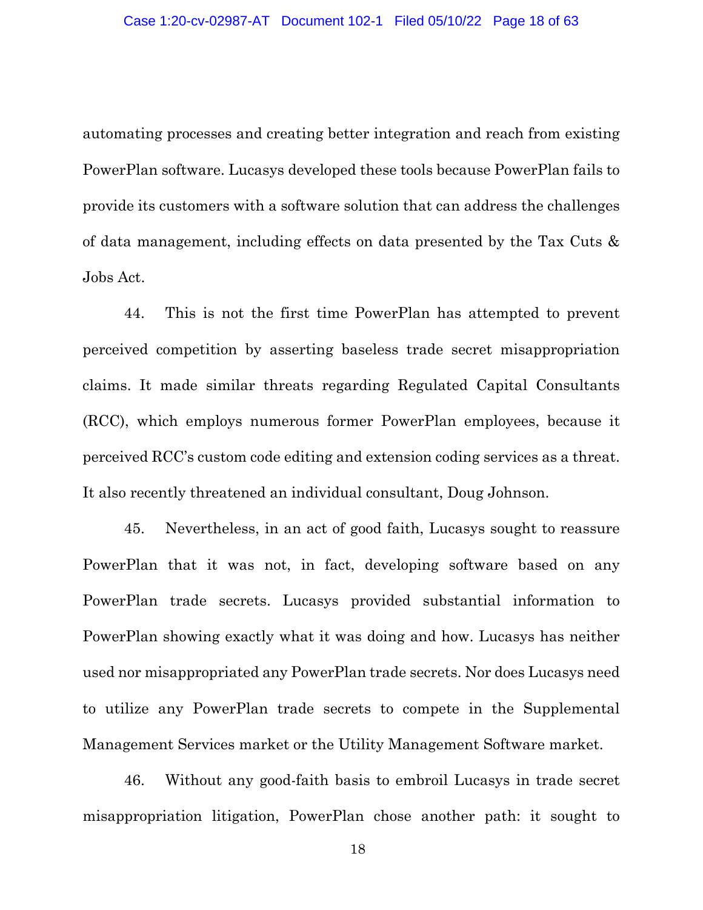automating processes and creating better integration and reach from existing PowerPlan software. Lucasys developed these tools because PowerPlan fails to provide its customers with a software solution that can address the challenges of data management, including effects on data presented by the Tax Cuts & Jobs Act.

44. This is not the first time PowerPlan has attempted to prevent perceived competition by asserting baseless trade secret misappropriation claims. It made similar threats regarding Regulated Capital Consultants (RCC), which employs numerous former PowerPlan employees, because it perceived RCC's custom code editing and extension coding services as a threat. It also recently threatened an individual consultant, Doug Johnson.

45. Nevertheless, in an act of good faith, Lucasys sought to reassure PowerPlan that it was not, in fact, developing software based on any PowerPlan trade secrets. Lucasys provided substantial information to PowerPlan showing exactly what it was doing and how. Lucasys has neither used nor misappropriated any PowerPlan trade secrets. Nor does Lucasys need to utilize any PowerPlan trade secrets to compete in the Supplemental Management Services market or the Utility Management Software market.

46. Without any good-faith basis to embroil Lucasys in trade secret misappropriation litigation, PowerPlan chose another path: it sought to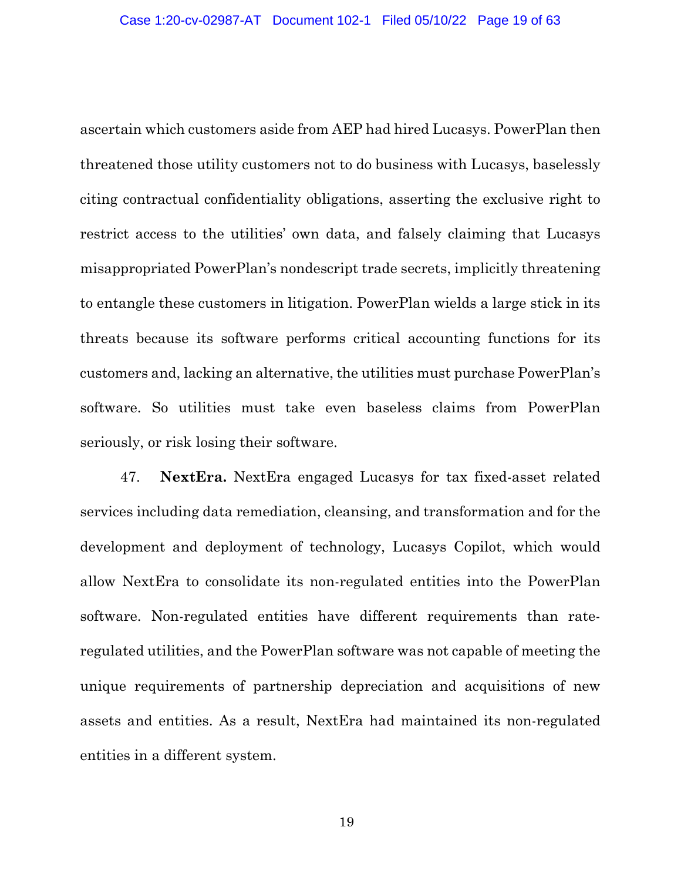ascertain which customers aside from AEP had hired Lucasys. PowerPlan then threatened those utility customers not to do business with Lucasys, baselessly citing contractual confidentiality obligations, asserting the exclusive right to restrict access to the utilities' own data, and falsely claiming that Lucasys misappropriated PowerPlan's nondescript trade secrets, implicitly threatening to entangle these customers in litigation. PowerPlan wields a large stick in its threats because its software performs critical accounting functions for its customers and, lacking an alternative, the utilities must purchase PowerPlan's software. So utilities must take even baseless claims from PowerPlan seriously, or risk losing their software.

47. **NextEra.** NextEra engaged Lucasys for tax fixed-asset related services including data remediation, cleansing, and transformation and for the development and deployment of technology, Lucasys Copilot, which would allow NextEra to consolidate its non-regulated entities into the PowerPlan software. Non-regulated entities have different requirements than rate-regulated utilities, and the PowerPlan software was not capable of meeting the unique requirements of partnership depreciation and acquisitions of new assets and entities. As a result, NextEra had maintained its non-regulated entities in a different system.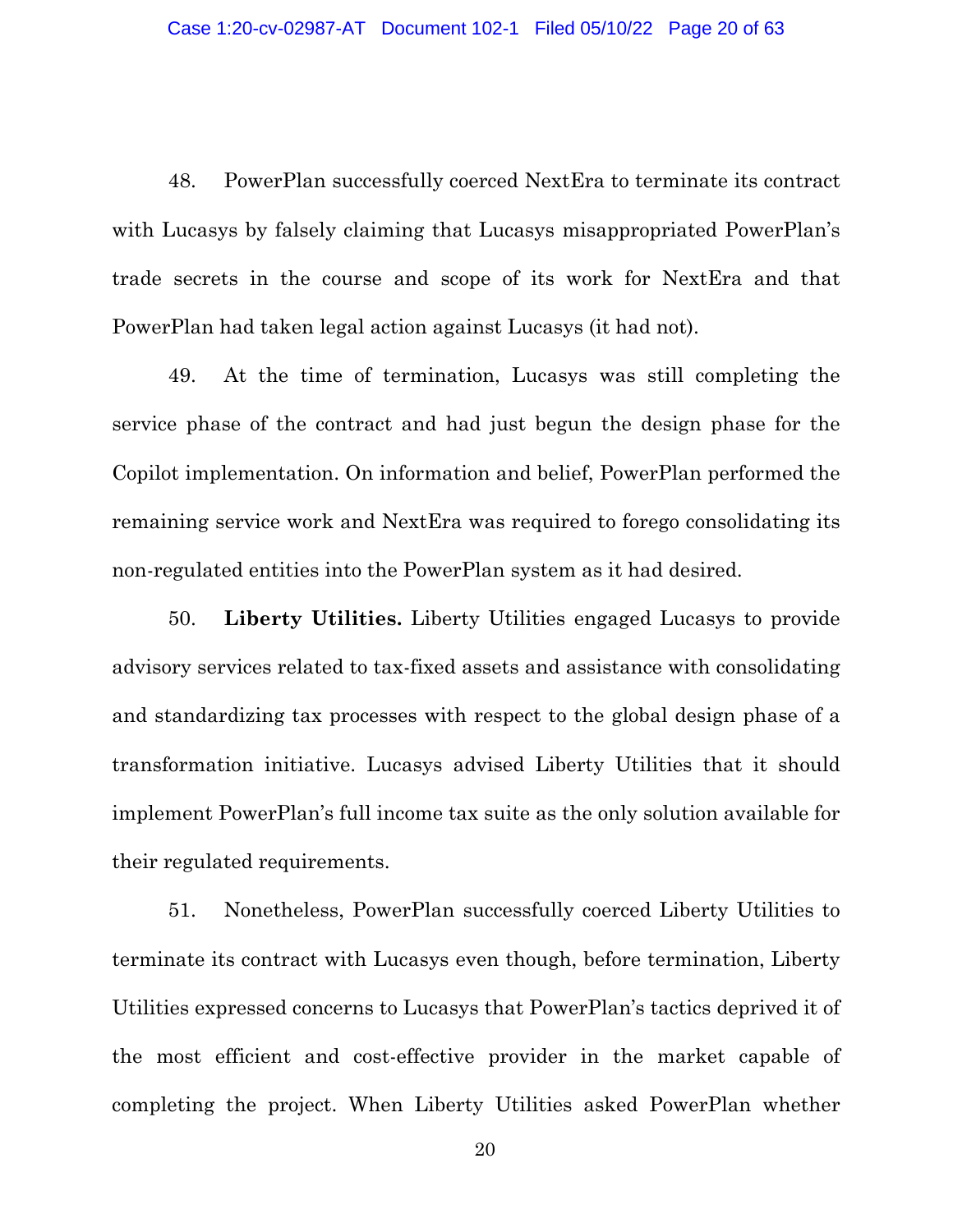48. PowerPlan successfully coerced NextEra to terminate its contract with Lucasys by falsely claiming that Lucasys misappropriated PowerPlan's trade secrets in the course and scope of its work for NextEra and that PowerPlan had taken legal action against Lucasys (it had not).

49. At the time of termination, Lucasys was still completing the service phase of the contract and had just begun the design phase for the Copilot implementation. On information and belief, PowerPlan performed the remaining service work and NextEra was required to forego consolidating its non-regulated entities into the PowerPlan system as it had desired.

50. **Liberty Utilities.** Liberty Utilities engaged Lucasys to provide advisory services related to tax-fixed assets and assistance with consolidating and standardizing tax processes with respect to the global design phase of a transformation initiative. Lucasys advised Liberty Utilities that it should implement PowerPlan's full income tax suite as the only solution available for their regulated requirements.

51. Nonetheless, PowerPlan successfully coerced Liberty Utilities to terminate its contract with Lucasys even though, before termination, Liberty Utilities expressed concerns to Lucasys that PowerPlan's tactics deprived it of the most efficient and cost-effective provider in the market capable of completing the project. When Liberty Utilities asked PowerPlan whether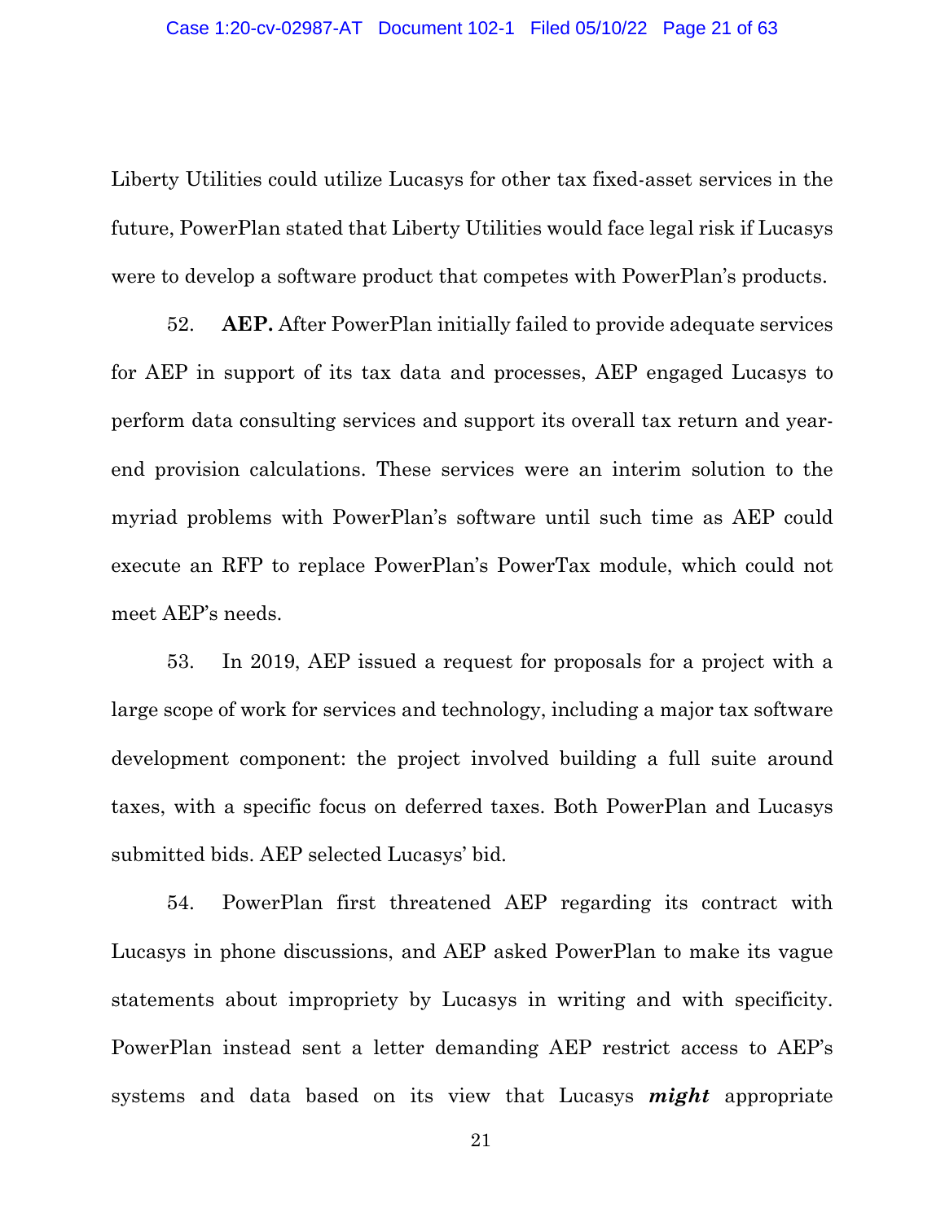Liberty Utilities could utilize Lucasys for other tax fixed-asset services in the future, PowerPlan stated that Liberty Utilities would face legal risk if Lucasys were to develop a software product that competes with PowerPlan's products.

52. **AEP.** After PowerPlan initially failed to provide adequate services for AEP in support of its tax data and processes, AEP engaged Lucasys to perform data consulting services and support its overall tax return and year-end provision calculations. These services were an interim solution to the myriad problems with PowerPlan's software until such time as AEP could execute an RFP to replace PowerPlan's PowerTax module, which could not meet AEP's needs.

53. In 2019, AEP issued a request for proposals for a project with a large scope of work for services and technology, including a major tax software development component: the project involved building a full suite around taxes, with a specific focus on deferred taxes. Both PowerPlan and Lucasys submitted bids. AEP selected Lucasys' bid.

54. PowerPlan first threatened AEP regarding its contract with Lucasys in phone discussions, and AEP asked PowerPlan to make its vague statements about impropriety by Lucasys in writing and with specificity. PowerPlan instead sent a letter demanding AEP restrict access to AEP's systems and data based on its view that Lucasys ***might*** appropriate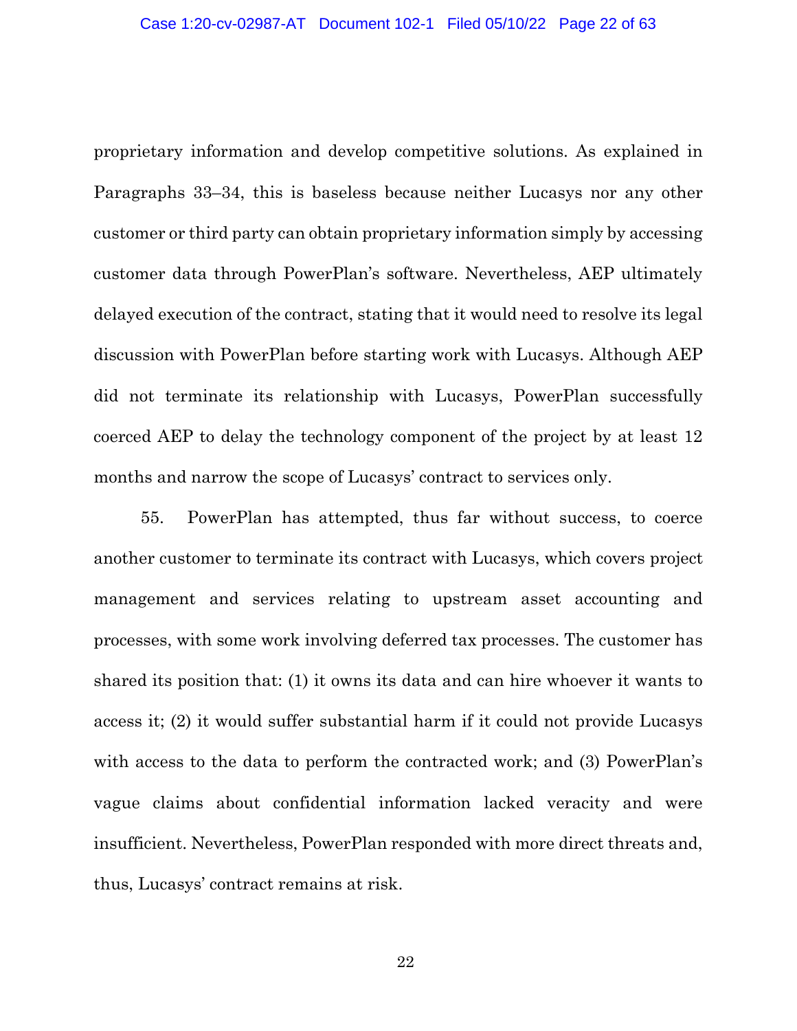proprietary information and develop competitive solutions. As explained in Paragraphs 33–34, this is baseless because neither Lucasys nor any other customer or third party can obtain proprietary information simply by accessing customer data through PowerPlan's software. Nevertheless, AEP ultimately delayed execution of the contract, stating that it would need to resolve its legal discussion with PowerPlan before starting work with Lucasys. Although AEP did not terminate its relationship with Lucasys, PowerPlan successfully coerced AEP to delay the technology component of the project by at least 12 months and narrow the scope of Lucasys' contract to services only.

55. PowerPlan has attempted, thus far without success, to coerce another customer to terminate its contract with Lucasys, which covers project management and services relating to upstream asset accounting and processes, with some work involving deferred tax processes. The customer has shared its position that: (1) it owns its data and can hire whoever it wants to access it; (2) it would suffer substantial harm if it could not provide Lucasys with access to the data to perform the contracted work; and (3) PowerPlan's vague claims about confidential information lacked veracity and were insufficient. Nevertheless, PowerPlan responded with more direct threats and, thus, Lucasys' contract remains at risk.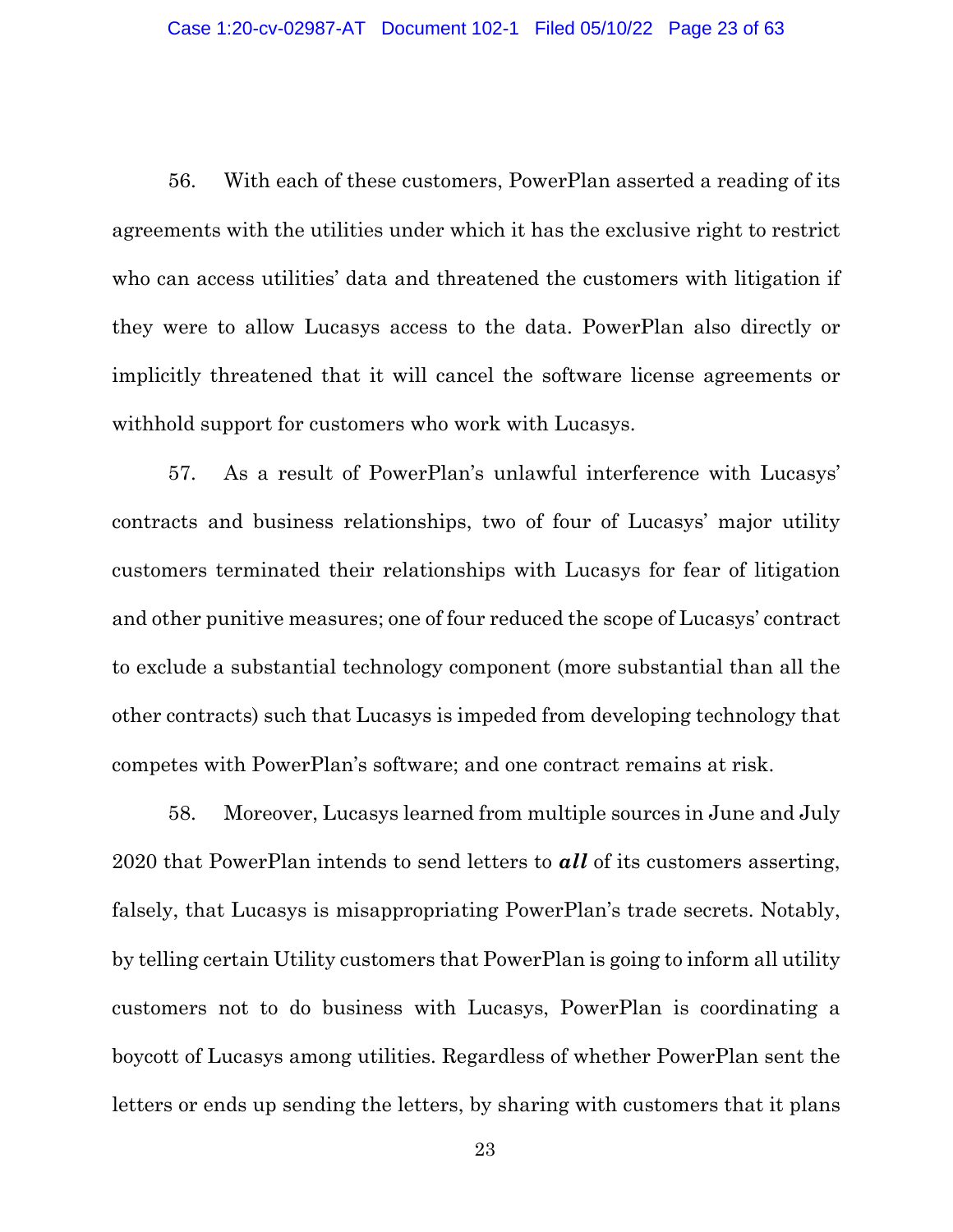56. With each of these customers, PowerPlan asserted a reading of its agreements with the utilities under which it has the exclusive right to restrict who can access utilities' data and threatened the customers with litigation if they were to allow Lucasys access to the data. PowerPlan also directly or implicitly threatened that it will cancel the software license agreements or withhold support for customers who work with Lucasys.

57. As a result of PowerPlan's unlawful interference with Lucasys' contracts and business relationships, two of four of Lucasys' major utility customers terminated their relationships with Lucasys for fear of litigation and other punitive measures; one of four reduced the scope of Lucasys' contract to exclude a substantial technology component (more substantial than all the other contracts) such that Lucasys is impeded from developing technology that competes with PowerPlan's software; and one contract remains at risk.

58. Moreover, Lucasys learned from multiple sources in June and July 2020 that PowerPlan intends to send letters to ***all*** of its customers asserting, falsely, that Lucasys is misappropriating PowerPlan's trade secrets. Notably, by telling certain Utility customers that PowerPlan is going to inform all utility customers not to do business with Lucasys, PowerPlan is coordinating a boycott of Lucasys among utilities. Regardless of whether PowerPlan sent the letters or ends up sending the letters, by sharing with customers that it plans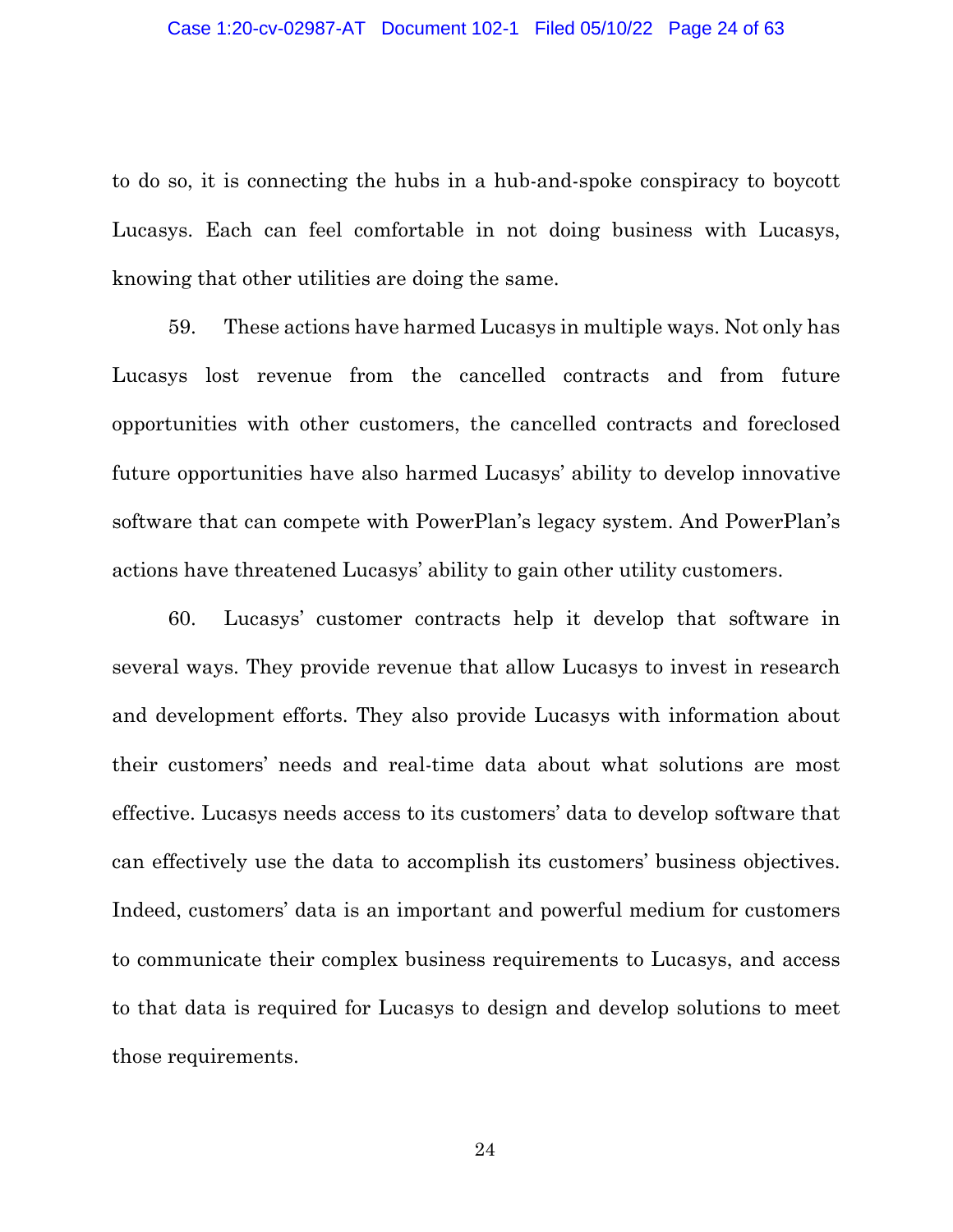to do so, it is connecting the hubs in a hub-and-spoke conspiracy to boycott Lucasys. Each can feel comfortable in not doing business with Lucasys, knowing that other utilities are doing the same.

59. These actions have harmed Lucasys in multiple ways. Not only has Lucasys lost revenue from the cancelled contracts and from future opportunities with other customers, the cancelled contracts and foreclosed future opportunities have also harmed Lucasys' ability to develop innovative software that can compete with PowerPlan's legacy system. And PowerPlan's actions have threatened Lucasys' ability to gain other utility customers.

60. Lucasys' customer contracts help it develop that software in several ways. They provide revenue that allow Lucasys to invest in research and development efforts. They also provide Lucasys with information about their customers' needs and real-time data about what solutions are most effective. Lucasys needs access to its customers' data to develop software that can effectively use the data to accomplish its customers' business objectives. Indeed, customers' data is an important and powerful medium for customers to communicate their complex business requirements to Lucasys, and access to that data is required for Lucasys to design and develop solutions to meet those requirements.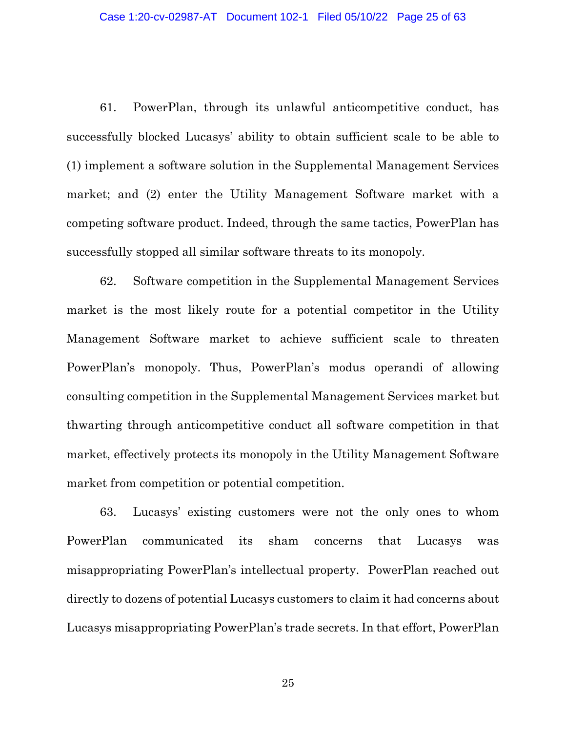61. PowerPlan, through its unlawful anticompetitive conduct, has successfully blocked Lucasys' ability to obtain sufficient scale to be able to (1) implement a software solution in the Supplemental Management Services market; and (2) enter the Utility Management Software market with a competing software product. Indeed, through the same tactics, PowerPlan has successfully stopped all similar software threats to its monopoly.

62. Software competition in the Supplemental Management Services market is the most likely route for a potential competitor in the Utility Management Software market to achieve sufficient scale to threaten PowerPlan's monopoly. Thus, PowerPlan's modus operandi of allowing consulting competition in the Supplemental Management Services market but thwarting through anticompetitive conduct all software competition in that market, effectively protects its monopoly in the Utility Management Software market from competition or potential competition.

63. Lucasys' existing customers were not the only ones to whom PowerPlan communicated its sham concerns that Lucasys was misappropriating PowerPlan's intellectual property. PowerPlan reached out directly to dozens of potential Lucasys customers to claim it had concerns about Lucasys misappropriating PowerPlan's trade secrets. In that effort, PowerPlan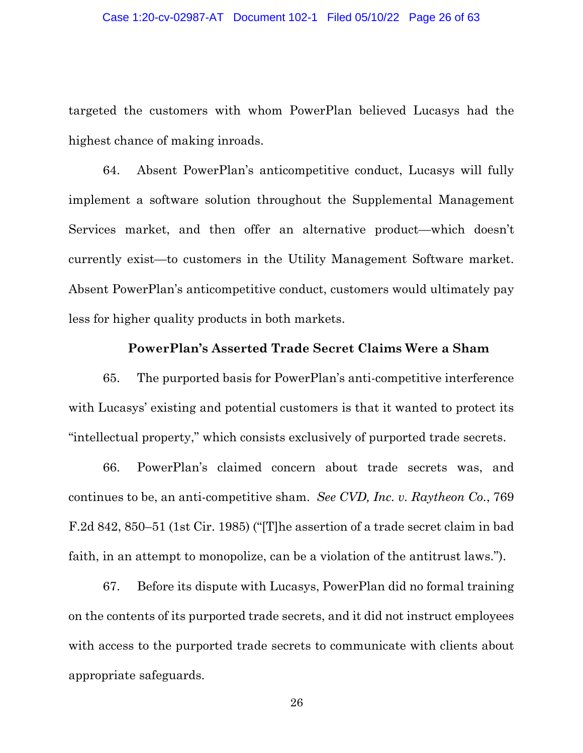targeted the customers with whom PowerPlan believed Lucasys had the highest chance of making inroads.

64. Absent PowerPlan's anticompetitive conduct, Lucasys will fully implement a software solution throughout the Supplemental Management Services market, and then offer an alternative product—which doesn't currently exist—to customers in the Utility Management Software market. Absent PowerPlan's anticompetitive conduct, customers would ultimately pay less for higher quality products in both markets.

**PowerPlan's Asserted Trade Secret Claims Were a Sham**

65. The purported basis for PowerPlan's anti-competitive interference with Lucasys' existing and potential customers is that it wanted to protect its "intellectual property," which consists exclusively of purported trade secrets.

66. PowerPlan's claimed concern about trade secrets was, and continues to be, an anti-competitive sham. *See CVD, Inc. v. Raytheon Co.*, 769 F.2d 842, 850–51 (1st Cir. 1985) ("[T]he assertion of a trade secret claim in bad faith, in an attempt to monopolize, can be a violation of the antitrust laws.").

67. Before its dispute with Lucasys, PowerPlan did no formal training on the contents of its purported trade secrets, and it did not instruct employees with access to the purported trade secrets to communicate with clients about appropriate safeguards.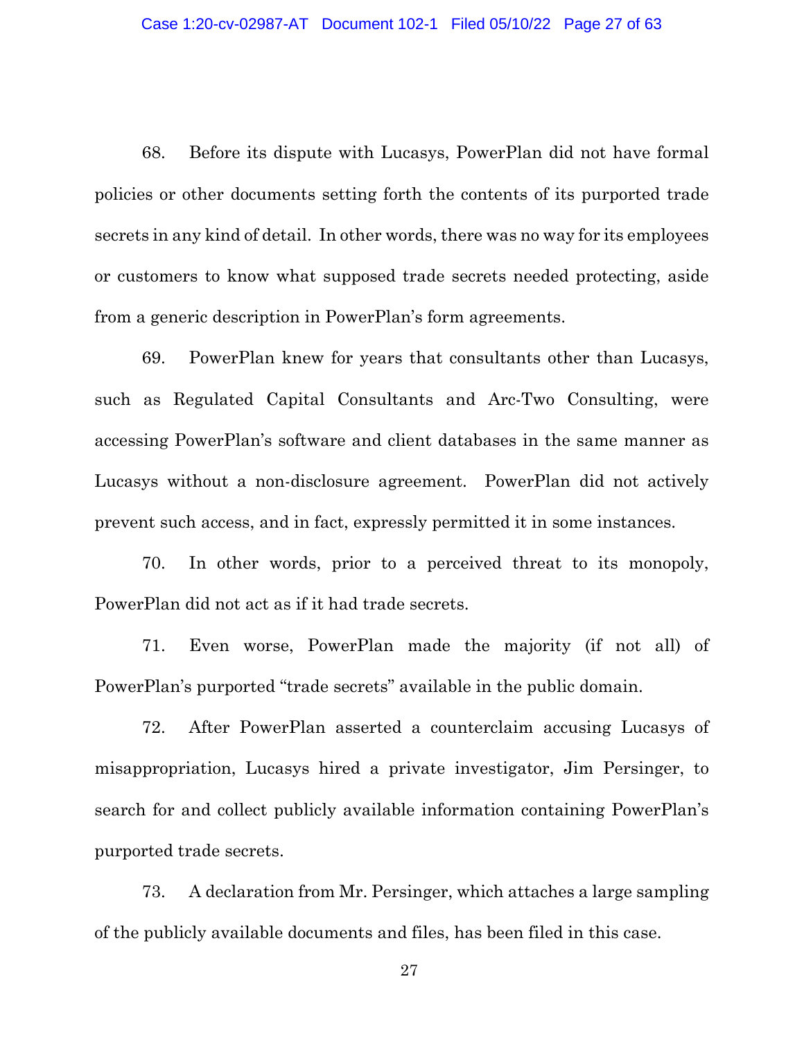68. Before its dispute with Lucasys, PowerPlan did not have formal policies or other documents setting forth the contents of its purported trade secrets in any kind of detail. In other words, there was no way for its employees or customers to know what supposed trade secrets needed protecting, aside from a generic description in PowerPlan's form agreements.

69. PowerPlan knew for years that consultants other than Lucasys, such as Regulated Capital Consultants and Arc-Two Consulting, were accessing PowerPlan's software and client databases in the same manner as Lucasys without a non-disclosure agreement. PowerPlan did not actively prevent such access, and in fact, expressly permitted it in some instances.

70. In other words, prior to a perceived threat to its monopoly, PowerPlan did not act as if it had trade secrets.

71. Even worse, PowerPlan made the majority (if not all) of PowerPlan's purported "trade secrets" available in the public domain.

72. After PowerPlan asserted a counterclaim accusing Lucasys of misappropriation, Lucasys hired a private investigator, Jim Persinger, to search for and collect publicly available information containing PowerPlan's purported trade secrets.

73. A declaration from Mr. Persinger, which attaches a large sampling of the publicly available documents and files, has been filed in this case.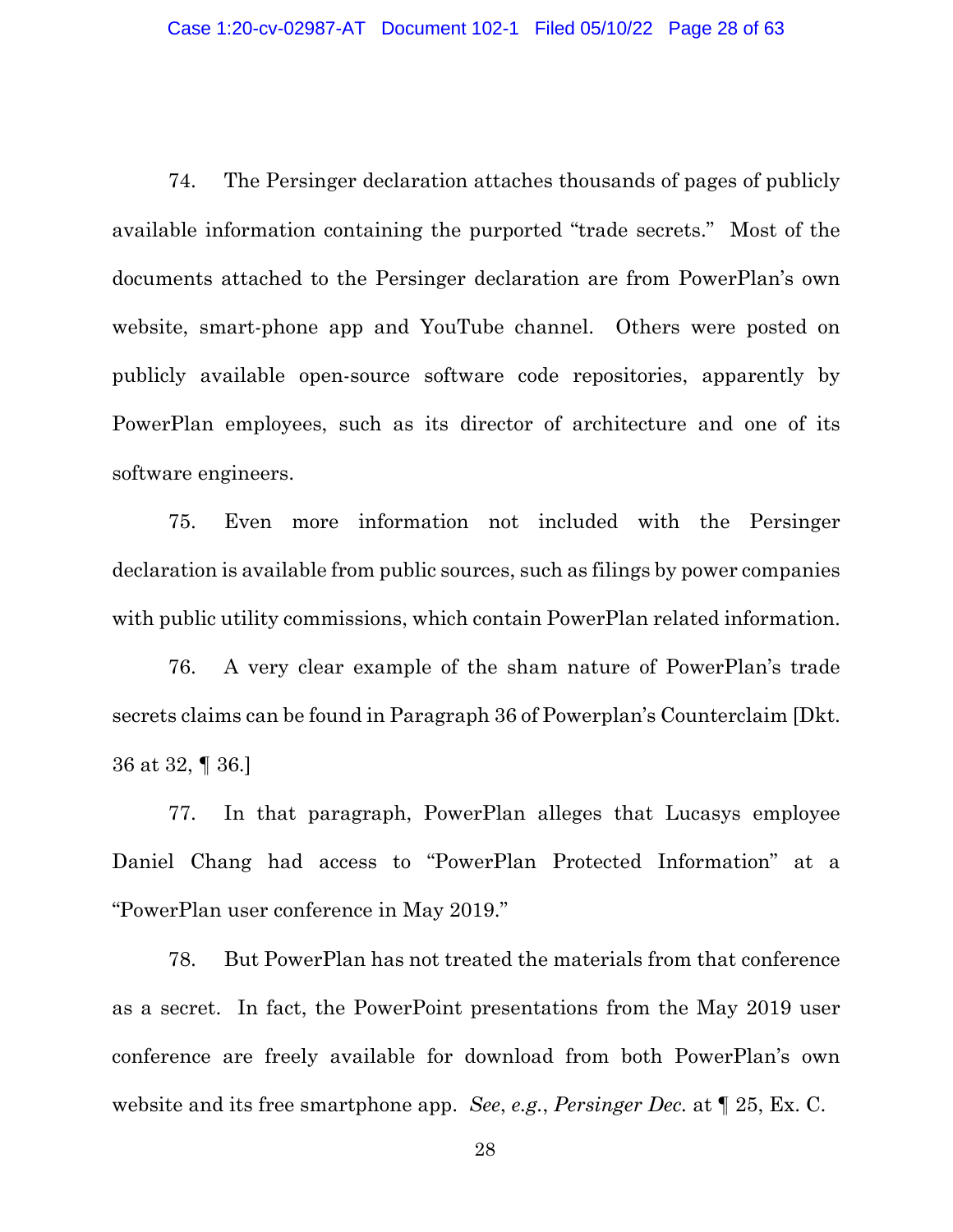74. The Persinger declaration attaches thousands of pages of publicly available information containing the purported "trade secrets." Most of the documents attached to the Persinger declaration are from PowerPlan's own website, smart-phone app and YouTube channel. Others were posted on publicly available open-source software code repositories, apparently by PowerPlan employees, such as its director of architecture and one of its software engineers.

75. Even more information not included with the Persinger declaration is available from public sources, such as filings by power companies with public utility commissions, which contain PowerPlan related information.

76. A very clear example of the sham nature of PowerPlan's trade secrets claims can be found in Paragraph 36 of Powerplan's Counterclaim [Dkt. 36 at 32, ¶ 36.]

77. In that paragraph, PowerPlan alleges that Lucasys employee Daniel Chang had access to "PowerPlan Protected Information" at a "PowerPlan user conference in May 2019."

78. But PowerPlan has not treated the materials from that conference as a secret. In fact, the PowerPoint presentations from the May 2019 user conference are freely available for download from both PowerPlan's own website and its free smartphone app. *See*, *e.g.*, *Persinger Dec.* at ¶ 25, Ex. C.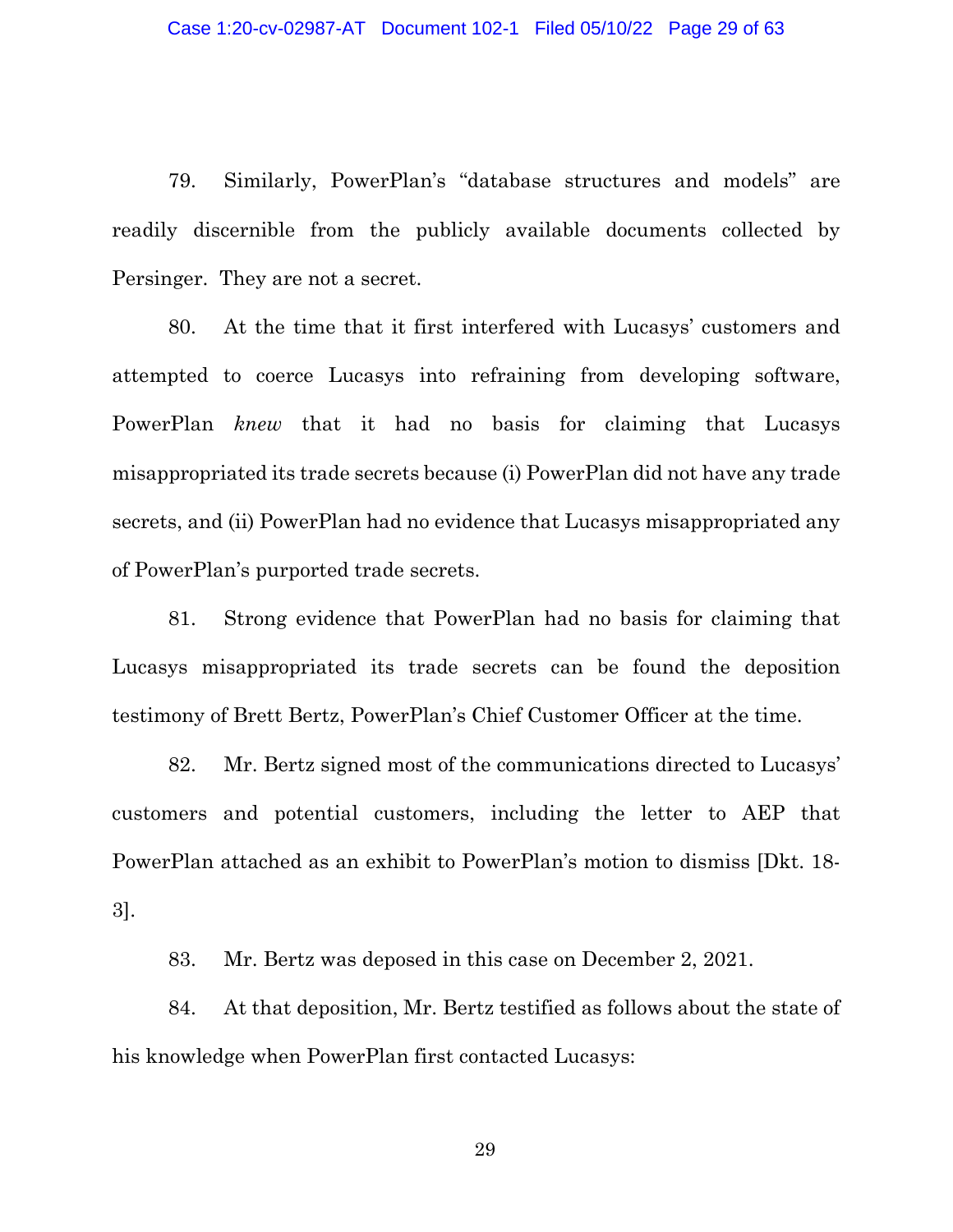79. Similarly, PowerPlan's "database structures and models" are readily discernible from the publicly available documents collected by Persinger. They are not a secret.

80. At the time that it first interfered with Lucasys' customers and attempted to coerce Lucasys into refraining from developing software, PowerPlan *knew* that it had no basis for claiming that Lucasys misappropriated its trade secrets because (i) PowerPlan did not have any trade secrets, and (ii) PowerPlan had no evidence that Lucasys misappropriated any of PowerPlan's purported trade secrets.

81. Strong evidence that PowerPlan had no basis for claiming that Lucasys misappropriated its trade secrets can be found the deposition testimony of Brett Bertz, PowerPlan's Chief Customer Officer at the time.

82. Mr. Bertz signed most of the communications directed to Lucasys' customers and potential customers, including the letter to AEP that PowerPlan attached as an exhibit to PowerPlan's motion to dismiss [Dkt. 18-3].

83. Mr. Bertz was deposed in this case on December 2, 2021.

84. At that deposition, Mr. Bertz testified as follows about the state of his knowledge when PowerPlan first contacted Lucasys: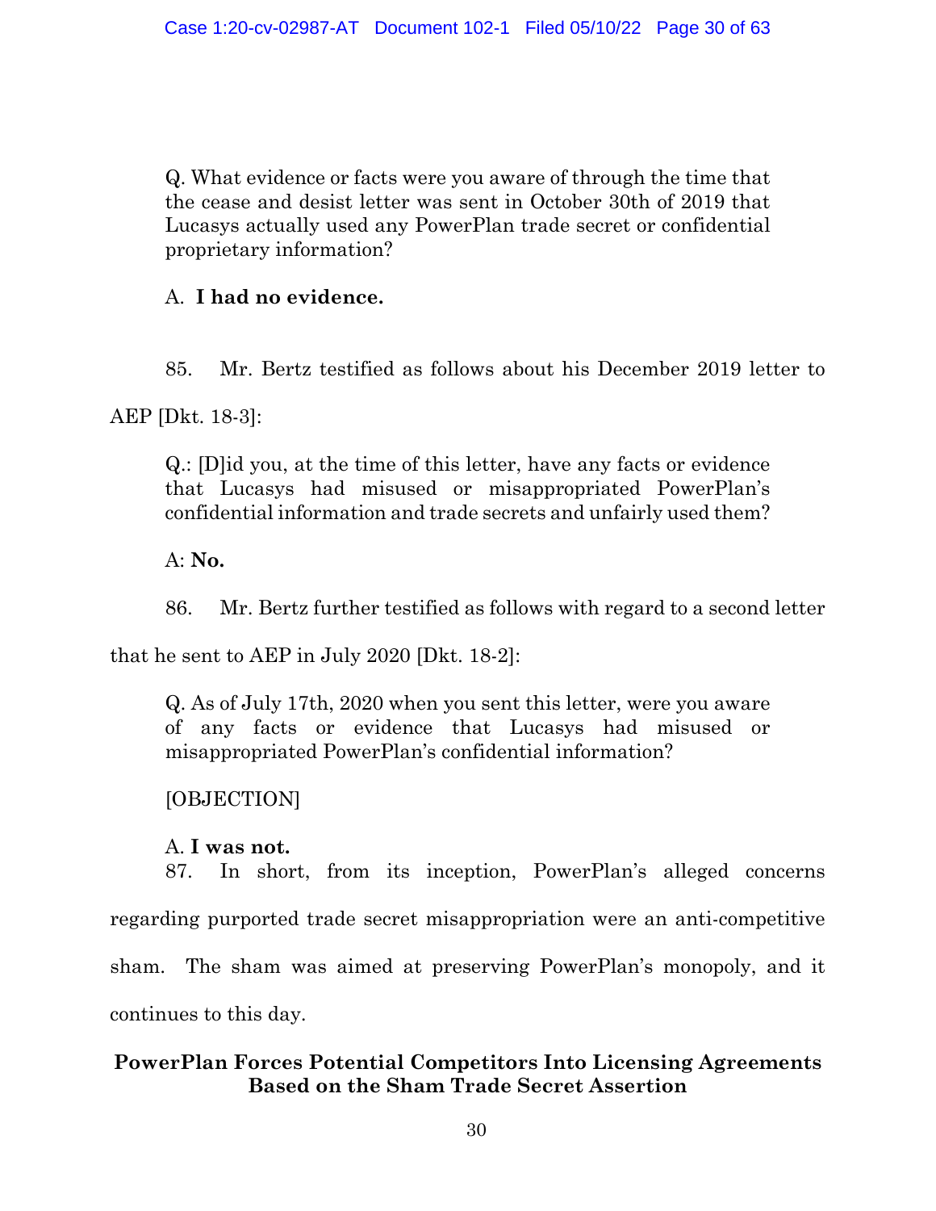> Q. What evidence or facts were you aware of through the time that the cease and desist letter was sent in October 30th of 2019 that Lucasys actually used any PowerPlan trade secret or confidential proprietary information?
>
> A. **I had no evidence.**

85. Mr. Bertz testified as follows about his December 2019 letter to AEP [Dkt. 18-3]:

> Q.: [D]id you, at the time of this letter, have any facts or evidence that Lucasys had misused or misappropriated PowerPlan's confidential information and trade secrets and unfairly used them?
>
> A: **No.**

86. Mr. Bertz further testified as follows with regard to a second letter that he sent to AEP in July 2020 [Dkt. 18-2]:

> Q. As of July 17th, 2020 when you sent this letter, were you aware of any facts or evidence that Lucasys had misused or misappropriated PowerPlan's confidential information?
>
> [OBJECTION]
>
> A. **I was not.**

87. In short, from its inception, PowerPlan's alleged concerns regarding purported trade secret misappropriation were an anti-competitive sham. The sham was aimed at preserving PowerPlan's monopoly, and it continues to this day.

**PowerPlan Forces Potential Competitors Into Licensing Agreements Based on the Sham Trade Secret Assertion**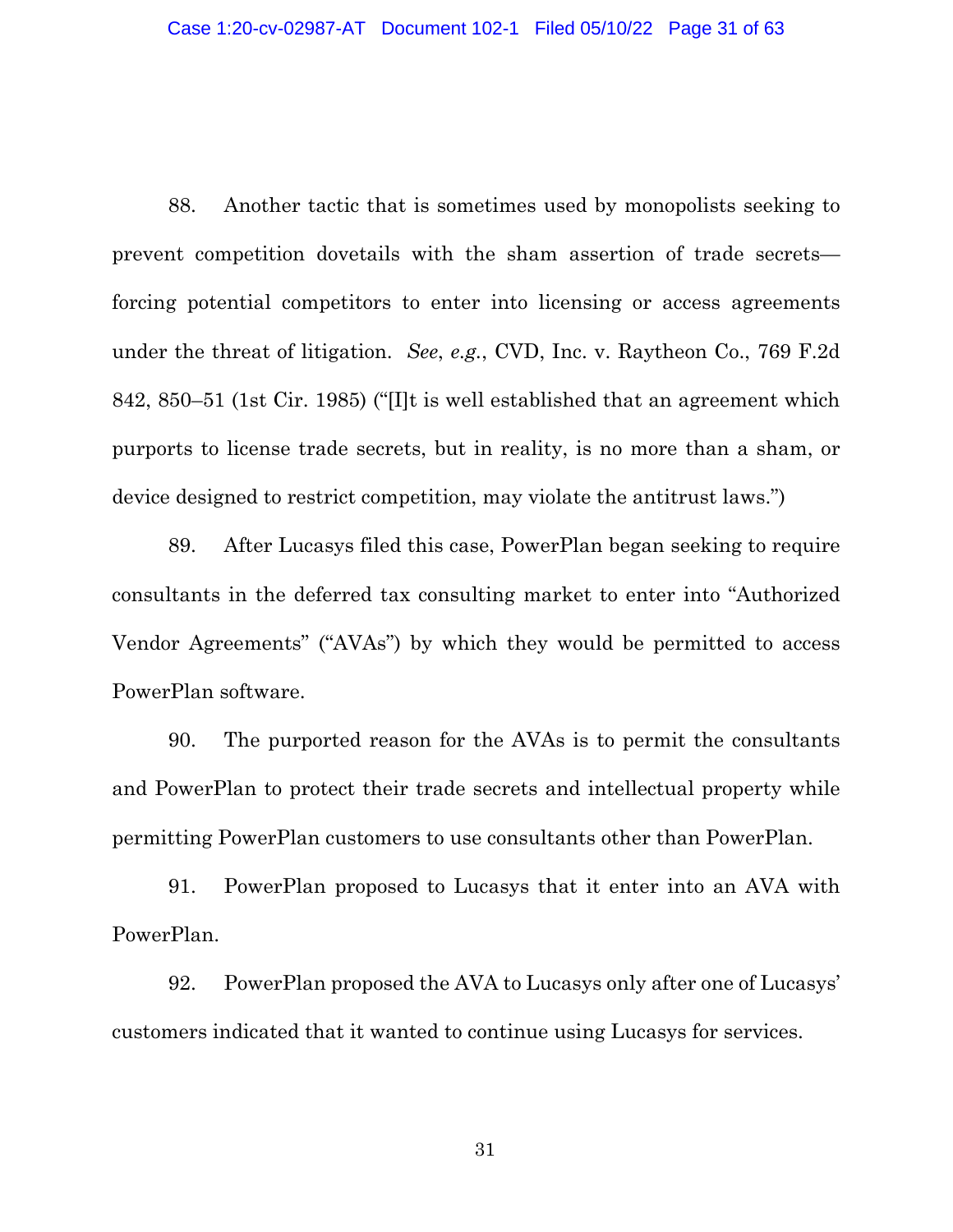88. Another tactic that is sometimes used by monopolists seeking to prevent competition dovetails with the sham assertion of trade secrets—forcing potential competitors to enter into licensing or access agreements under the threat of litigation. *See*, *e.g.*, CVD, Inc. v. Raytheon Co., 769 F.2d 842, 850–51 (1st Cir. 1985) ("[I]t is well established that an agreement which purports to license trade secrets, but in reality, is no more than a sham, or device designed to restrict competition, may violate the antitrust laws.")

89. After Lucasys filed this case, PowerPlan began seeking to require consultants in the deferred tax consulting market to enter into "Authorized Vendor Agreements" ("AVAs") by which they would be permitted to access PowerPlan software.

90. The purported reason for the AVAs is to permit the consultants and PowerPlan to protect their trade secrets and intellectual property while permitting PowerPlan customers to use consultants other than PowerPlan.

91. PowerPlan proposed to Lucasys that it enter into an AVA with PowerPlan.

92. PowerPlan proposed the AVA to Lucasys only after one of Lucasys' customers indicated that it wanted to continue using Lucasys for services.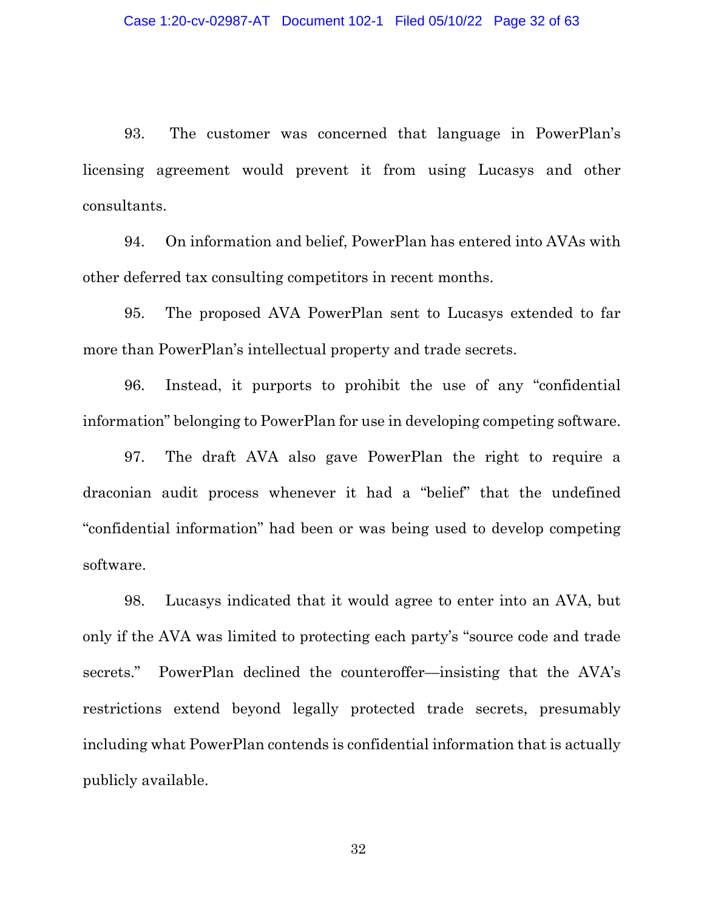93. The customer was concerned that language in PowerPlan's licensing agreement would prevent it from using Lucasys and other consultants.

94. On information and belief, PowerPlan has entered into AVAs with other deferred tax consulting competitors in recent months.

95. The proposed AVA PowerPlan sent to Lucasys extended to far more than PowerPlan's intellectual property and trade secrets.

96. Instead, it purports to prohibit the use of any "confidential information" belonging to PowerPlan for use in developing competing software.

97. The draft AVA also gave PowerPlan the right to require a draconian audit process whenever it had a "belief" that the undefined "confidential information" had been or was being used to develop competing software.

98. Lucasys indicated that it would agree to enter into an AVA, but only if the AVA was limited to protecting each party's "source code and trade secrets." PowerPlan declined the counteroffer—insisting that the AVA's restrictions extend beyond legally protected trade secrets, presumably including what PowerPlan contends is confidential information that is actually publicly available.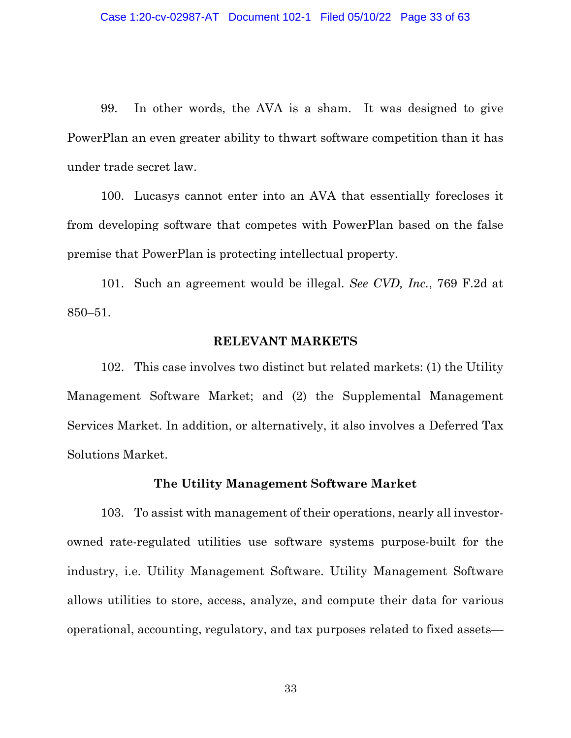99. In other words, the AVA is a sham. It was designed to give PowerPlan an even greater ability to thwart software competition than it has under trade secret law.

100. Lucasys cannot enter into an AVA that essentially forecloses it from developing software that competes with PowerPlan based on the false premise that PowerPlan is protecting intellectual property.

101. Such an agreement would be illegal. *See CVD, Inc.*, 769 F.2d at 850–51.

## RELEVANT MARKETS

102. This case involves two distinct but related markets: (1) the Utility Management Software Market; and (2) the Supplemental Management Services Market. In addition, or alternatively, it also involves a Deferred Tax Solutions Market.

### The Utility Management Software Market

103. To assist with management of their operations, nearly all investor-owned rate-regulated utilities use software systems purpose-built for the industry, i.e. Utility Management Software. Utility Management Software allows utilities to store, access, analyze, and compute their data for various operational, accounting, regulatory, and tax purposes related to fixed assets—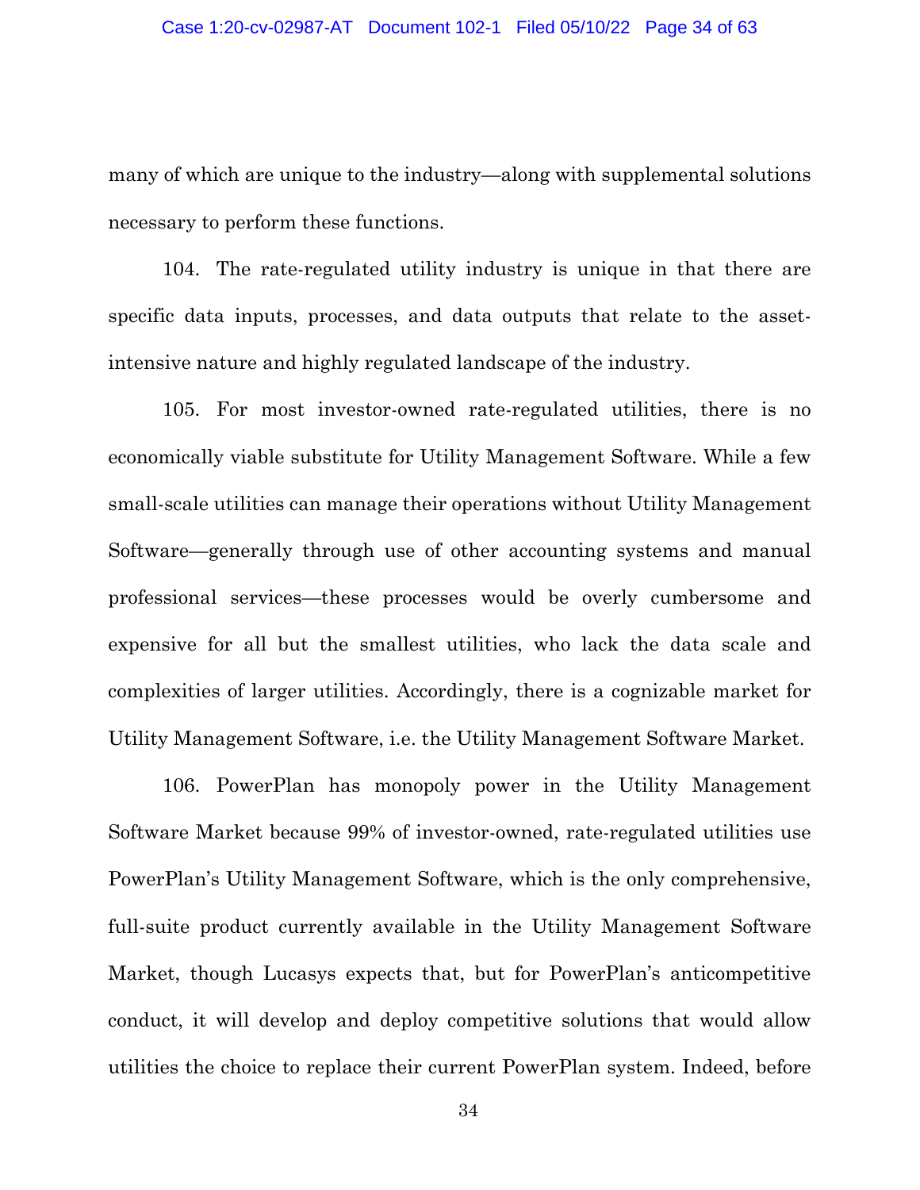many of which are unique to the industry—along with supplemental solutions necessary to perform these functions.

104. The rate-regulated utility industry is unique in that there are specific data inputs, processes, and data outputs that relate to the asset-intensive nature and highly regulated landscape of the industry.

105. For most investor-owned rate-regulated utilities, there is no economically viable substitute for Utility Management Software. While a few small-scale utilities can manage their operations without Utility Management Software—generally through use of other accounting systems and manual professional services—these processes would be overly cumbersome and expensive for all but the smallest utilities, who lack the data scale and complexities of larger utilities. Accordingly, there is a cognizable market for Utility Management Software, i.e. the Utility Management Software Market.

106. PowerPlan has monopoly power in the Utility Management Software Market because 99% of investor-owned, rate-regulated utilities use PowerPlan's Utility Management Software, which is the only comprehensive, full-suite product currently available in the Utility Management Software Market, though Lucasys expects that, but for PowerPlan's anticompetitive conduct, it will develop and deploy competitive solutions that would allow utilities the choice to replace their current PowerPlan system. Indeed, before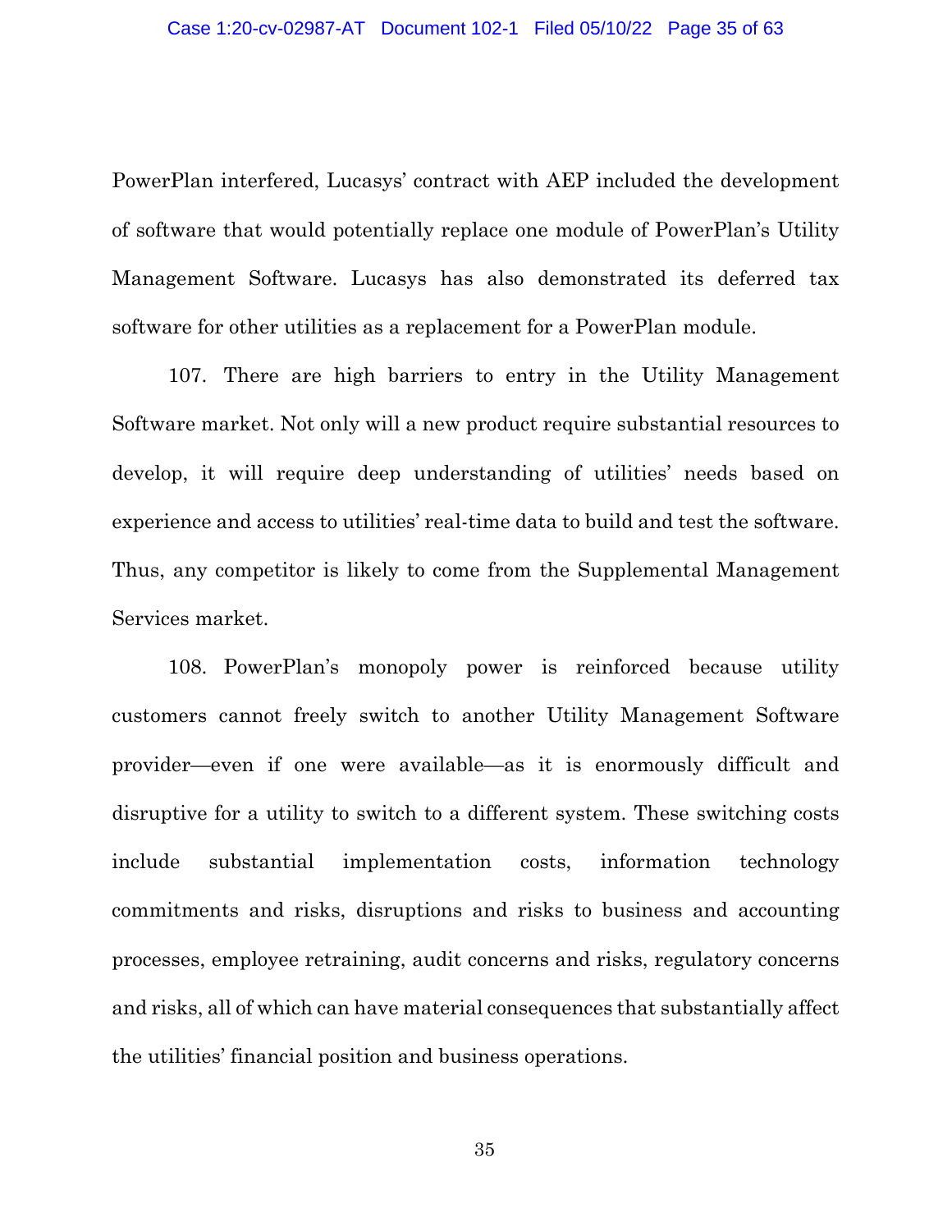PowerPlan interfered, Lucasys' contract with AEP included the development of software that would potentially replace one module of PowerPlan's Utility Management Software. Lucasys has also demonstrated its deferred tax software for other utilities as a replacement for a PowerPlan module.

107. There are high barriers to entry in the Utility Management Software market. Not only will a new product require substantial resources to develop, it will require deep understanding of utilities' needs based on experience and access to utilities' real-time data to build and test the software. Thus, any competitor is likely to come from the Supplemental Management Services market.

108. PowerPlan's monopoly power is reinforced because utility customers cannot freely switch to another Utility Management Software provider—even if one were available—as it is enormously difficult and disruptive for a utility to switch to a different system. These switching costs include substantial implementation costs, information technology commitments and risks, disruptions and risks to business and accounting processes, employee retraining, audit concerns and risks, regulatory concerns and risks, all of which can have material consequences that substantially affect the utilities' financial position and business operations.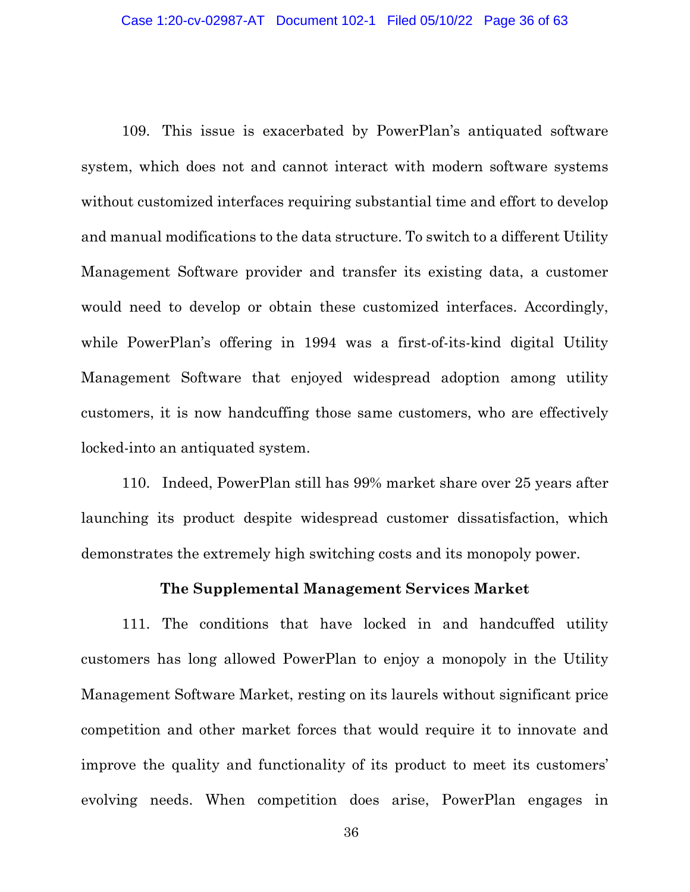109. This issue is exacerbated by PowerPlan's antiquated software system, which does not and cannot interact with modern software systems without customized interfaces requiring substantial time and effort to develop and manual modifications to the data structure. To switch to a different Utility Management Software provider and transfer its existing data, a customer would need to develop or obtain these customized interfaces. Accordingly, while PowerPlan's offering in 1994 was a first-of-its-kind digital Utility Management Software that enjoyed widespread adoption among utility customers, it is now handcuffing those same customers, who are effectively locked-into an antiquated system.

110. Indeed, PowerPlan still has 99% market share over 25 years after launching its product despite widespread customer dissatisfaction, which demonstrates the extremely high switching costs and its monopoly power.

**The Supplemental Management Services Market**

111. The conditions that have locked in and handcuffed utility customers has long allowed PowerPlan to enjoy a monopoly in the Utility Management Software Market, resting on its laurels without significant price competition and other market forces that would require it to innovate and improve the quality and functionality of its product to meet its customers' evolving needs. When competition does arise, PowerPlan engages in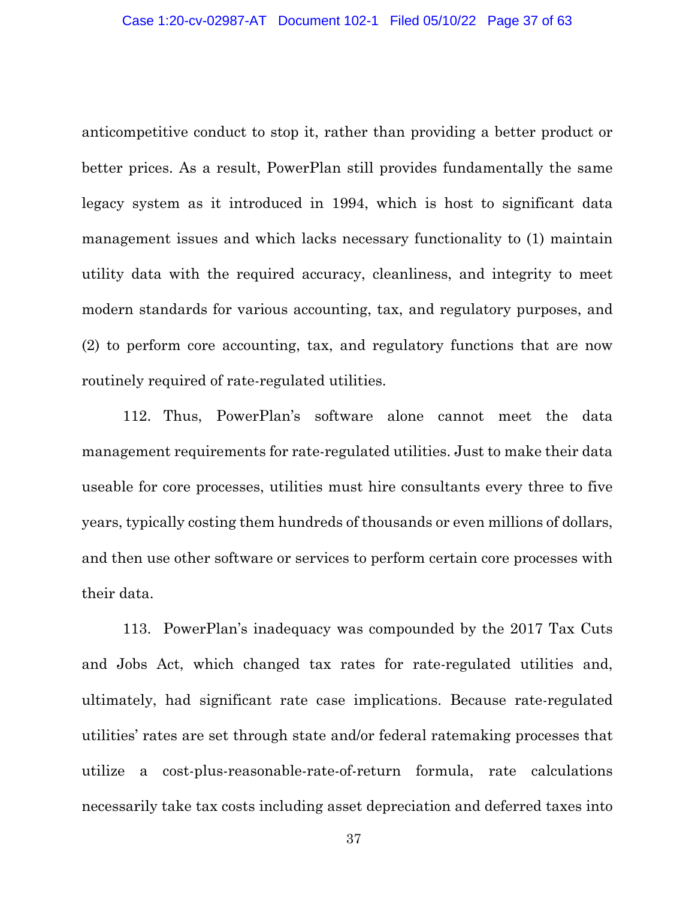anticompetitive conduct to stop it, rather than providing a better product or better prices. As a result, PowerPlan still provides fundamentally the same legacy system as it introduced in 1994, which is host to significant data management issues and which lacks necessary functionality to (1) maintain utility data with the required accuracy, cleanliness, and integrity to meet modern standards for various accounting, tax, and regulatory purposes, and (2) to perform core accounting, tax, and regulatory functions that are now routinely required of rate-regulated utilities.

112. Thus, PowerPlan's software alone cannot meet the data management requirements for rate-regulated utilities. Just to make their data useable for core processes, utilities must hire consultants every three to five years, typically costing them hundreds of thousands or even millions of dollars, and then use other software or services to perform certain core processes with their data.

113. PowerPlan's inadequacy was compounded by the 2017 Tax Cuts and Jobs Act, which changed tax rates for rate-regulated utilities and, ultimately, had significant rate case implications. Because rate-regulated utilities' rates are set through state and/or federal ratemaking processes that utilize a cost-plus-reasonable-rate-of-return formula, rate calculations necessarily take tax costs including asset depreciation and deferred taxes into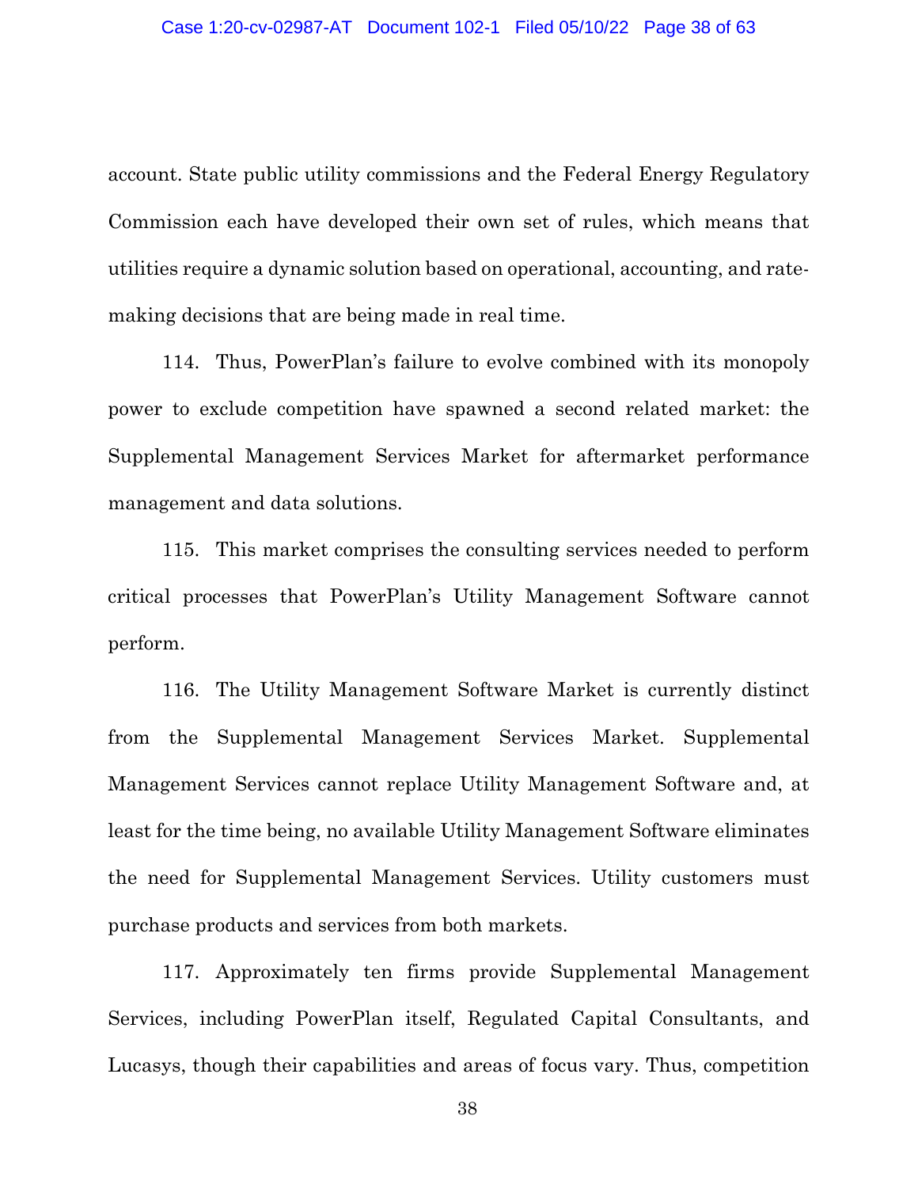account. State public utility commissions and the Federal Energy Regulatory Commission each have developed their own set of rules, which means that utilities require a dynamic solution based on operational, accounting, and rate-making decisions that are being made in real time.

114. Thus, PowerPlan's failure to evolve combined with its monopoly power to exclude competition have spawned a second related market: the Supplemental Management Services Market for aftermarket performance management and data solutions.

115. This market comprises the consulting services needed to perform critical processes that PowerPlan's Utility Management Software cannot perform.

116. The Utility Management Software Market is currently distinct from the Supplemental Management Services Market. Supplemental Management Services cannot replace Utility Management Software and, at least for the time being, no available Utility Management Software eliminates the need for Supplemental Management Services. Utility customers must purchase products and services from both markets.

117. Approximately ten firms provide Supplemental Management Services, including PowerPlan itself, Regulated Capital Consultants, and Lucasys, though their capabilities and areas of focus vary. Thus, competition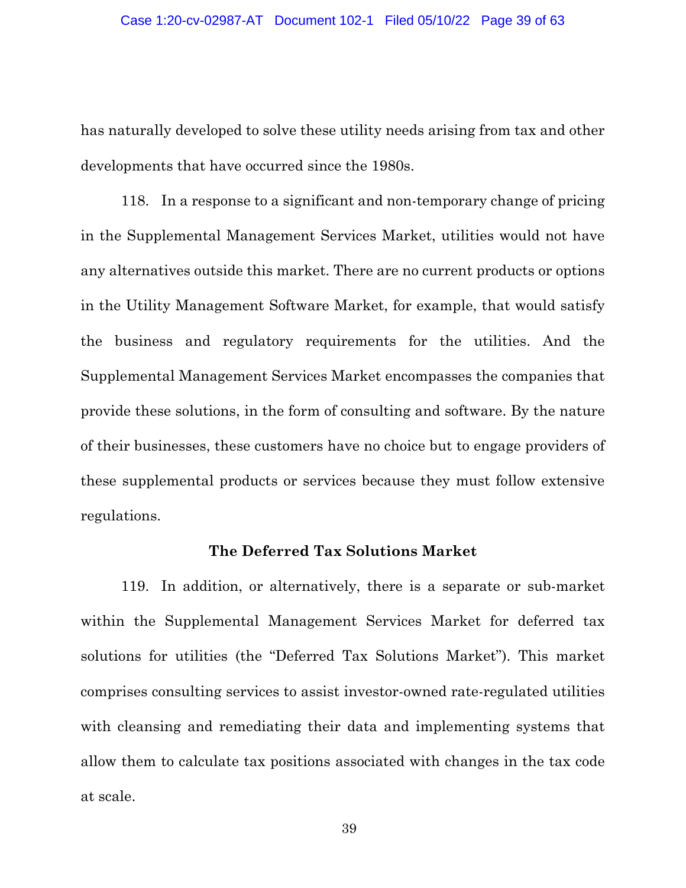has naturally developed to solve these utility needs arising from tax and other developments that have occurred since the 1980s.

118. In a response to a significant and non-temporary change of pricing in the Supplemental Management Services Market, utilities would not have any alternatives outside this market. There are no current products or options in the Utility Management Software Market, for example, that would satisfy the business and regulatory requirements for the utilities. And the Supplemental Management Services Market encompasses the companies that provide these solutions, in the form of consulting and software. By the nature of their businesses, these customers have no choice but to engage providers of these supplemental products or services because they must follow extensive regulations.

**The Deferred Tax Solutions Market**

119. In addition, or alternatively, there is a separate or sub-market within the Supplemental Management Services Market for deferred tax solutions for utilities (the "Deferred Tax Solutions Market"). This market comprises consulting services to assist investor-owned rate-regulated utilities with cleansing and remediating their data and implementing systems that allow them to calculate tax positions associated with changes in the tax code at scale.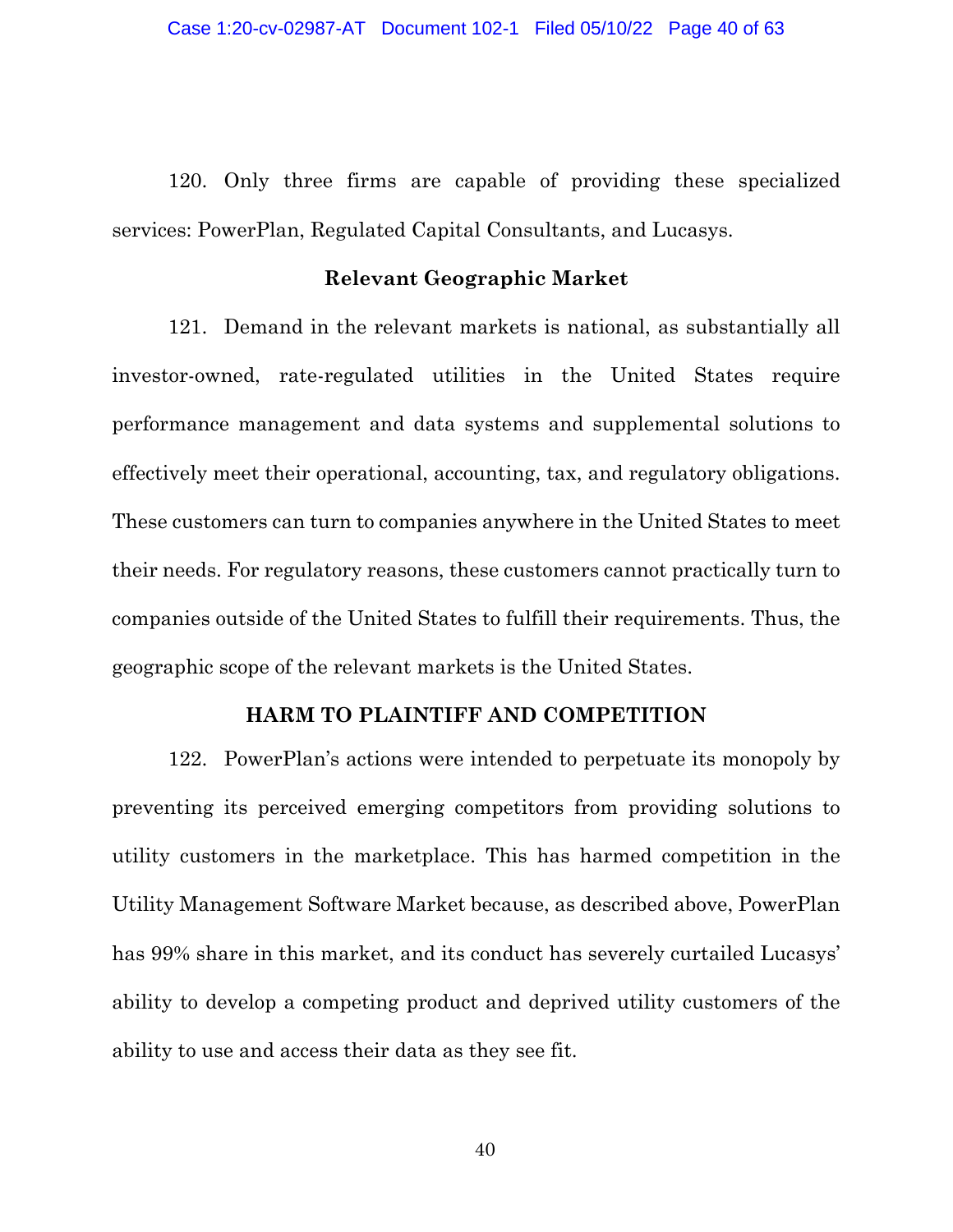120. Only three firms are capable of providing these specialized services: PowerPlan, Regulated Capital Consultants, and Lucasys.

### Relevant Geographic Market

121. Demand in the relevant markets is national, as substantially all investor-owned, rate-regulated utilities in the United States require performance management and data systems and supplemental solutions to effectively meet their operational, accounting, tax, and regulatory obligations. These customers can turn to companies anywhere in the United States to meet their needs. For regulatory reasons, these customers cannot practically turn to companies outside of the United States to fulfill their requirements. Thus, the geographic scope of the relevant markets is the United States.

## HARM TO PLAINTIFF AND COMPETITION

122. PowerPlan's actions were intended to perpetuate its monopoly by preventing its perceived emerging competitors from providing solutions to utility customers in the marketplace. This has harmed competition in the Utility Management Software Market because, as described above, PowerPlan has 99% share in this market, and its conduct has severely curtailed Lucasys' ability to develop a competing product and deprived utility customers of the ability to use and access their data as they see fit.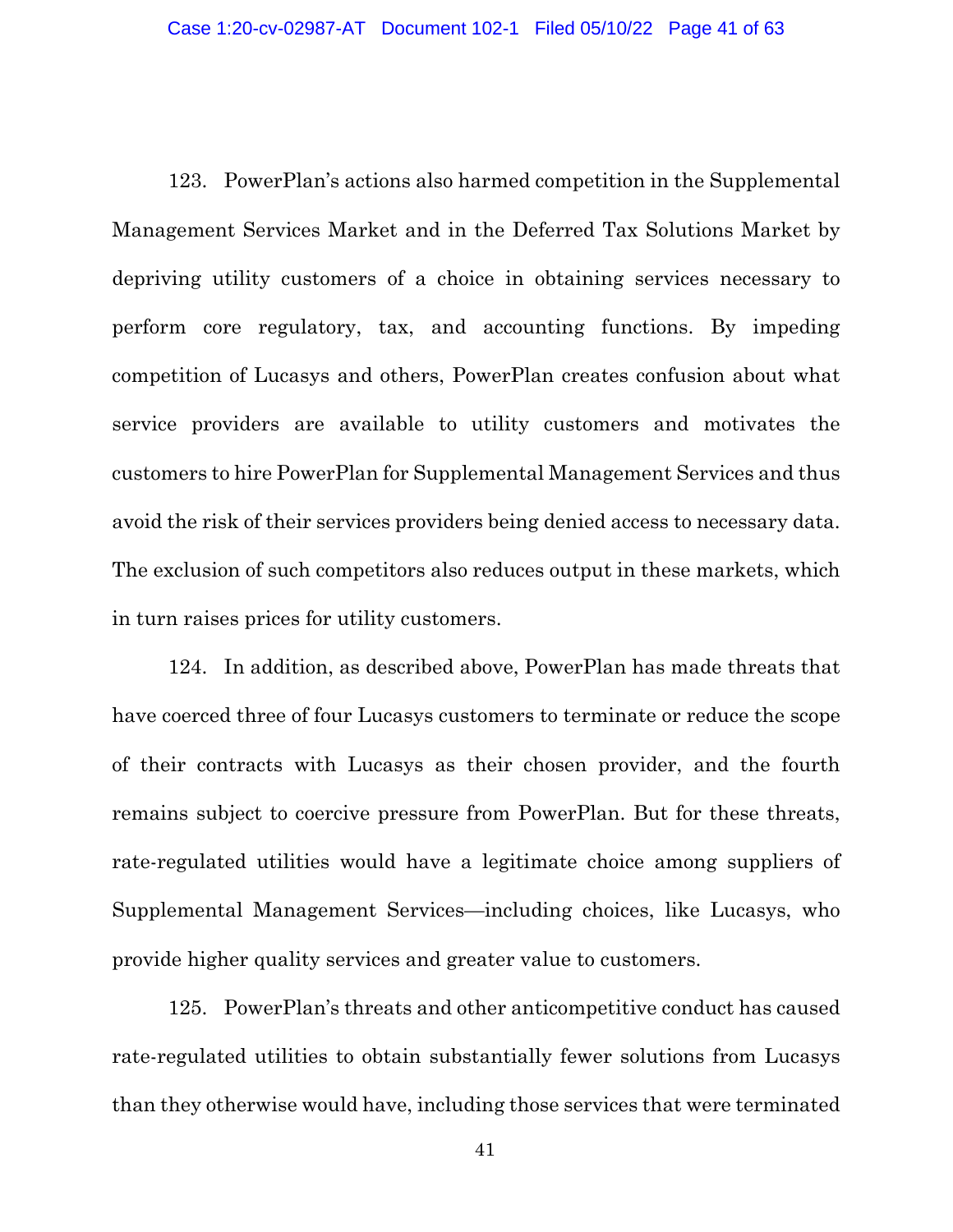123. PowerPlan's actions also harmed competition in the Supplemental Management Services Market and in the Deferred Tax Solutions Market by depriving utility customers of a choice in obtaining services necessary to perform core regulatory, tax, and accounting functions. By impeding competition of Lucasys and others, PowerPlan creates confusion about what service providers are available to utility customers and motivates the customers to hire PowerPlan for Supplemental Management Services and thus avoid the risk of their services providers being denied access to necessary data. The exclusion of such competitors also reduces output in these markets, which in turn raises prices for utility customers.

124. In addition, as described above, PowerPlan has made threats that have coerced three of four Lucasys customers to terminate or reduce the scope of their contracts with Lucasys as their chosen provider, and the fourth remains subject to coercive pressure from PowerPlan. But for these threats, rate-regulated utilities would have a legitimate choice among suppliers of Supplemental Management Services—including choices, like Lucasys, who provide higher quality services and greater value to customers.

125. PowerPlan's threats and other anticompetitive conduct has caused rate-regulated utilities to obtain substantially fewer solutions from Lucasys than they otherwise would have, including those services that were terminated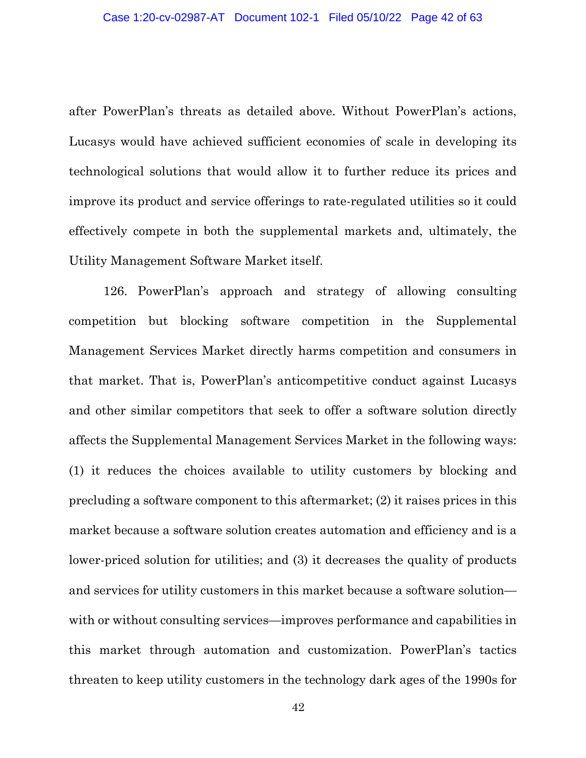after PowerPlan's threats as detailed above. Without PowerPlan's actions, Lucasys would have achieved sufficient economies of scale in developing its technological solutions that would allow it to further reduce its prices and improve its product and service offerings to rate-regulated utilities so it could effectively compete in both the supplemental markets and, ultimately, the Utility Management Software Market itself.

126. PowerPlan's approach and strategy of allowing consulting competition but blocking software competition in the Supplemental Management Services Market directly harms competition and consumers in that market. That is, PowerPlan's anticompetitive conduct against Lucasys and other similar competitors that seek to offer a software solution directly affects the Supplemental Management Services Market in the following ways: (1) it reduces the choices available to utility customers by blocking and precluding a software component to this aftermarket; (2) it raises prices in this market because a software solution creates automation and efficiency and is a lower-priced solution for utilities; and (3) it decreases the quality of products and services for utility customers in this market because a software solution—with or without consulting services—improves performance and capabilities in this market through automation and customization. PowerPlan's tactics threaten to keep utility customers in the technology dark ages of the 1990s for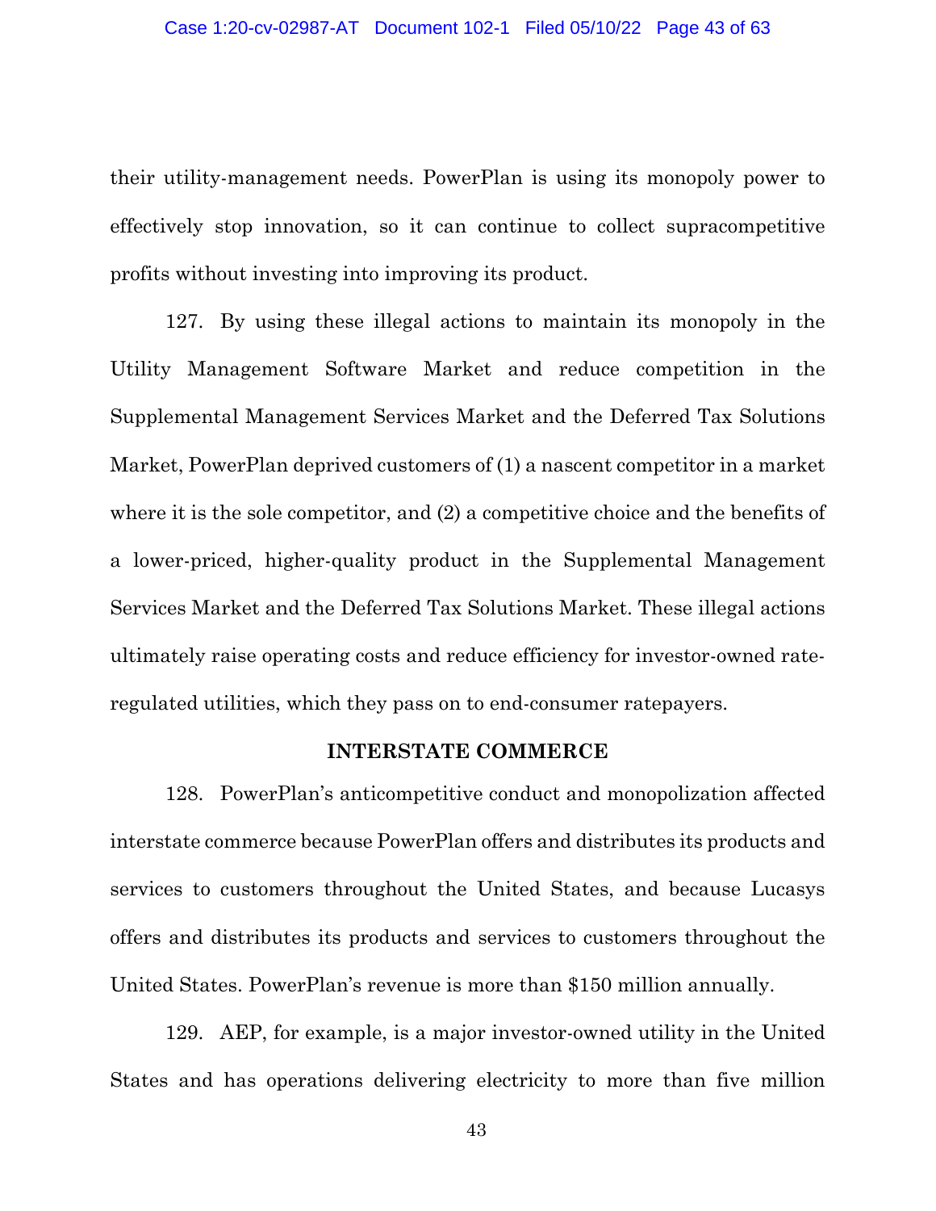their utility-management needs. PowerPlan is using its monopoly power to effectively stop innovation, so it can continue to collect supracompetitive profits without investing into improving its product.

127. By using these illegal actions to maintain its monopoly in the Utility Management Software Market and reduce competition in the Supplemental Management Services Market and the Deferred Tax Solutions Market, PowerPlan deprived customers of (1) a nascent competitor in a market where it is the sole competitor, and (2) a competitive choice and the benefits of a lower-priced, higher-quality product in the Supplemental Management Services Market and the Deferred Tax Solutions Market. These illegal actions ultimately raise operating costs and reduce efficiency for investor-owned rate-regulated utilities, which they pass on to end-consumer ratepayers.

## INTERSTATE COMMERCE

128. PowerPlan's anticompetitive conduct and monopolization affected interstate commerce because PowerPlan offers and distributes its products and services to customers throughout the United States, and because Lucasys offers and distributes its products and services to customers throughout the United States. PowerPlan's revenue is more than $150 million annually.

129. AEP, for example, is a major investor-owned utility in the United States and has operations delivering electricity to more than five million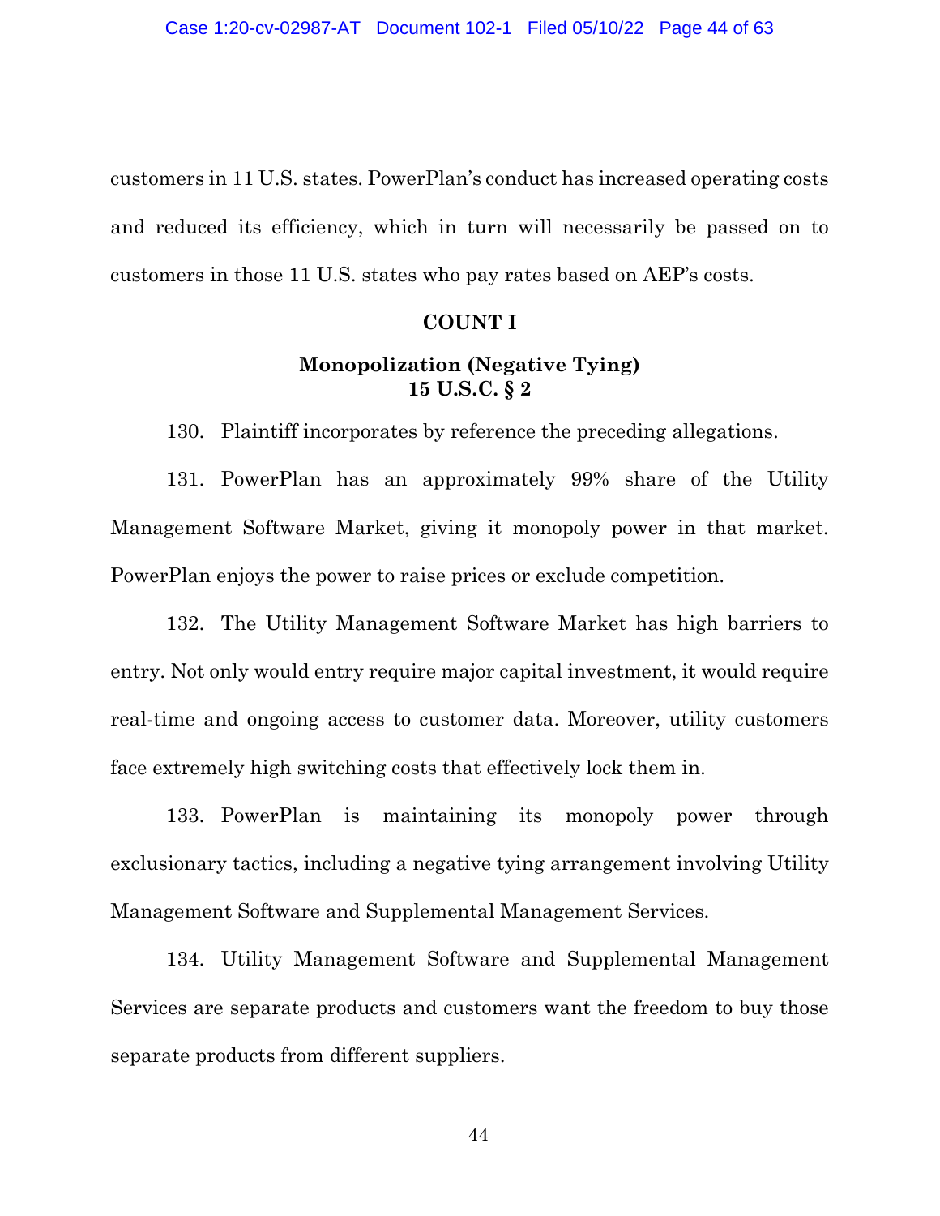customers in 11 U.S. states. PowerPlan's conduct has increased operating costs and reduced its efficiency, which in turn will necessarily be passed on to customers in those 11 U.S. states who pay rates based on AEP's costs.

## COUNT I

### Monopolization (Negative Tying)
### 15 U.S.C. § 2

130. Plaintiff incorporates by reference the preceding allegations.

131. PowerPlan has an approximately 99% share of the Utility Management Software Market, giving it monopoly power in that market. PowerPlan enjoys the power to raise prices or exclude competition.

132. The Utility Management Software Market has high barriers to entry. Not only would entry require major capital investment, it would require real-time and ongoing access to customer data. Moreover, utility customers face extremely high switching costs that effectively lock them in.

133. PowerPlan is maintaining its monopoly power through exclusionary tactics, including a negative tying arrangement involving Utility Management Software and Supplemental Management Services.

134. Utility Management Software and Supplemental Management Services are separate products and customers want the freedom to buy those separate products from different suppliers.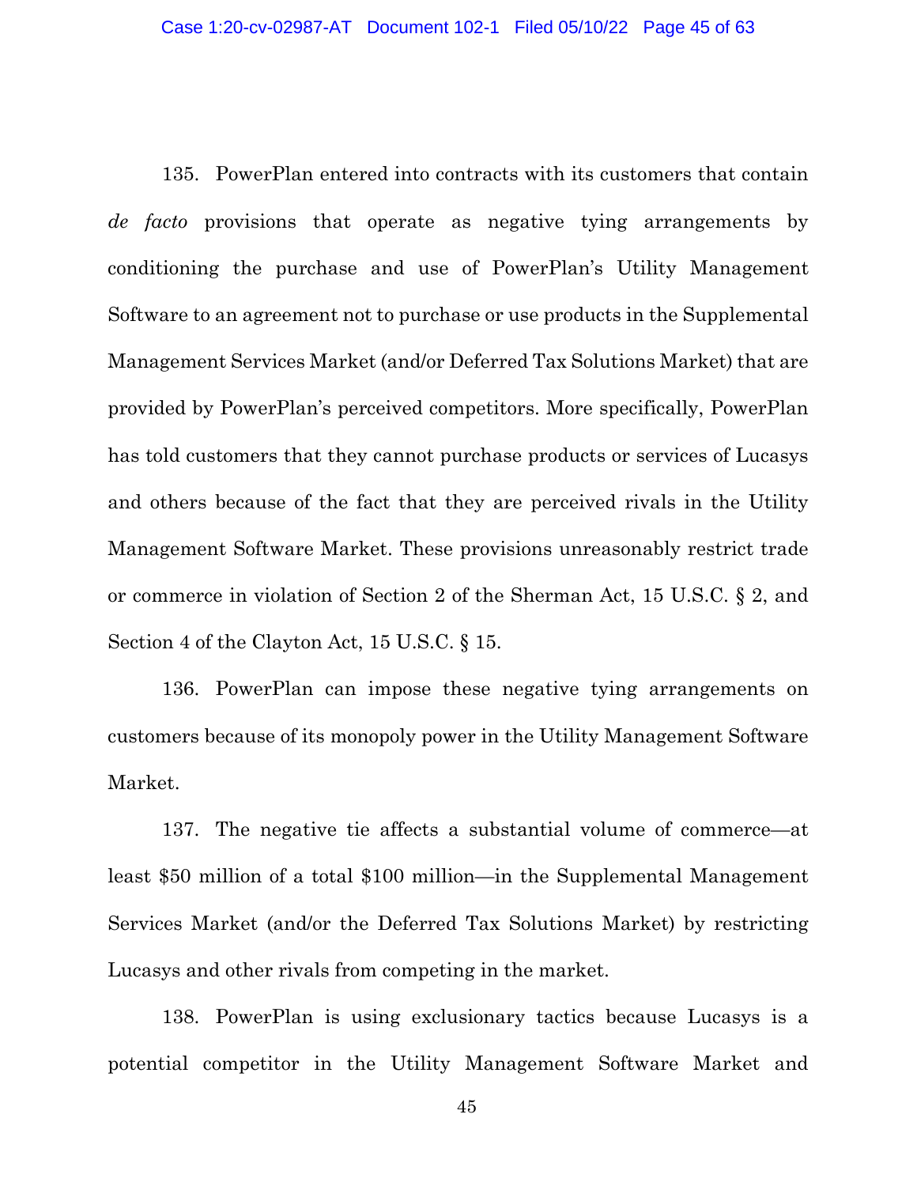135. PowerPlan entered into contracts with its customers that contain *de facto* provisions that operate as negative tying arrangements by conditioning the purchase and use of PowerPlan's Utility Management Software to an agreement not to purchase or use products in the Supplemental Management Services Market (and/or Deferred Tax Solutions Market) that are provided by PowerPlan's perceived competitors. More specifically, PowerPlan has told customers that they cannot purchase products or services of Lucasys and others because of the fact that they are perceived rivals in the Utility Management Software Market. These provisions unreasonably restrict trade or commerce in violation of Section 2 of the Sherman Act, 15 U.S.C. § 2, and Section 4 of the Clayton Act, 15 U.S.C. § 15.

136. PowerPlan can impose these negative tying arrangements on customers because of its monopoly power in the Utility Management Software Market.

137. The negative tie affects a substantial volume of commerce—at least $50 million of a total $100 million—in the Supplemental Management Services Market (and/or the Deferred Tax Solutions Market) by restricting Lucasys and other rivals from competing in the market.

138. PowerPlan is using exclusionary tactics because Lucasys is a potential competitor in the Utility Management Software Market and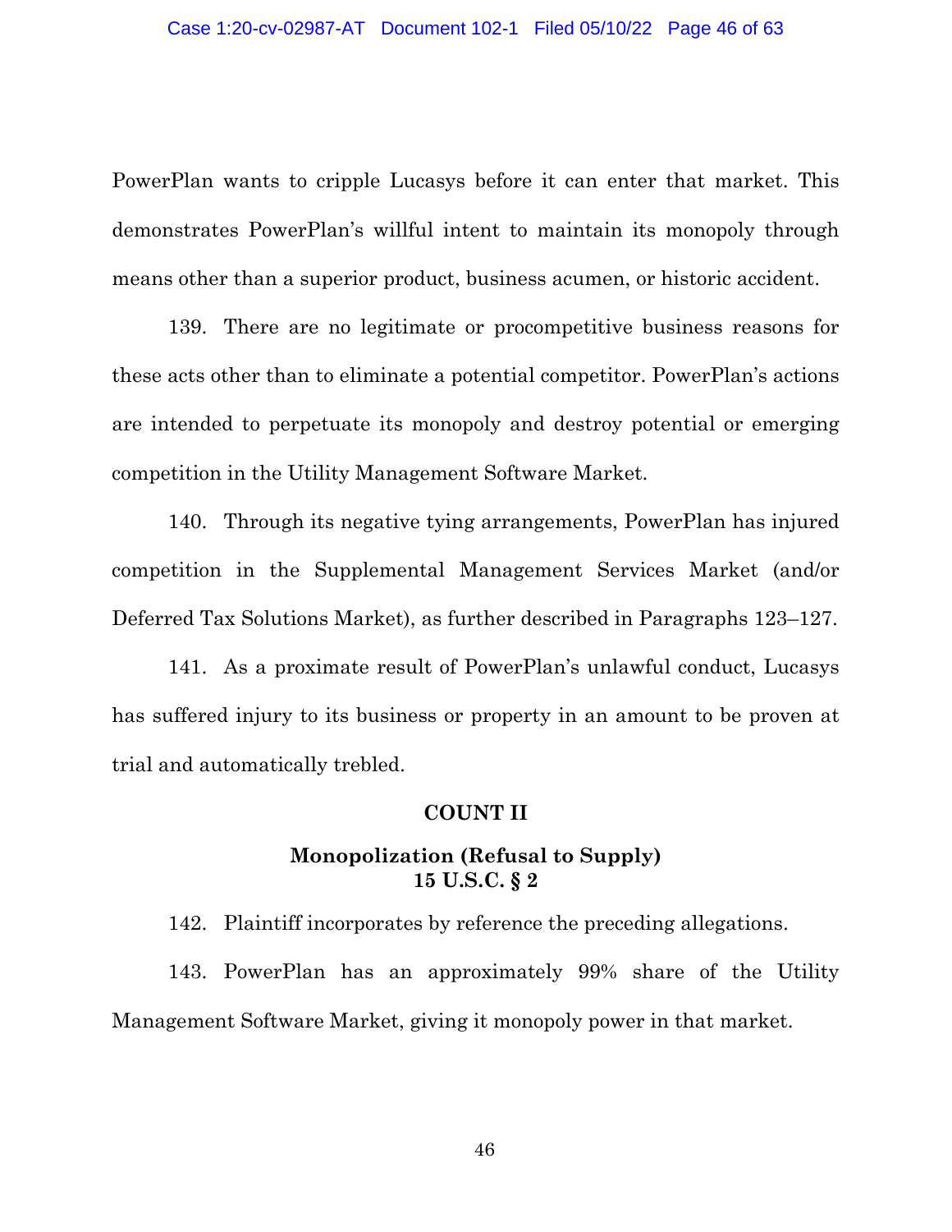PowerPlan wants to cripple Lucasys before it can enter that market. This demonstrates PowerPlan's willful intent to maintain its monopoly through means other than a superior product, business acumen, or historic accident.

139. There are no legitimate or procompetitive business reasons for these acts other than to eliminate a potential competitor. PowerPlan's actions are intended to perpetuate its monopoly and destroy potential or emerging competition in the Utility Management Software Market.

140. Through its negative tying arrangements, PowerPlan has injured competition in the Supplemental Management Services Market (and/or Deferred Tax Solutions Market), as further described in Paragraphs 123–127.

141. As a proximate result of PowerPlan's unlawful conduct, Lucasys has suffered injury to its business or property in an amount to be proven at trial and automatically trebled.

## COUNT II

### Monopolization (Refusal to Supply) 15 U.S.C. § 2

142. Plaintiff incorporates by reference the preceding allegations.

143. PowerPlan has an approximately 99% share of the Utility Management Software Market, giving it monopoly power in that market.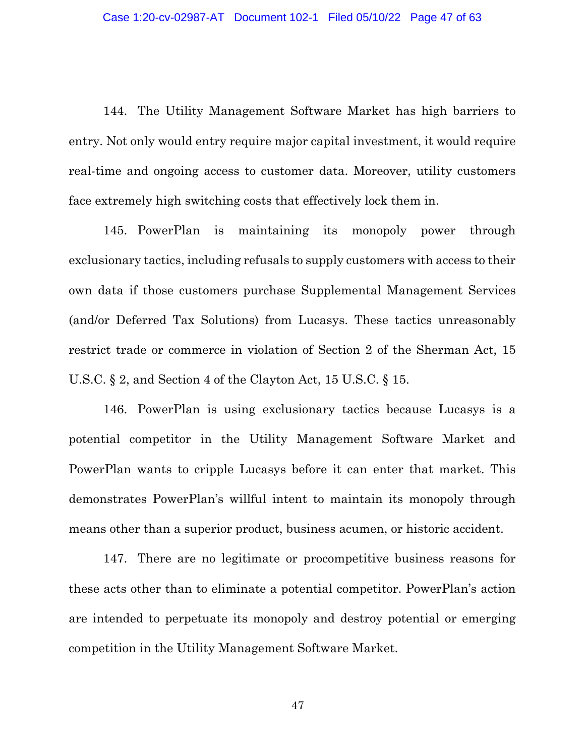144. The Utility Management Software Market has high barriers to entry. Not only would entry require major capital investment, it would require real-time and ongoing access to customer data. Moreover, utility customers face extremely high switching costs that effectively lock them in.

145. PowerPlan is maintaining its monopoly power through exclusionary tactics, including refusals to supply customers with access to their own data if those customers purchase Supplemental Management Services (and/or Deferred Tax Solutions) from Lucasys. These tactics unreasonably restrict trade or commerce in violation of Section 2 of the Sherman Act, 15 U.S.C. § 2, and Section 4 of the Clayton Act, 15 U.S.C. § 15.

146. PowerPlan is using exclusionary tactics because Lucasys is a potential competitor in the Utility Management Software Market and PowerPlan wants to cripple Lucasys before it can enter that market. This demonstrates PowerPlan's willful intent to maintain its monopoly through means other than a superior product, business acumen, or historic accident.

147. There are no legitimate or procompetitive business reasons for these acts other than to eliminate a potential competitor. PowerPlan's action are intended to perpetuate its monopoly and destroy potential or emerging competition in the Utility Management Software Market.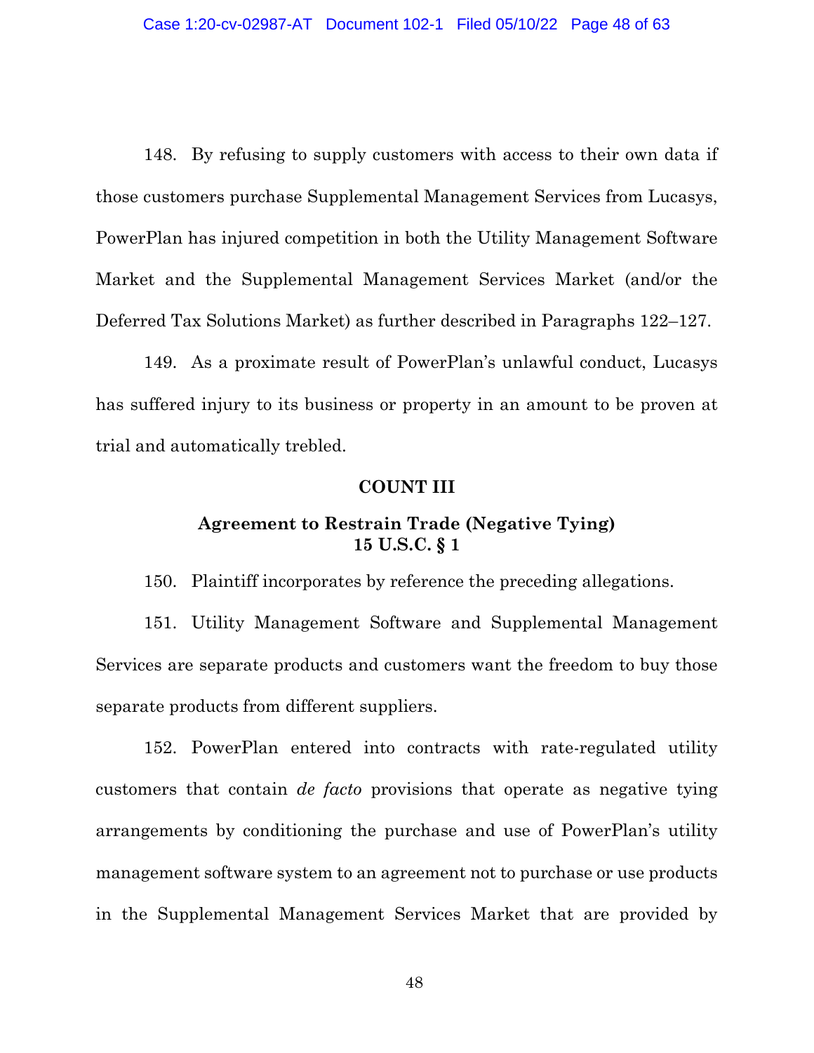148. By refusing to supply customers with access to their own data if those customers purchase Supplemental Management Services from Lucasys, PowerPlan has injured competition in both the Utility Management Software Market and the Supplemental Management Services Market (and/or the Deferred Tax Solutions Market) as further described in Paragraphs 122–127.

149. As a proximate result of PowerPlan's unlawful conduct, Lucasys has suffered injury to its business or property in an amount to be proven at trial and automatically trebled.

## COUNT III

### Agreement to Restrain Trade (Negative Tying) 15 U.S.C. § 1

150. Plaintiff incorporates by reference the preceding allegations.

151. Utility Management Software and Supplemental Management Services are separate products and customers want the freedom to buy those separate products from different suppliers.

152. PowerPlan entered into contracts with rate-regulated utility customers that contain *de facto* provisions that operate as negative tying arrangements by conditioning the purchase and use of PowerPlan's utility management software system to an agreement not to purchase or use products in the Supplemental Management Services Market that are provided by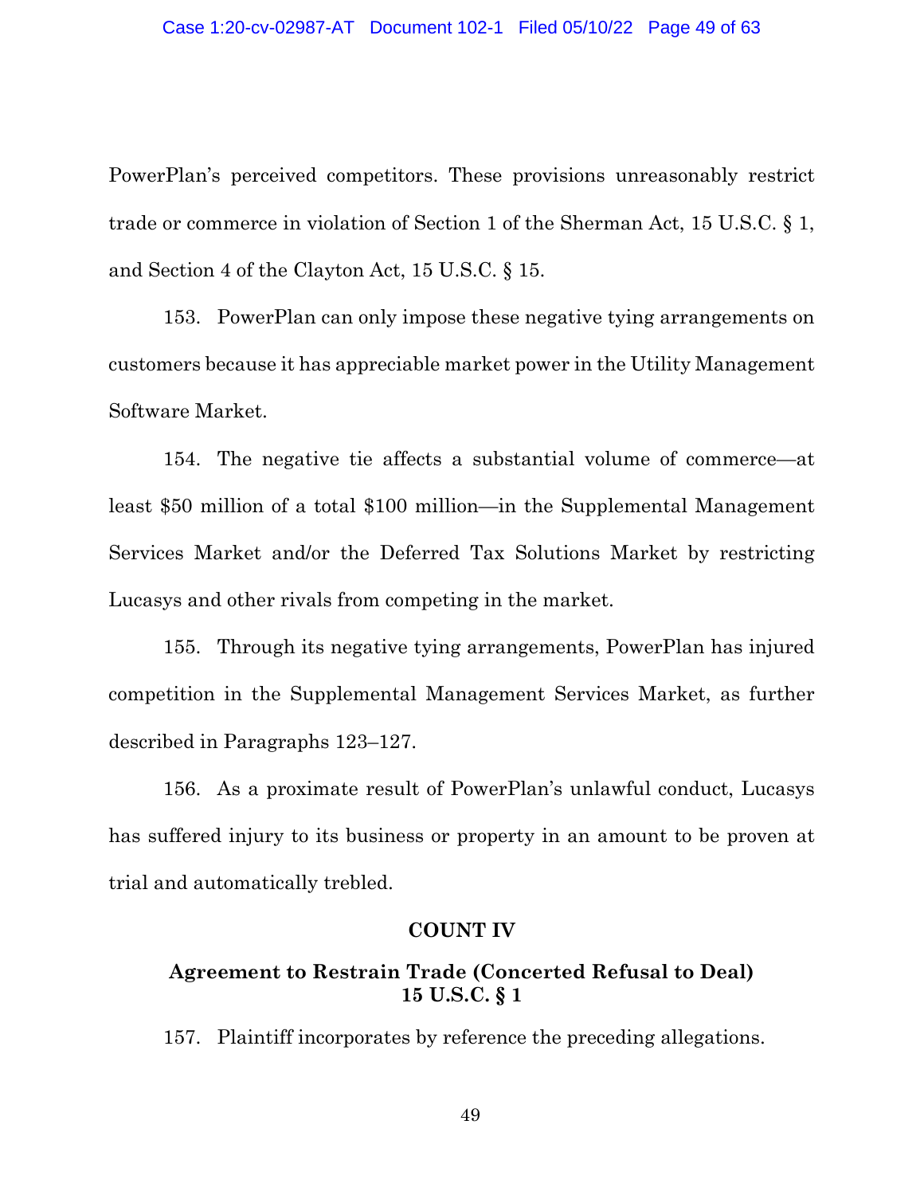PowerPlan's perceived competitors. These provisions unreasonably restrict trade or commerce in violation of Section 1 of the Sherman Act, 15 U.S.C. § 1, and Section 4 of the Clayton Act, 15 U.S.C. § 15.

153. PowerPlan can only impose these negative tying arrangements on customers because it has appreciable market power in the Utility Management Software Market.

154. The negative tie affects a substantial volume of commerce—at least $50 million of a total $100 million—in the Supplemental Management Services Market and/or the Deferred Tax Solutions Market by restricting Lucasys and other rivals from competing in the market.

155. Through its negative tying arrangements, PowerPlan has injured competition in the Supplemental Management Services Market, as further described in Paragraphs 123–127.

156. As a proximate result of PowerPlan's unlawful conduct, Lucasys has suffered injury to its business or property in an amount to be proven at trial and automatically trebled.

## COUNT IV

### Agreement to Restrain Trade (Concerted Refusal to Deal) 15 U.S.C. § 1

157. Plaintiff incorporates by reference the preceding allegations.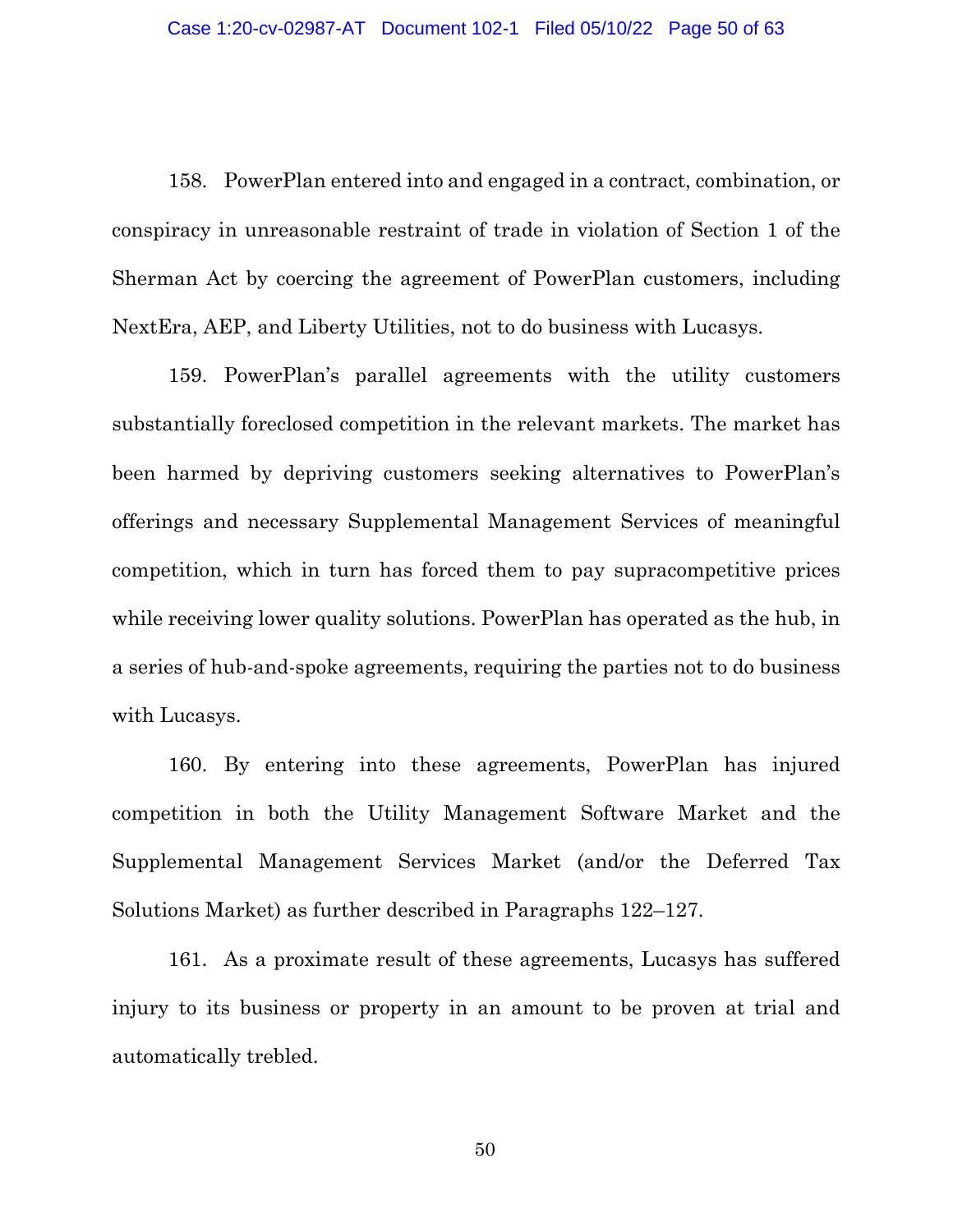158. PowerPlan entered into and engaged in a contract, combination, or conspiracy in unreasonable restraint of trade in violation of Section 1 of the Sherman Act by coercing the agreement of PowerPlan customers, including NextEra, AEP, and Liberty Utilities, not to do business with Lucasys.

159. PowerPlan's parallel agreements with the utility customers substantially foreclosed competition in the relevant markets. The market has been harmed by depriving customers seeking alternatives to PowerPlan's offerings and necessary Supplemental Management Services of meaningful competition, which in turn has forced them to pay supracompetitive prices while receiving lower quality solutions. PowerPlan has operated as the hub, in a series of hub-and-spoke agreements, requiring the parties not to do business with Lucasys.

160. By entering into these agreements, PowerPlan has injured competition in both the Utility Management Software Market and the Supplemental Management Services Market (and/or the Deferred Tax Solutions Market) as further described in Paragraphs 122–127.

161. As a proximate result of these agreements, Lucasys has suffered injury to its business or property in an amount to be proven at trial and automatically trebled.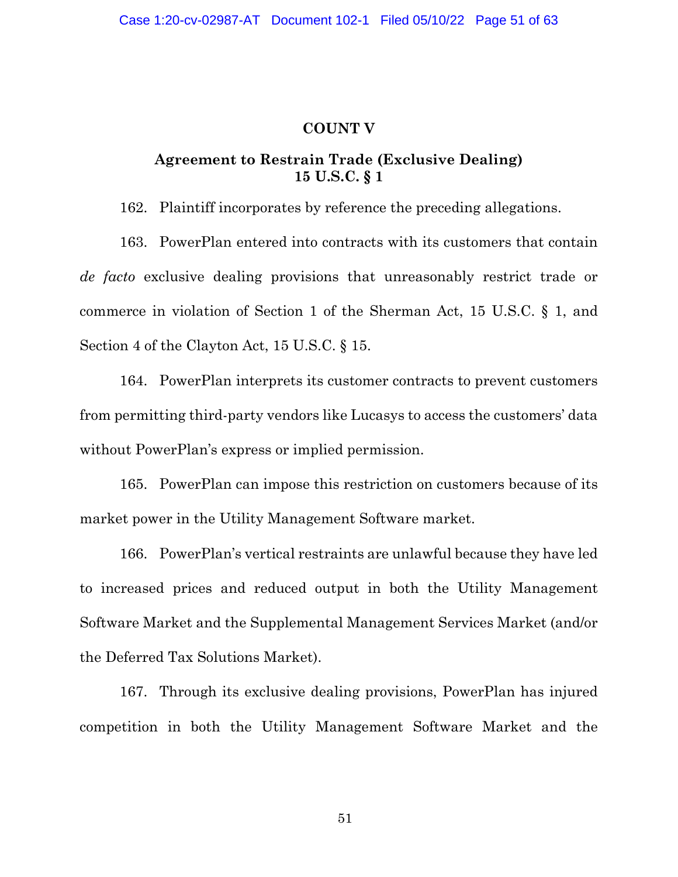## COUNT V

### Agreement to Restrain Trade (Exclusive Dealing) 15 U.S.C. § 1

162. Plaintiff incorporates by reference the preceding allegations.

163. PowerPlan entered into contracts with its customers that contain *de facto* exclusive dealing provisions that unreasonably restrict trade or commerce in violation of Section 1 of the Sherman Act, 15 U.S.C. § 1, and Section 4 of the Clayton Act, 15 U.S.C. § 15.

164. PowerPlan interprets its customer contracts to prevent customers from permitting third-party vendors like Lucasys to access the customers' data without PowerPlan's express or implied permission.

165. PowerPlan can impose this restriction on customers because of its market power in the Utility Management Software market.

166. PowerPlan's vertical restraints are unlawful because they have led to increased prices and reduced output in both the Utility Management Software Market and the Supplemental Management Services Market (and/or the Deferred Tax Solutions Market).

167. Through its exclusive dealing provisions, PowerPlan has injured competition in both the Utility Management Software Market and the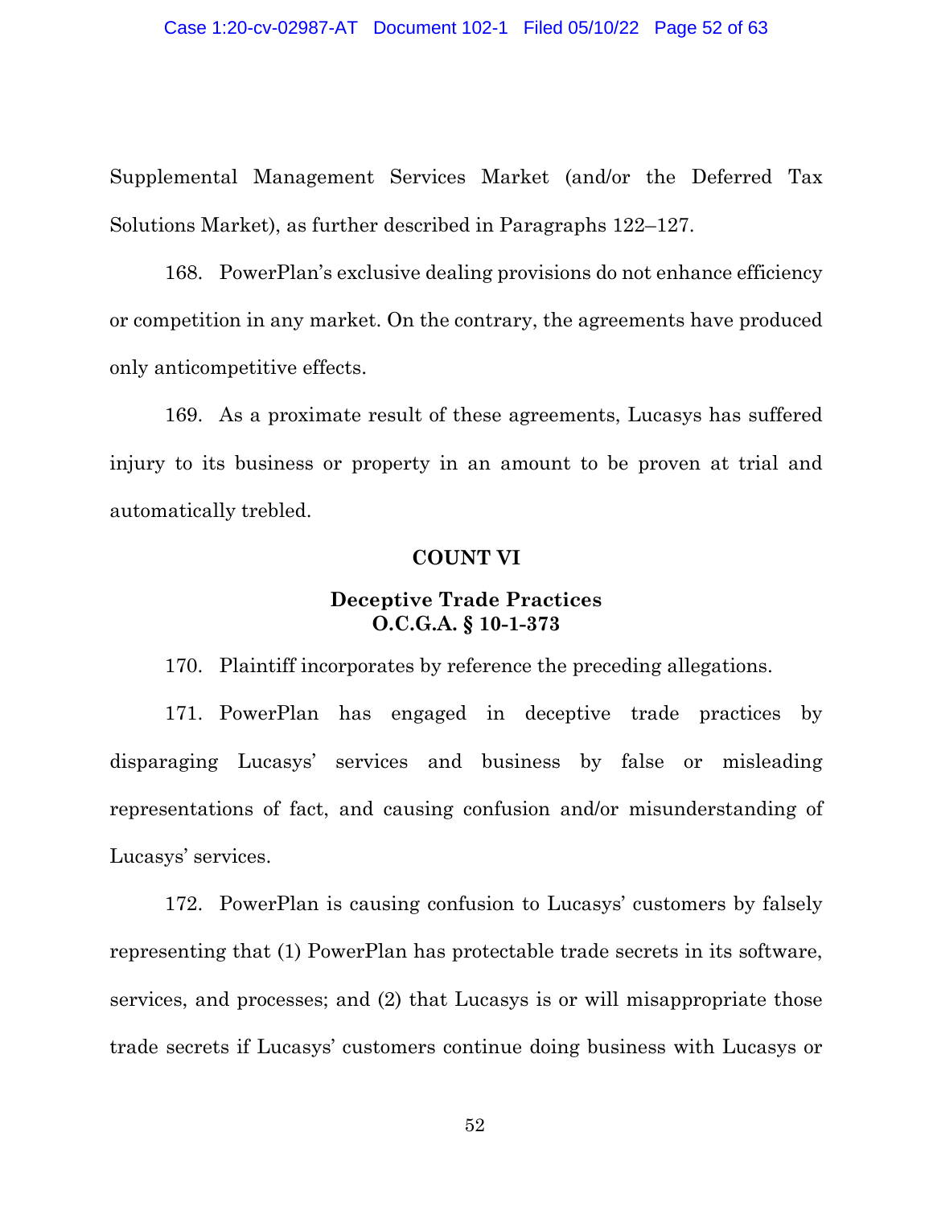Supplemental Management Services Market (and/or the Deferred Tax Solutions Market), as further described in Paragraphs 122–127.

168. PowerPlan's exclusive dealing provisions do not enhance efficiency or competition in any market. On the contrary, the agreements have produced only anticompetitive effects.

169. As a proximate result of these agreements, Lucasys has suffered injury to its business or property in an amount to be proven at trial and automatically trebled.

**COUNT VI**

**Deceptive Trade Practices**
**O.C.G.A. § 10-1-373**

170. Plaintiff incorporates by reference the preceding allegations.

171. PowerPlan has engaged in deceptive trade practices by disparaging Lucasys' services and business by false or misleading representations of fact, and causing confusion and/or misunderstanding of Lucasys' services.

172. PowerPlan is causing confusion to Lucasys' customers by falsely representing that (1) PowerPlan has protectable trade secrets in its software, services, and processes; and (2) that Lucasys is or will misappropriate those trade secrets if Lucasys' customers continue doing business with Lucasys or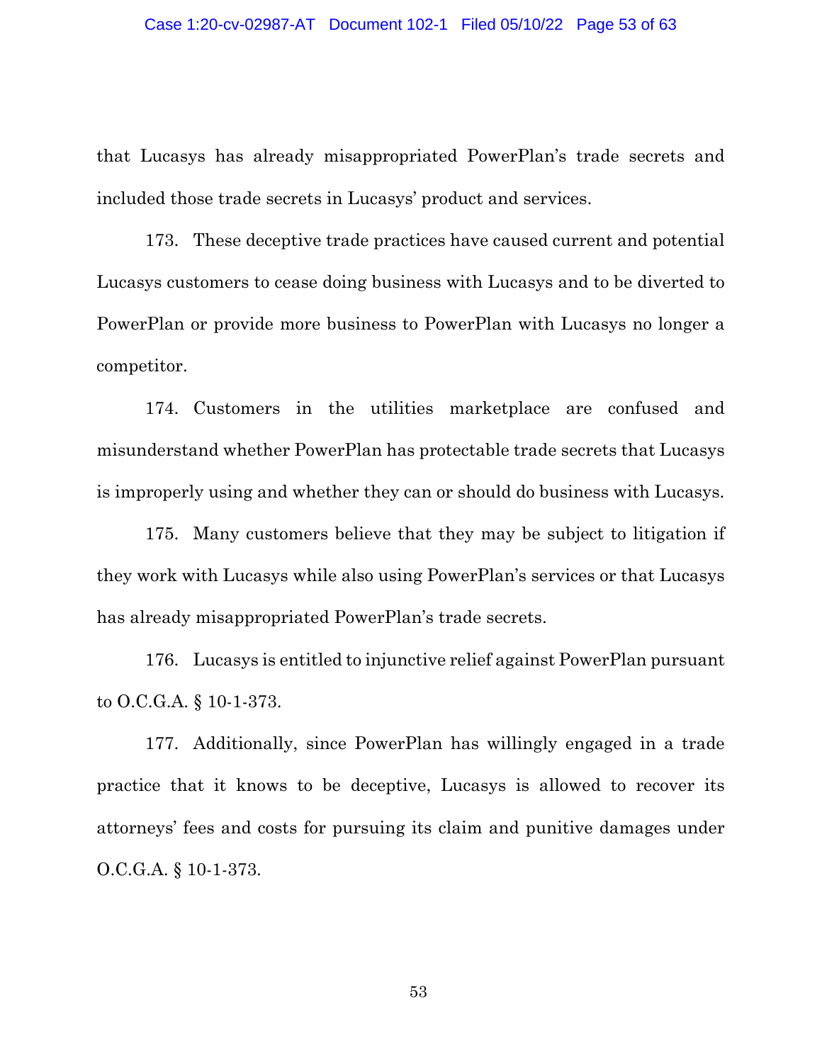that Lucasys has already misappropriated PowerPlan's trade secrets and included those trade secrets in Lucasys' product and services.

173. These deceptive trade practices have caused current and potential Lucasys customers to cease doing business with Lucasys and to be diverted to PowerPlan or provide more business to PowerPlan with Lucasys no longer a competitor.

174. Customers in the utilities marketplace are confused and misunderstand whether PowerPlan has protectable trade secrets that Lucasys is improperly using and whether they can or should do business with Lucasys.

175. Many customers believe that they may be subject to litigation if they work with Lucasys while also using PowerPlan's services or that Lucasys has already misappropriated PowerPlan's trade secrets.

176. Lucasys is entitled to injunctive relief against PowerPlan pursuant to O.C.G.A. § 10-1-373.

177. Additionally, since PowerPlan has willingly engaged in a trade practice that it knows to be deceptive, Lucasys is allowed to recover its attorneys' fees and costs for pursuing its claim and punitive damages under O.C.G.A. § 10-1-373.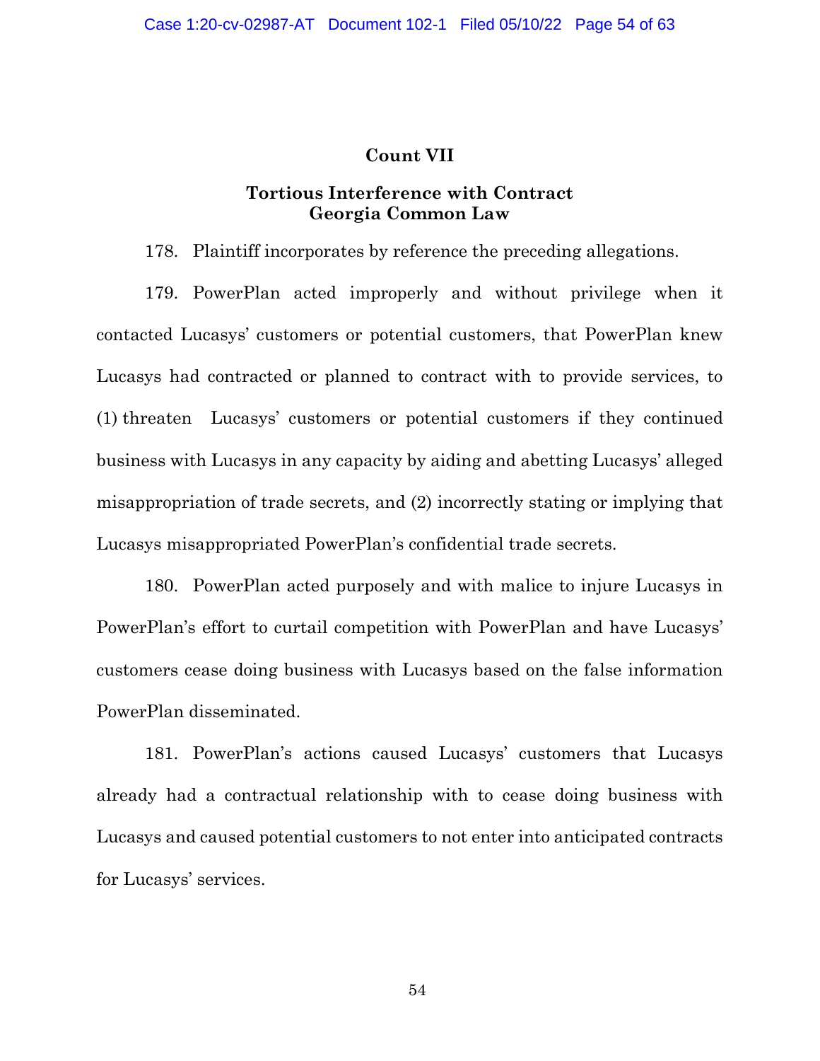## Count VII

### Tortious Interference with Contract
### Georgia Common Law

178. Plaintiff incorporates by reference the preceding allegations.

179. PowerPlan acted improperly and without privilege when it contacted Lucasys' customers or potential customers, that PowerPlan knew Lucasys had contracted or planned to contract with to provide services, to (1) threaten Lucasys' customers or potential customers if they continued business with Lucasys in any capacity by aiding and abetting Lucasys' alleged misappropriation of trade secrets, and (2) incorrectly stating or implying that Lucasys misappropriated PowerPlan's confidential trade secrets.

180. PowerPlan acted purposely and with malice to injure Lucasys in PowerPlan's effort to curtail competition with PowerPlan and have Lucasys' customers cease doing business with Lucasys based on the false information PowerPlan disseminated.

181. PowerPlan's actions caused Lucasys' customers that Lucasys already had a contractual relationship with to cease doing business with Lucasys and caused potential customers to not enter into anticipated contracts for Lucasys' services.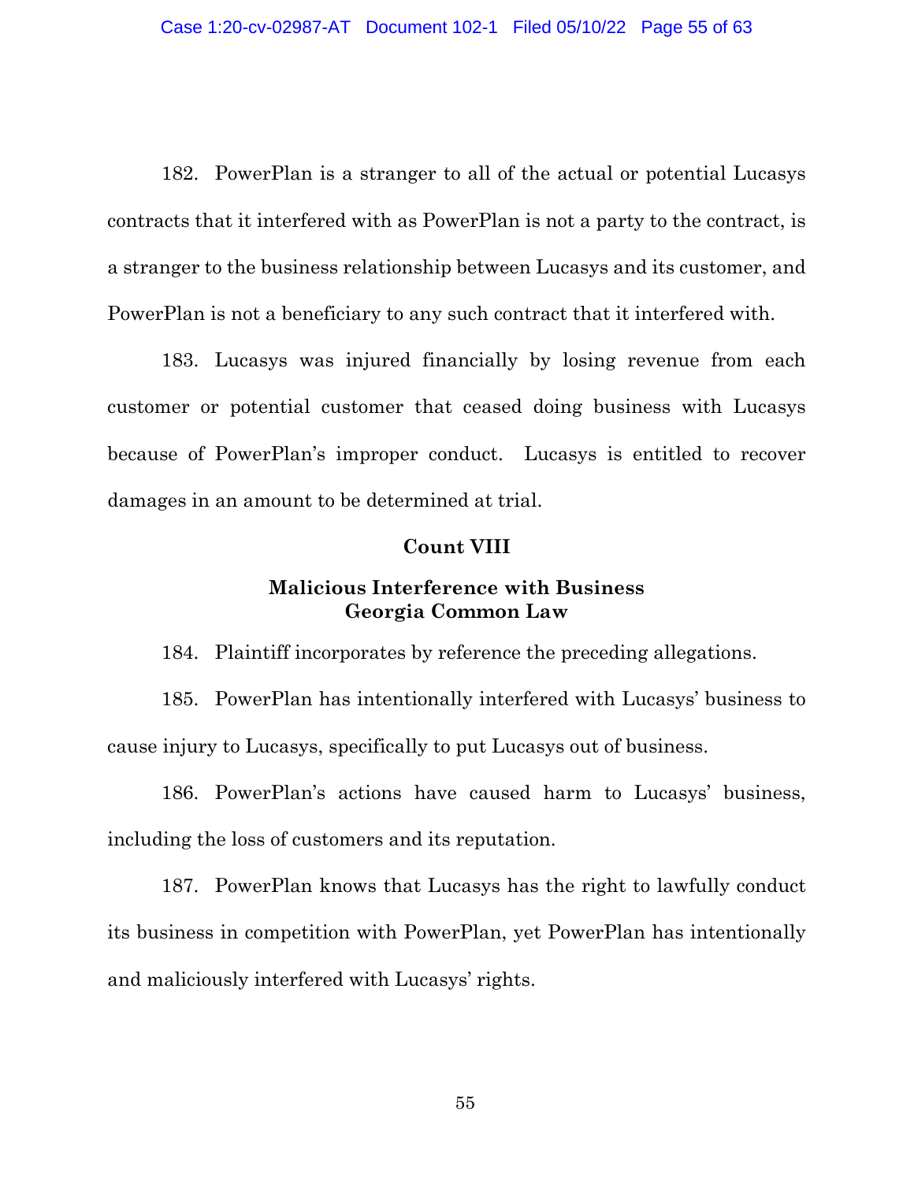182. PowerPlan is a stranger to all of the actual or potential Lucasys contracts that it interfered with as PowerPlan is not a party to the contract, is a stranger to the business relationship between Lucasys and its customer, and PowerPlan is not a beneficiary to any such contract that it interfered with.

183. Lucasys was injured financially by losing revenue from each customer or potential customer that ceased doing business with Lucasys because of PowerPlan's improper conduct. Lucasys is entitled to recover damages in an amount to be determined at trial.

**Count VIII**

**Malicious Interference with Business**
**Georgia Common Law**

184. Plaintiff incorporates by reference the preceding allegations.

185. PowerPlan has intentionally interfered with Lucasys' business to cause injury to Lucasys, specifically to put Lucasys out of business.

186. PowerPlan's actions have caused harm to Lucasys' business, including the loss of customers and its reputation.

187. PowerPlan knows that Lucasys has the right to lawfully conduct its business in competition with PowerPlan, yet PowerPlan has intentionally and maliciously interfered with Lucasys' rights.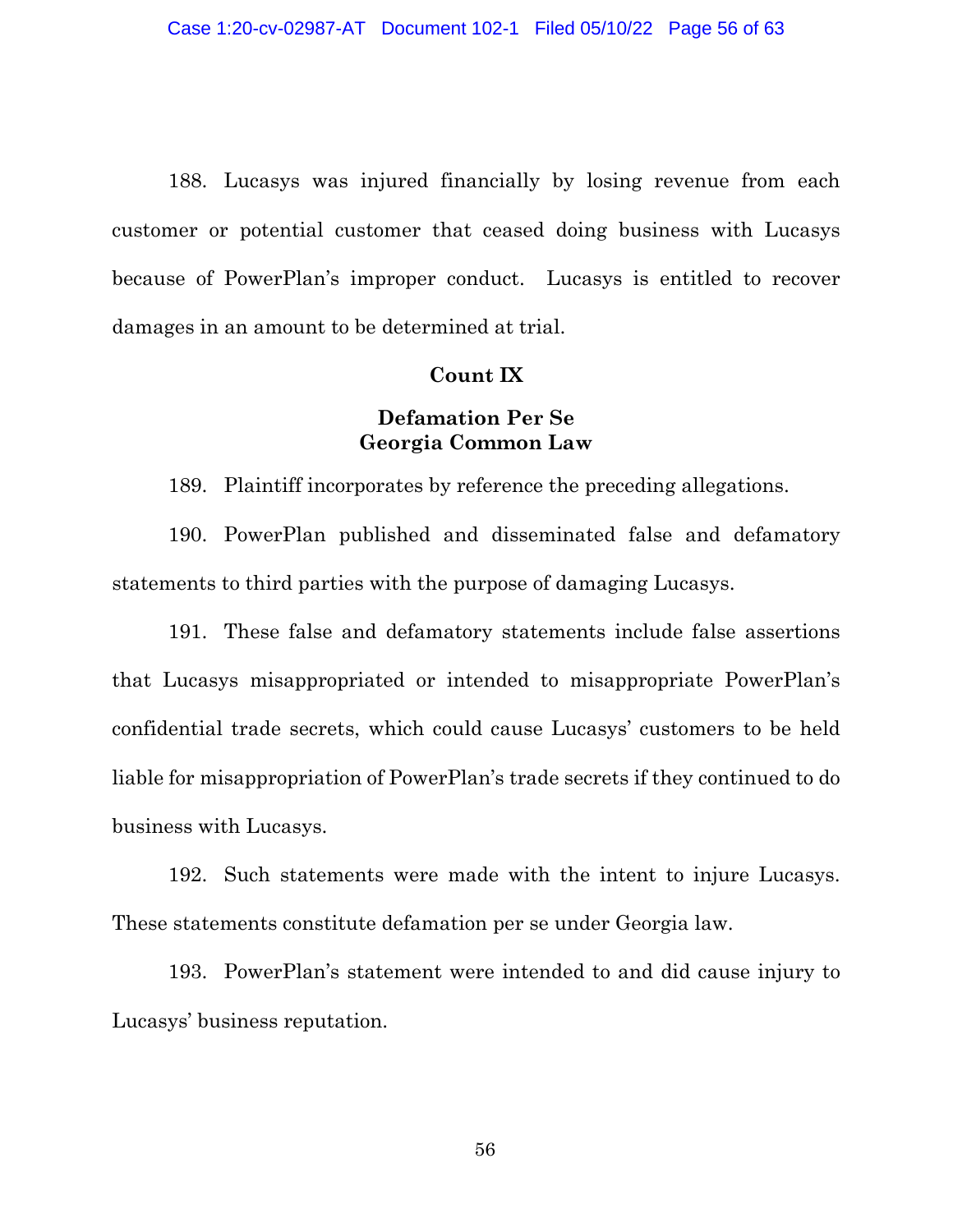188. Lucasys was injured financially by losing revenue from each customer or potential customer that ceased doing business with Lucasys because of PowerPlan's improper conduct. Lucasys is entitled to recover damages in an amount to be determined at trial.

**Count IX**

**Defamation Per Se**
**Georgia Common Law**

189. Plaintiff incorporates by reference the preceding allegations.

190. PowerPlan published and disseminated false and defamatory statements to third parties with the purpose of damaging Lucasys.

191. These false and defamatory statements include false assertions that Lucasys misappropriated or intended to misappropriate PowerPlan's confidential trade secrets, which could cause Lucasys' customers to be held liable for misappropriation of PowerPlan's trade secrets if they continued to do business with Lucasys.

192. Such statements were made with the intent to injure Lucasys. These statements constitute defamation per se under Georgia law.

193. PowerPlan's statement were intended to and did cause injury to Lucasys' business reputation.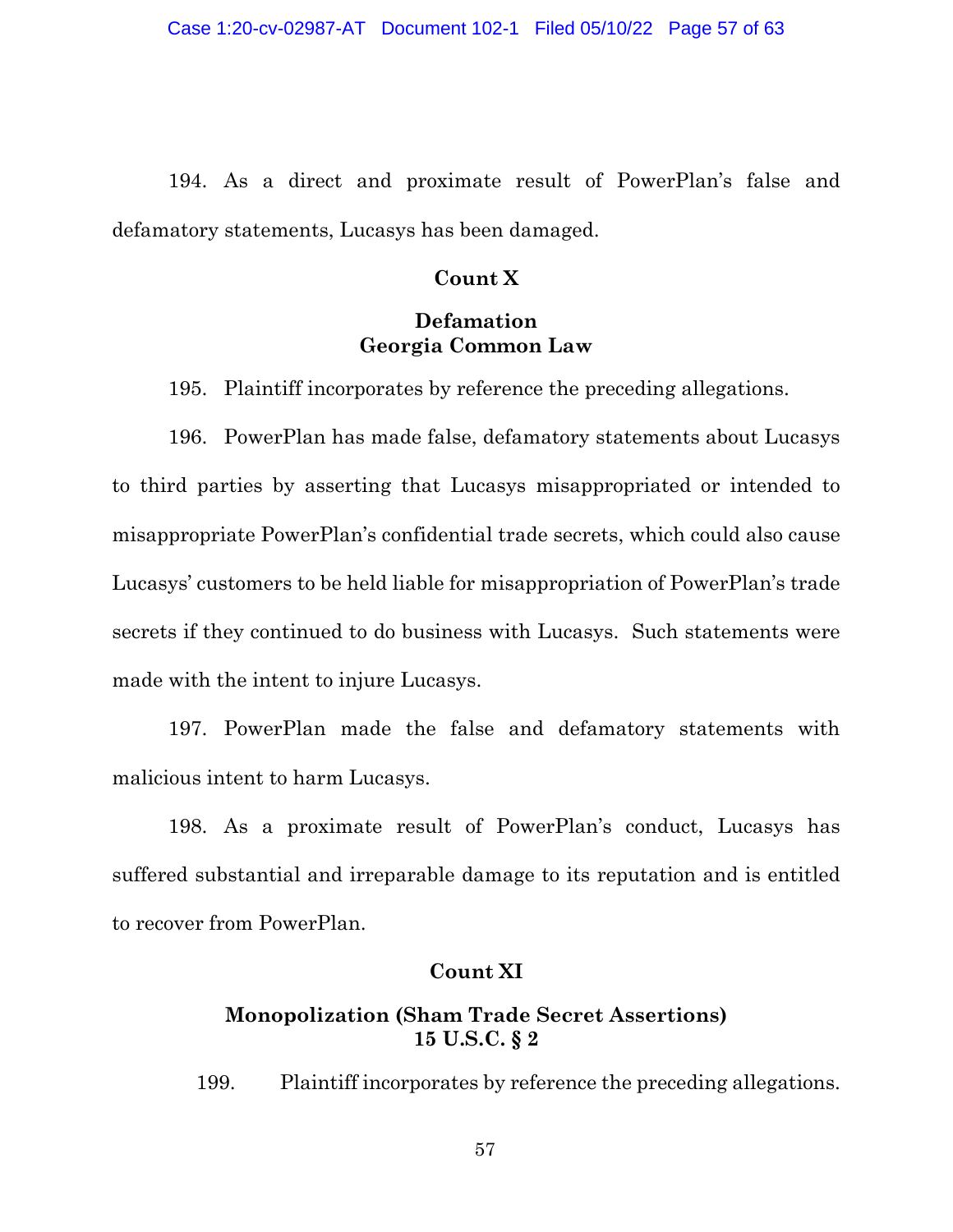194. As a direct and proximate result of PowerPlan's false and defamatory statements, Lucasys has been damaged.

**Count X**

**Defamation**
**Georgia Common Law**

195. Plaintiff incorporates by reference the preceding allegations.

196. PowerPlan has made false, defamatory statements about Lucasys to third parties by asserting that Lucasys misappropriated or intended to misappropriate PowerPlan's confidential trade secrets, which could also cause Lucasys' customers to be held liable for misappropriation of PowerPlan's trade secrets if they continued to do business with Lucasys. Such statements were made with the intent to injure Lucasys.

197. PowerPlan made the false and defamatory statements with malicious intent to harm Lucasys.

198. As a proximate result of PowerPlan's conduct, Lucasys has suffered substantial and irreparable damage to its reputation and is entitled to recover from PowerPlan.

**Count XI**

**Monopolization (Sham Trade Secret Assertions)**
**15 U.S.C. § 2**

199. Plaintiff incorporates by reference the preceding allegations.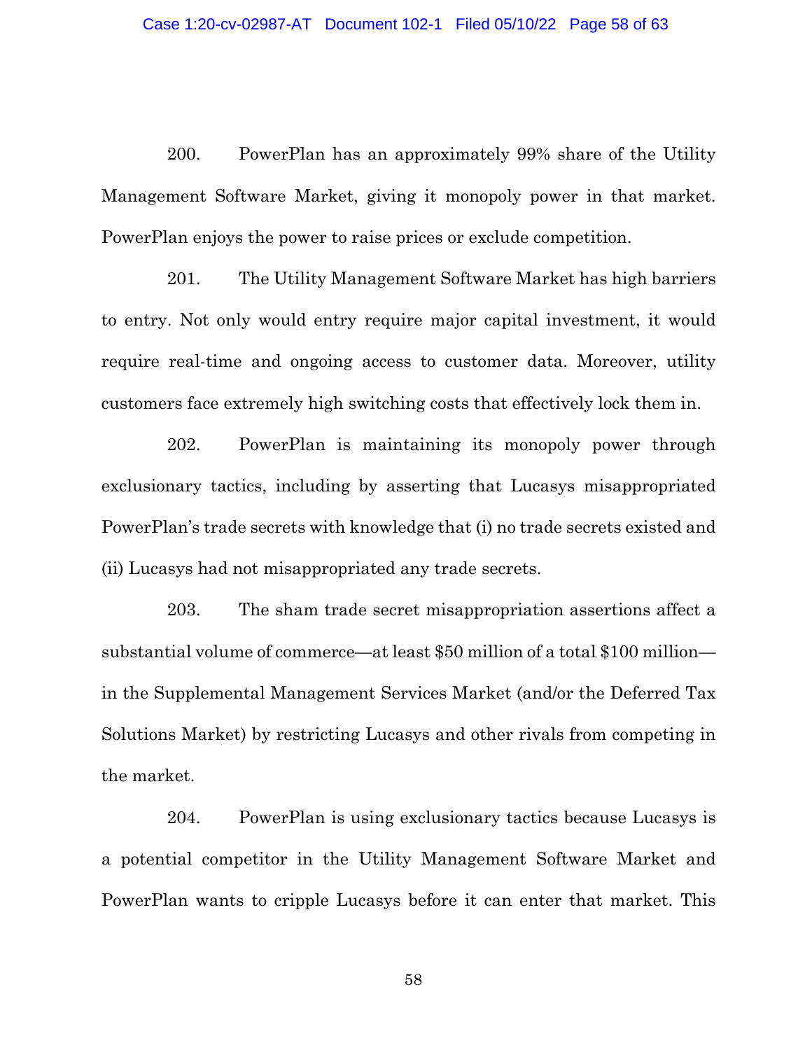200. PowerPlan has an approximately 99% share of the Utility Management Software Market, giving it monopoly power in that market. PowerPlan enjoys the power to raise prices or exclude competition.

201. The Utility Management Software Market has high barriers to entry. Not only would entry require major capital investment, it would require real-time and ongoing access to customer data. Moreover, utility customers face extremely high switching costs that effectively lock them in.

202. PowerPlan is maintaining its monopoly power through exclusionary tactics, including by asserting that Lucasys misappropriated PowerPlan's trade secrets with knowledge that (i) no trade secrets existed and (ii) Lucasys had not misappropriated any trade secrets.

203. The sham trade secret misappropriation assertions affect a substantial volume of commerce—at least $50 million of a total $100 million—in the Supplemental Management Services Market (and/or the Deferred Tax Solutions Market) by restricting Lucasys and other rivals from competing in the market.

204. PowerPlan is using exclusionary tactics because Lucasys is a potential competitor in the Utility Management Software Market and PowerPlan wants to cripple Lucasys before it can enter that market. This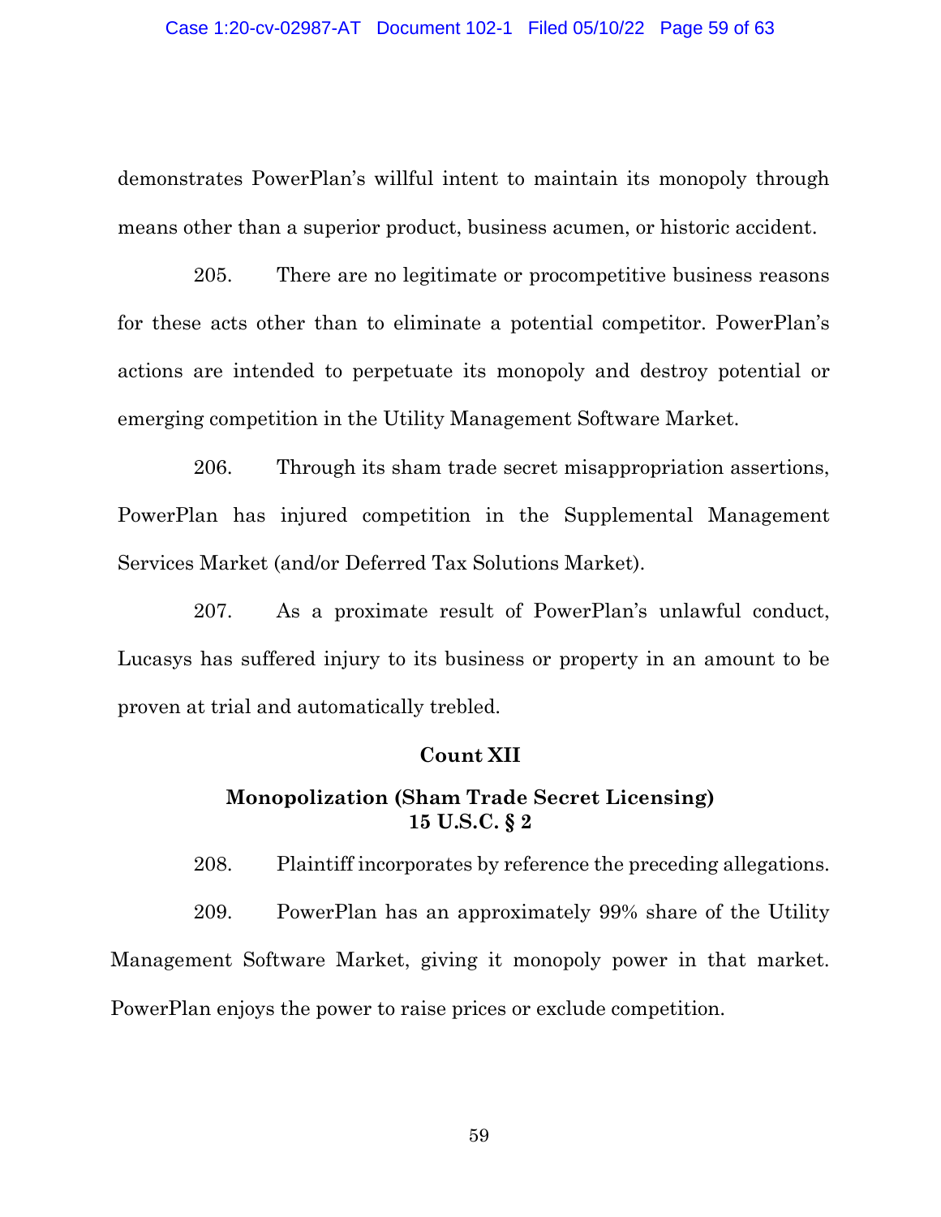demonstrates PowerPlan's willful intent to maintain its monopoly through means other than a superior product, business acumen, or historic accident.

205. There are no legitimate or procompetitive business reasons for these acts other than to eliminate a potential competitor. PowerPlan's actions are intended to perpetuate its monopoly and destroy potential or emerging competition in the Utility Management Software Market.

206. Through its sham trade secret misappropriation assertions, PowerPlan has injured competition in the Supplemental Management Services Market (and/or Deferred Tax Solutions Market).

207. As a proximate result of PowerPlan's unlawful conduct, Lucasys has suffered injury to its business or property in an amount to be proven at trial and automatically trebled.

**Count XII**

**Monopolization (Sham Trade Secret Licensing)**
**15 U.S.C. § 2**

208. Plaintiff incorporates by reference the preceding allegations.

209. PowerPlan has an approximately 99% share of the Utility Management Software Market, giving it monopoly power in that market. PowerPlan enjoys the power to raise prices or exclude competition.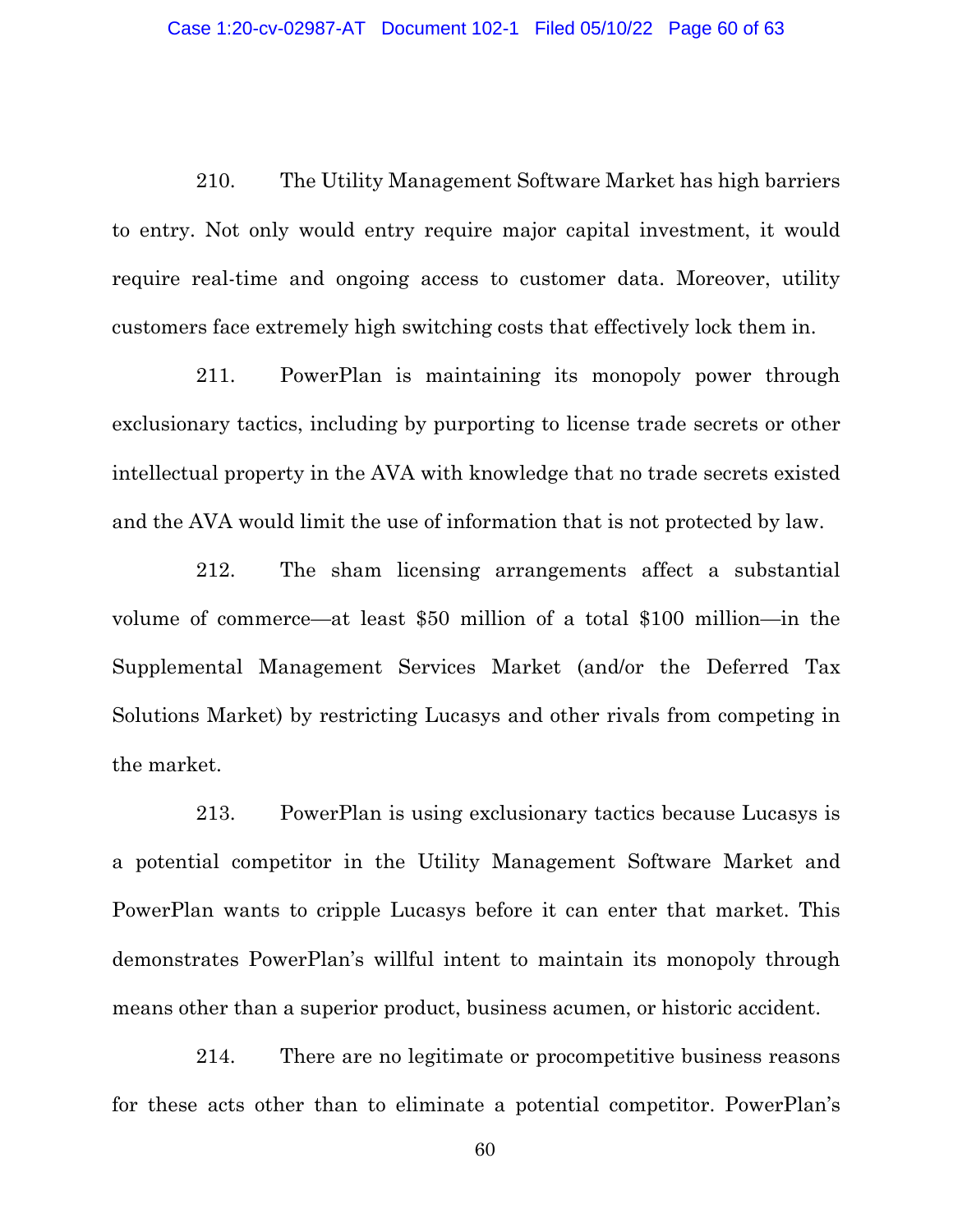210. The Utility Management Software Market has high barriers to entry. Not only would entry require major capital investment, it would require real-time and ongoing access to customer data. Moreover, utility customers face extremely high switching costs that effectively lock them in.

211. PowerPlan is maintaining its monopoly power through exclusionary tactics, including by purporting to license trade secrets or other intellectual property in the AVA with knowledge that no trade secrets existed and the AVA would limit the use of information that is not protected by law.

212. The sham licensing arrangements affect a substantial volume of commerce—at least $50 million of a total $100 million—in the Supplemental Management Services Market (and/or the Deferred Tax Solutions Market) by restricting Lucasys and other rivals from competing in the market.

213. PowerPlan is using exclusionary tactics because Lucasys is a potential competitor in the Utility Management Software Market and PowerPlan wants to cripple Lucasys before it can enter that market. This demonstrates PowerPlan's willful intent to maintain its monopoly through means other than a superior product, business acumen, or historic accident.

214. There are no legitimate or procompetitive business reasons for these acts other than to eliminate a potential competitor. PowerPlan's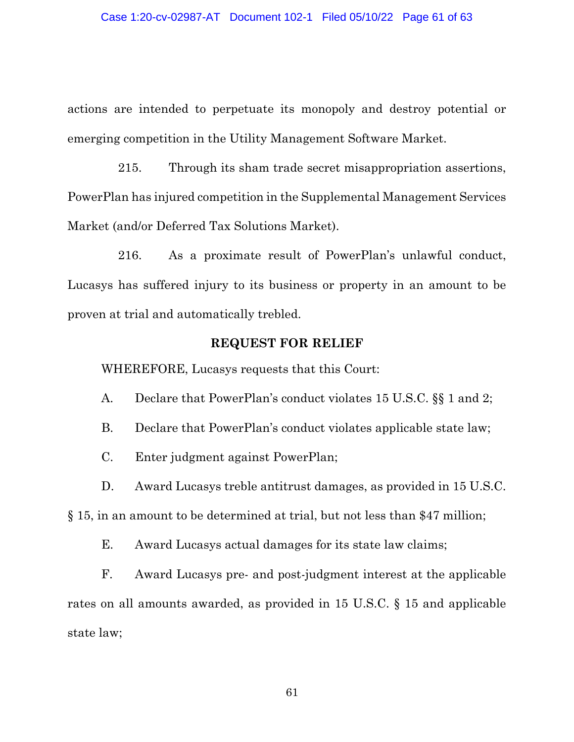actions are intended to perpetuate its monopoly and destroy potential or emerging competition in the Utility Management Software Market.

215. Through its sham trade secret misappropriation assertions, PowerPlan has injured competition in the Supplemental Management Services Market (and/or Deferred Tax Solutions Market).

216. As a proximate result of PowerPlan's unlawful conduct, Lucasys has suffered injury to its business or property in an amount to be proven at trial and automatically trebled.

**REQUEST FOR RELIEF**

WHEREFORE, Lucasys requests that this Court:

A. Declare that PowerPlan's conduct violates 15 U.S.C. §§ 1 and 2;

B. Declare that PowerPlan's conduct violates applicable state law;

C. Enter judgment against PowerPlan;

D. Award Lucasys treble antitrust damages, as provided in 15 U.S.C. § 15, in an amount to be determined at trial, but not less than $47 million;

E. Award Lucasys actual damages for its state law claims;

F. Award Lucasys pre- and post-judgment interest at the applicable rates on all amounts awarded, as provided in 15 U.S.C. § 15 and applicable state law;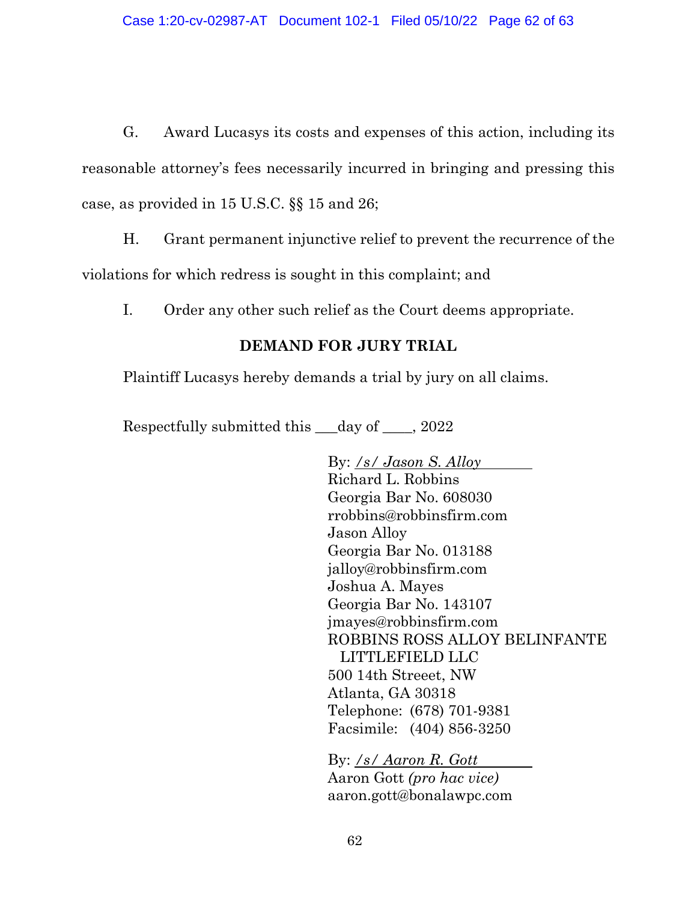G. Award Lucasys its costs and expenses of this action, including its reasonable attorney's fees necessarily incurred in bringing and pressing this case, as provided in 15 U.S.C. §§ 15 and 26;

H. Grant permanent injunctive relief to prevent the recurrence of the violations for which redress is sought in this complaint; and

I. Order any other such relief as the Court deems appropriate.

**DEMAND FOR JURY TRIAL**

Plaintiff Lucasys hereby demands a trial by jury on all claims.

Respectfully submitted this ___day of ____, 2022

By: *_/s/ Jason S. Alloy_*
Richard L. Robbins
Georgia Bar No. 608030
rrobbins@robbinsfirm.com
Jason Alloy
Georgia Bar No. 013188
jalloy@robbinsfirm.com
Joshua A. Mayes
Georgia Bar No. 143107
jmayes@robbinsfirm.com
ROBBINS ROSS ALLOY BELINFANTE LITTLEFIELD LLC
500 14th Streeet, NW
Atlanta, GA 30318
Telephone: (678) 701-9381
Facsimile: (404) 856-3250

By: *_/s/ Aaron R. Gott_*
Aaron Gott *(pro hac vice)*
aaron.gott@bonalawpc.com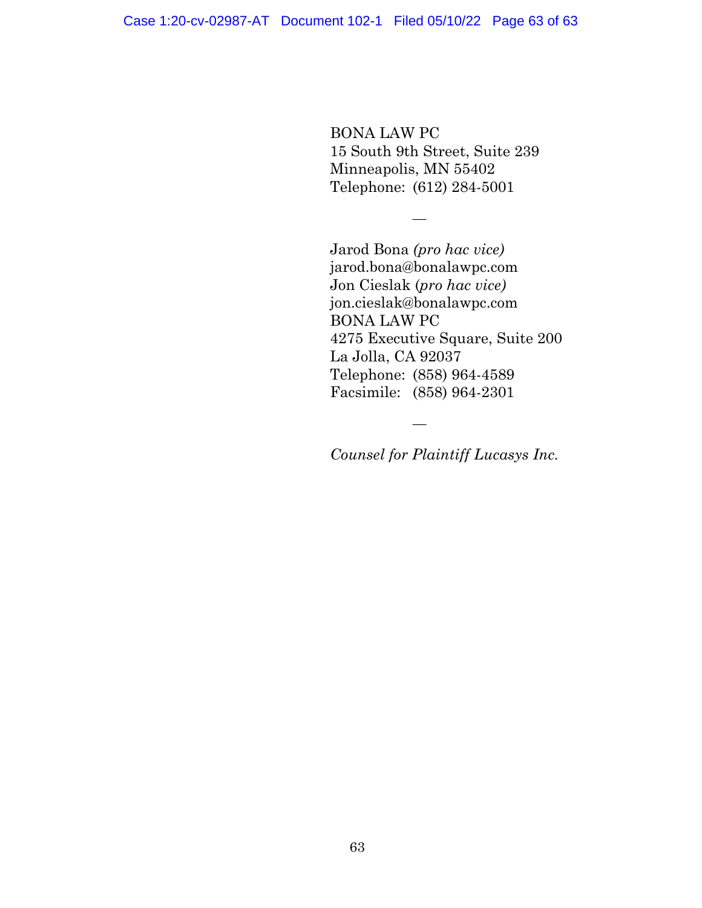BONA LAW PC
15 South 9th Street, Suite 239
Minneapolis, MN 55402
Telephone: (612) 284-5001

—

Jarod Bona *(pro hac vice)*
jarod.bona@bonalawpc.com
Jon Cieslak (*pro hac vice)*
jon.cieslak@bonalawpc.com
BONA LAW PC
4275 Executive Square, Suite 200
La Jolla, CA 92037
Telephone: (858) 964-4589
Facsimile: (858) 964-2301

—

*Counsel for Plaintiff Lucasys Inc.*